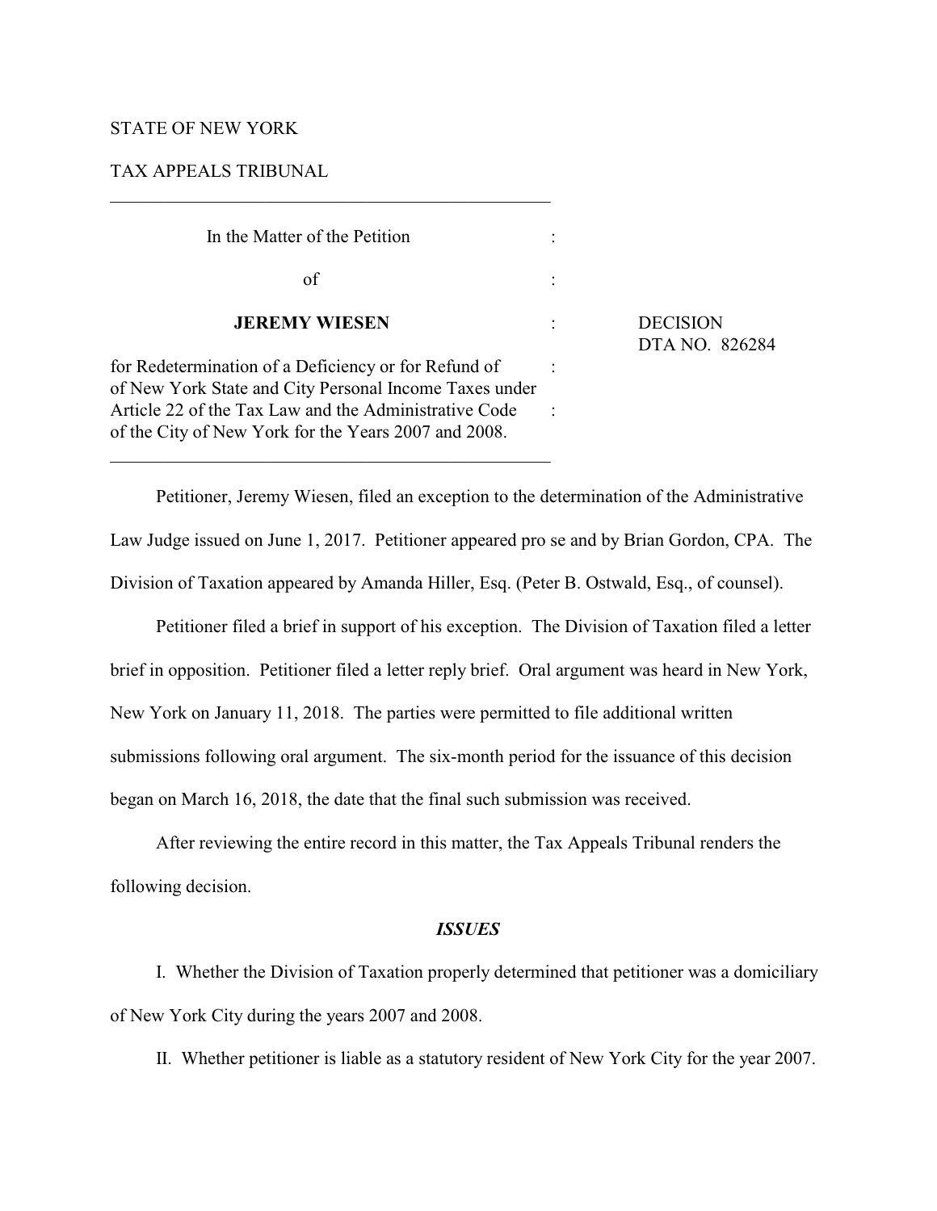STATE OF NEW YORK

TAX APPEALS TRIBUNAL

---

| | | |
|---|---|---|
| In the Matter of the Petition | : | |
| of | : | |
| **JEREMY WIESEN** | : | DECISION<br>DTA NO. 826284 |
| for Redetermination of a Deficiency or for Refund of of New York State and City Personal Income Taxes under Article 22 of the Tax Law and the Administrative Code of the City of New York for the Years 2007 and 2008. | :<br>: | |

---

Petitioner, Jeremy Wiesen, filed an exception to the determination of the Administrative Law Judge issued on June 1, 2017. Petitioner appeared pro se and by Brian Gordon, CPA. The Division of Taxation appeared by Amanda Hiller, Esq. (Peter B. Ostwald, Esq., of counsel).

Petitioner filed a brief in support of his exception. The Division of Taxation filed a letter brief in opposition. Petitioner filed a letter reply brief. Oral argument was heard in New York, New York on January 11, 2018. The parties were permitted to file additional written submissions following oral argument. The six-month period for the issuance of this decision began on March 16, 2018, the date that the final such submission was received.

After reviewing the entire record in this matter, the Tax Appeals Tribunal renders the following decision.

## *ISSUES*

I. Whether the Division of Taxation properly determined that petitioner was a domiciliary of New York City during the years 2007 and 2008.

II. Whether petitioner is liable as a statutory resident of New York City for the year 2007.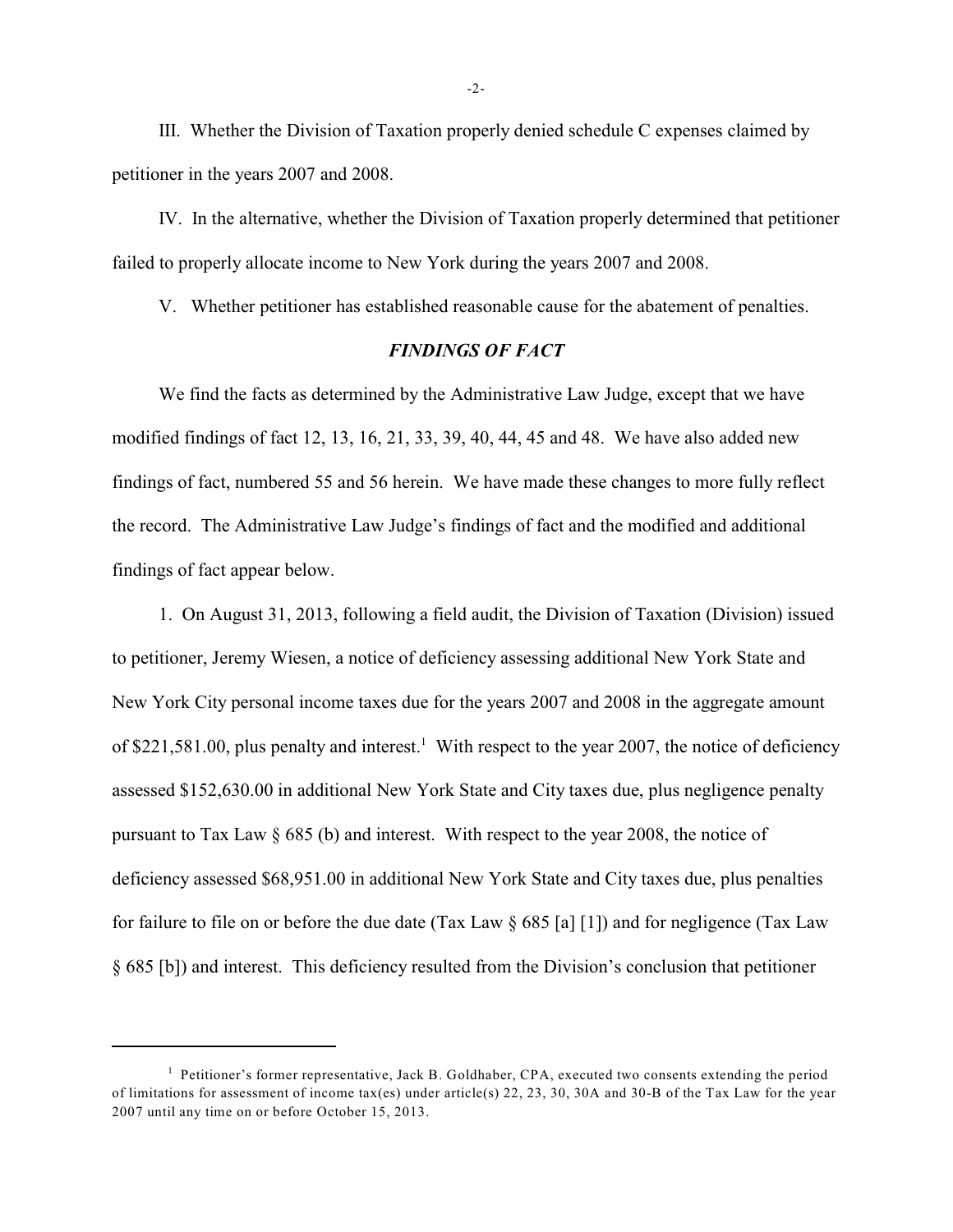III. Whether the Division of Taxation properly denied schedule C expenses claimed by petitioner in the years 2007 and 2008.

IV. In the alternative, whether the Division of Taxation properly determined that petitioner failed to properly allocate income to New York during the years 2007 and 2008.

V. Whether petitioner has established reasonable cause for the abatement of penalties.

## *FINDINGS OF FACT*

We find the facts as determined by the Administrative Law Judge, except that we have modified findings of fact 12, 13, 16, 21, 33, 39, 40, 44, 45 and 48. We have also added new findings of fact, numbered 55 and 56 herein. We have made these changes to more fully reflect the record. The Administrative Law Judge's findings of fact and the modified and additional findings of fact appear below.

1. On August 31, 2013, following a field audit, the Division of Taxation (Division) issued to petitioner, Jeremy Wiesen, a notice of deficiency assessing additional New York State and New York City personal income taxes due for the years 2007 and 2008 in the aggregate amount of $221,581.00, plus penalty and interest.[1] With respect to the year 2007, the notice of deficiency assessed $152,630.00 in additional New York State and City taxes due, plus negligence penalty pursuant to Tax Law § 685 (b) and interest. With respect to the year 2008, the notice of deficiency assessed $68,951.00 in additional New York State and City taxes due, plus penalties for failure to file on or before the due date (Tax Law § 685 [a] [1]) and for negligence (Tax Law § 685 [b]) and interest. This deficiency resulted from the Division's conclusion that petitioner

---

[1] Petitioner's former representative, Jack B. Goldhaber, CPA, executed two consents extending the period of limitations for assessment of income tax(es) under article(s) 22, 23, 30, 30A and 30-B of the Tax Law for the year 2007 until any time on or before October 15, 2013.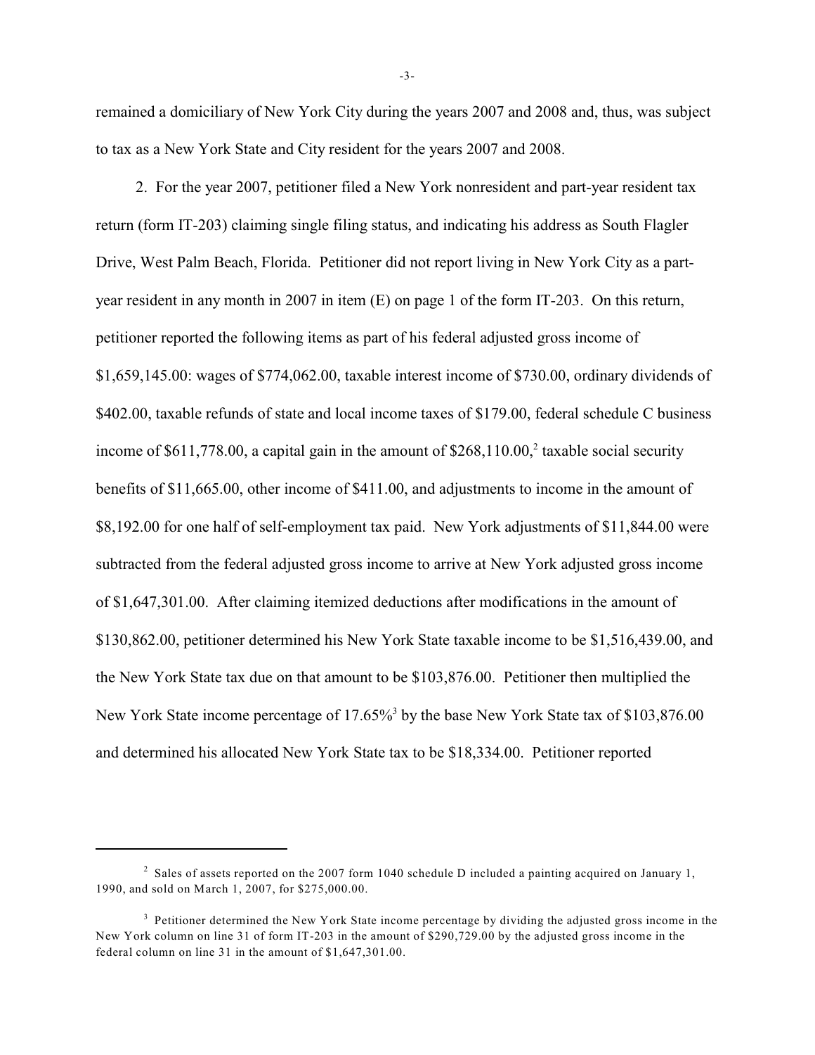remained a domiciliary of New York City during the years 2007 and 2008 and, thus, was subject to tax as a New York State and City resident for the years 2007 and 2008.

2. For the year 2007, petitioner filed a New York nonresident and part-year resident tax return (form IT-203) claiming single filing status, and indicating his address as South Flagler Drive, West Palm Beach, Florida. Petitioner did not report living in New York City as a part-year resident in any month in 2007 in item (E) on page 1 of the form IT-203. On this return, petitioner reported the following items as part of his federal adjusted gross income of $1,659,145.00: wages of $774,062.00, taxable interest income of $730.00, ordinary dividends of $402.00, taxable refunds of state and local income taxes of $179.00, federal schedule C business income of $611,778.00, a capital gain in the amount of $268,110.00,[2] taxable social security benefits of $11,665.00, other income of $411.00, and adjustments to income in the amount of $8,192.00 for one half of self-employment tax paid. New York adjustments of $11,844.00 were subtracted from the federal adjusted gross income to arrive at New York adjusted gross income of $1,647,301.00. After claiming itemized deductions after modifications in the amount of $130,862.00, petitioner determined his New York State taxable income to be $1,516,439.00, and the New York State tax due on that amount to be $103,876.00. Petitioner then multiplied the New York State income percentage of 17.65%[3] by the base New York State tax of $103,876.00 and determined his allocated New York State tax to be $18,334.00. Petitioner reported

---

[2] Sales of assets reported on the 2007 form 1040 schedule D included a painting acquired on January 1, 1990, and sold on March 1, 2007, for $275,000.00.

[3] Petitioner determined the New York State income percentage by dividing the adjusted gross income in the New York column on line 31 of form IT-203 in the amount of $290,729.00 by the adjusted gross income in the federal column on line 31 in the amount of $1,647,301.00.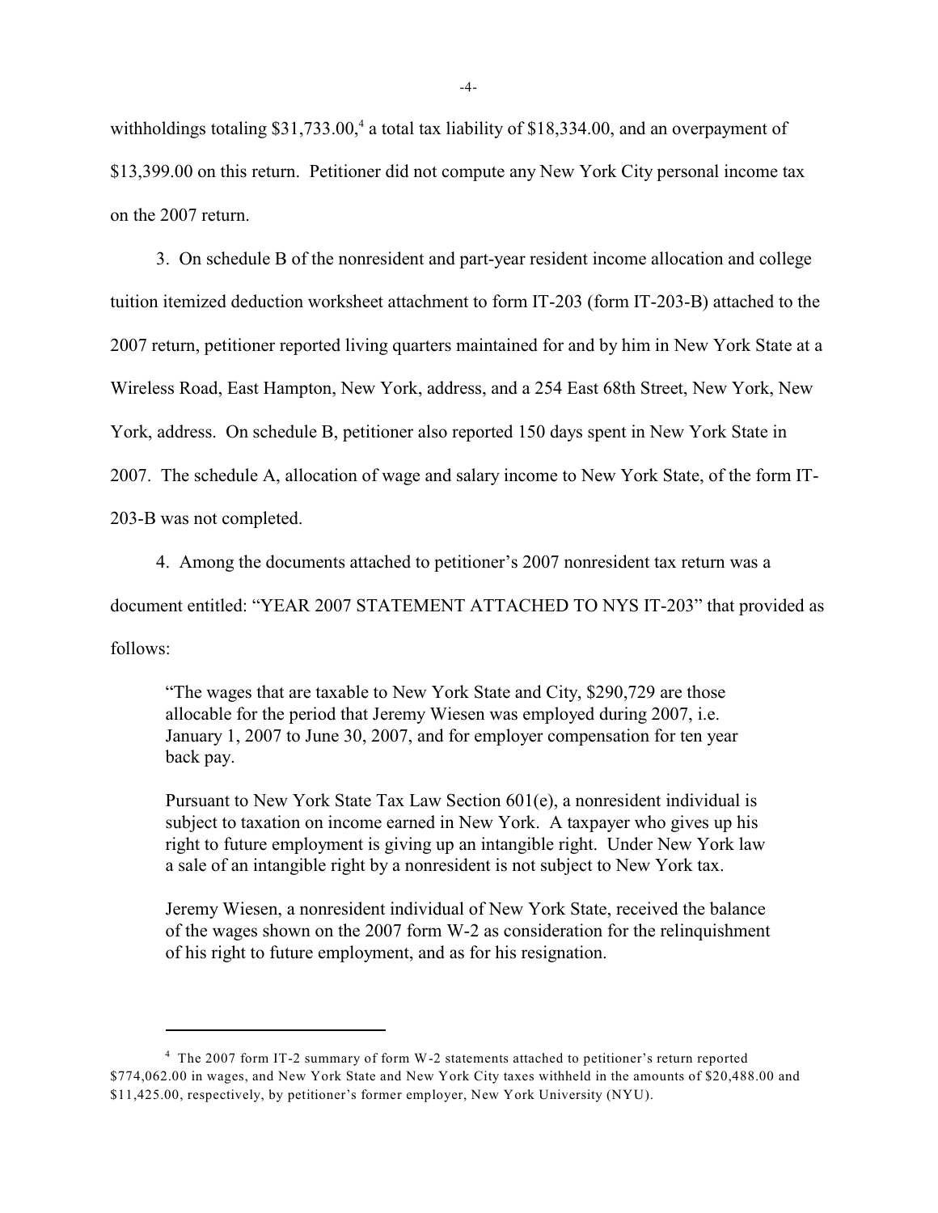withholdings totaling $31,733.00,[4] a total tax liability of $18,334.00, and an overpayment of $13,399.00 on this return. Petitioner did not compute any New York City personal income tax on the 2007 return.

3. On schedule B of the nonresident and part-year resident income allocation and college tuition itemized deduction worksheet attachment to form IT-203 (form IT-203-B) attached to the 2007 return, petitioner reported living quarters maintained for and by him in New York State at a Wireless Road, East Hampton, New York, address, and a 254 East 68th Street, New York, New York, address. On schedule B, petitioner also reported 150 days spent in New York State in 2007. The schedule A, allocation of wage and salary income to New York State, of the form IT-203-B was not completed.

4. Among the documents attached to petitioner's 2007 nonresident tax return was a document entitled: "YEAR 2007 STATEMENT ATTACHED TO NYS IT-203" that provided as follows:

> "The wages that are taxable to New York State and City, $290,729 are those allocable for the period that Jeremy Wiesen was employed during 2007, i.e. January 1, 2007 to June 30, 2007, and for employer compensation for ten year back pay.
>
> Pursuant to New York State Tax Law Section 601(e), a nonresident individual is subject to taxation on income earned in New York. A taxpayer who gives up his right to future employment is giving up an intangible right. Under New York law a sale of an intangible right by a nonresident is not subject to New York tax.
>
> Jeremy Wiesen, a nonresident individual of New York State, received the balance of the wages shown on the 2007 form W-2 as consideration for the relinquishment of his right to future employment, and as for his resignation.

---

[4] The 2007 form IT-2 summary of form W-2 statements attached to petitioner's return reported $774,062.00 in wages, and New York State and New York City taxes withheld in the amounts of $20,488.00 and $11,425.00, respectively, by petitioner's former employer, New York University (NYU).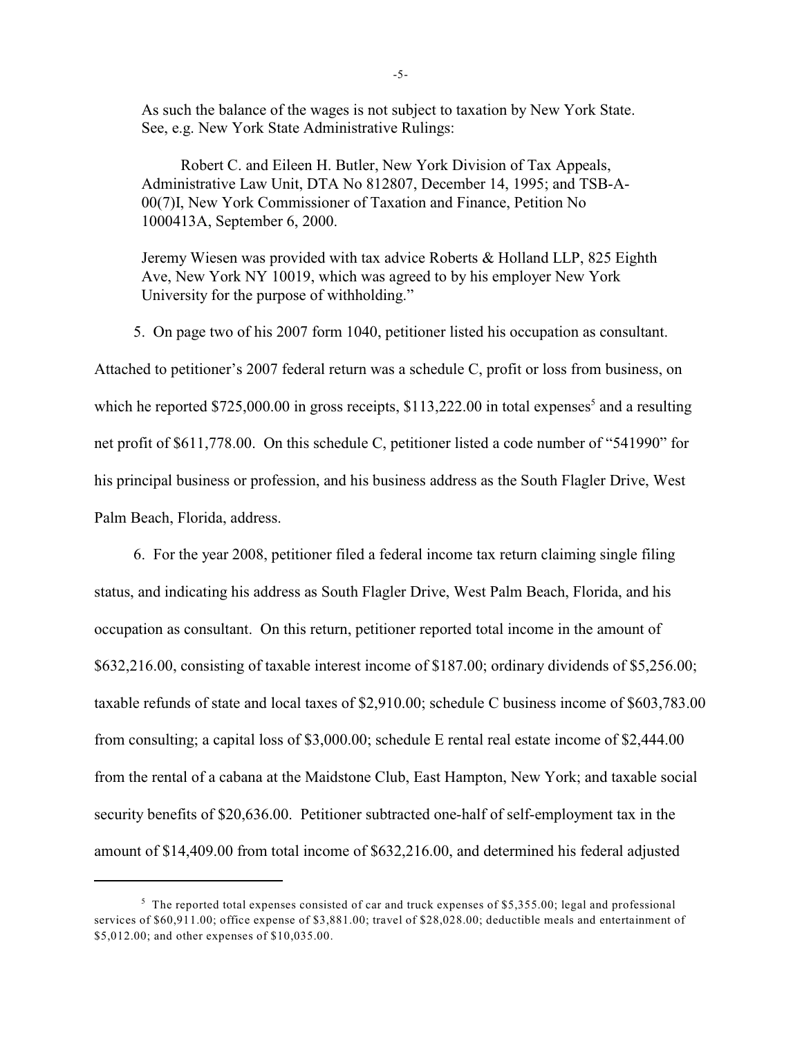As such the balance of the wages is not subject to taxation by New York State. See, e.g. New York State Administrative Rulings:

> Robert C. and Eileen H. Butler, New York Division of Tax Appeals, Administrative Law Unit, DTA No 812807, December 14, 1995; and TSB-A-00(7)I, New York Commissioner of Taxation and Finance, Petition No 1000413A, September 6, 2000.

Jeremy Wiesen was provided with tax advice Roberts & Holland LLP, 825 Eighth Ave, New York NY 10019, which was agreed to by his employer New York University for the purpose of withholding."

5. On page two of his 2007 form 1040, petitioner listed his occupation as consultant. Attached to petitioner's 2007 federal return was a schedule C, profit or loss from business, on which he reported $725,000.00 in gross receipts, $113,222.00 in total expenses[5] and a resulting net profit of $611,778.00. On this schedule C, petitioner listed a code number of "541990" for his principal business or profession, and his business address as the South Flagler Drive, West Palm Beach, Florida, address.

6. For the year 2008, petitioner filed a federal income tax return claiming single filing status, and indicating his address as South Flagler Drive, West Palm Beach, Florida, and his occupation as consultant. On this return, petitioner reported total income in the amount of $632,216.00, consisting of taxable interest income of $187.00; ordinary dividends of $5,256.00; taxable refunds of state and local taxes of $2,910.00; schedule C business income of $603,783.00 from consulting; a capital loss of $3,000.00; schedule E rental real estate income of $2,444.00 from the rental of a cabana at the Maidstone Club, East Hampton, New York; and taxable social security benefits of $20,636.00. Petitioner subtracted one-half of self-employment tax in the amount of $14,409.00 from total income of $632,216.00, and determined his federal adjusted

---

[5] The reported total expenses consisted of car and truck expenses of $5,355.00; legal and professional services of $60,911.00; office expense of $3,881.00; travel of $28,028.00; deductible meals and entertainment of $5,012.00; and other expenses of $10,035.00.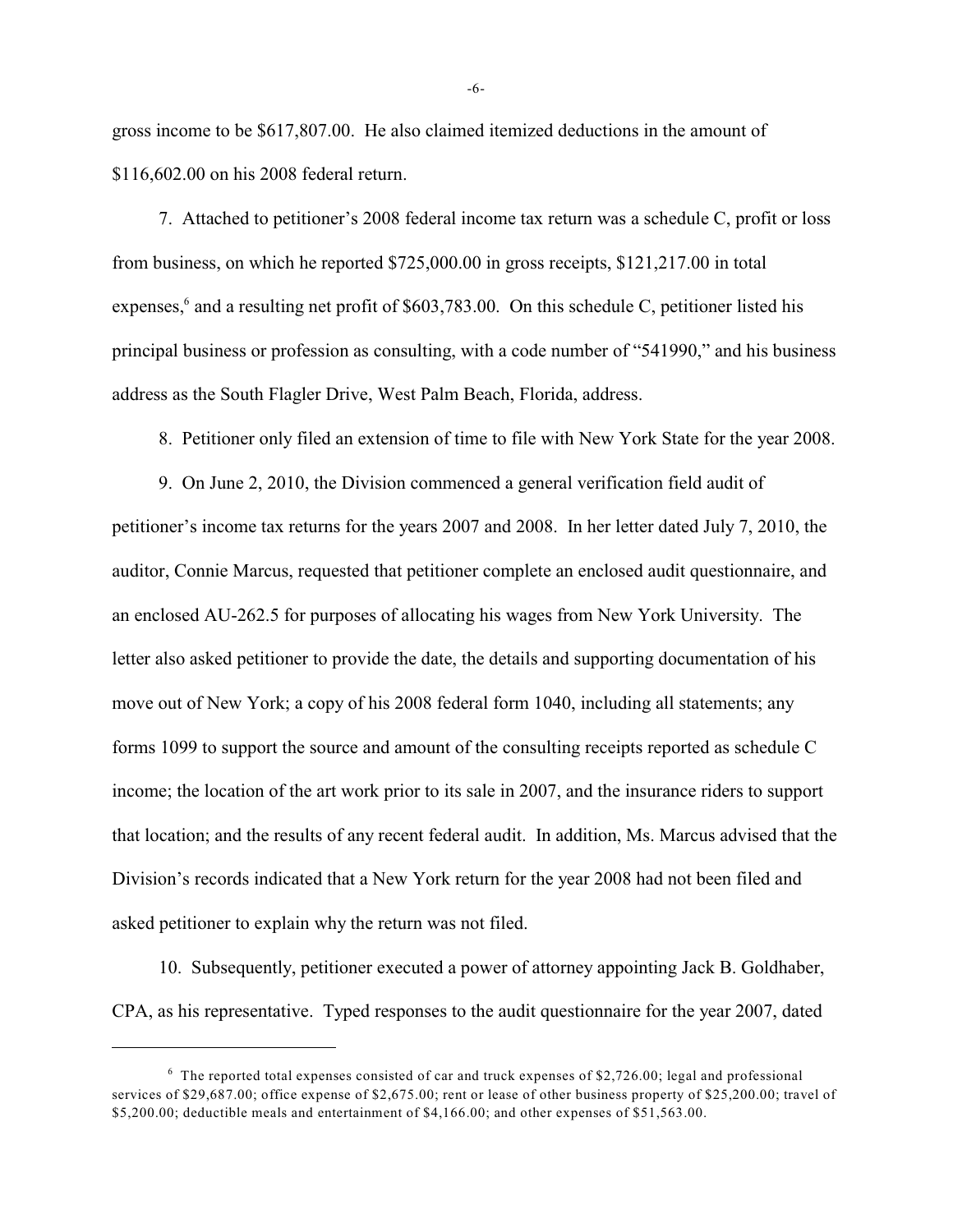gross income to be $617,807.00. He also claimed itemized deductions in the amount of $116,602.00 on his 2008 federal return.

7. Attached to petitioner's 2008 federal income tax return was a schedule C, profit or loss from business, on which he reported $725,000.00 in gross receipts, $121,217.00 in total expenses,[6] and a resulting net profit of $603,783.00. On this schedule C, petitioner listed his principal business or profession as consulting, with a code number of "541990," and his business address as the South Flagler Drive, West Palm Beach, Florida, address.

8. Petitioner only filed an extension of time to file with New York State for the year 2008.

9. On June 2, 2010, the Division commenced a general verification field audit of petitioner's income tax returns for the years 2007 and 2008. In her letter dated July 7, 2010, the auditor, Connie Marcus, requested that petitioner complete an enclosed audit questionnaire, and an enclosed AU-262.5 for purposes of allocating his wages from New York University. The letter also asked petitioner to provide the date, the details and supporting documentation of his move out of New York; a copy of his 2008 federal form 1040, including all statements; any forms 1099 to support the source and amount of the consulting receipts reported as schedule C income; the location of the art work prior to its sale in 2007, and the insurance riders to support that location; and the results of any recent federal audit. In addition, Ms. Marcus advised that the Division's records indicated that a New York return for the year 2008 had not been filed and asked petitioner to explain why the return was not filed.

10. Subsequently, petitioner executed a power of attorney appointing Jack B. Goldhaber, CPA, as his representative. Typed responses to the audit questionnaire for the year 2007, dated

---

[6] The reported total expenses consisted of car and truck expenses of $2,726.00; legal and professional services of $29,687.00; office expense of $2,675.00; rent or lease of other business property of $25,200.00; travel of $5,200.00; deductible meals and entertainment of $4,166.00; and other expenses of $51,563.00.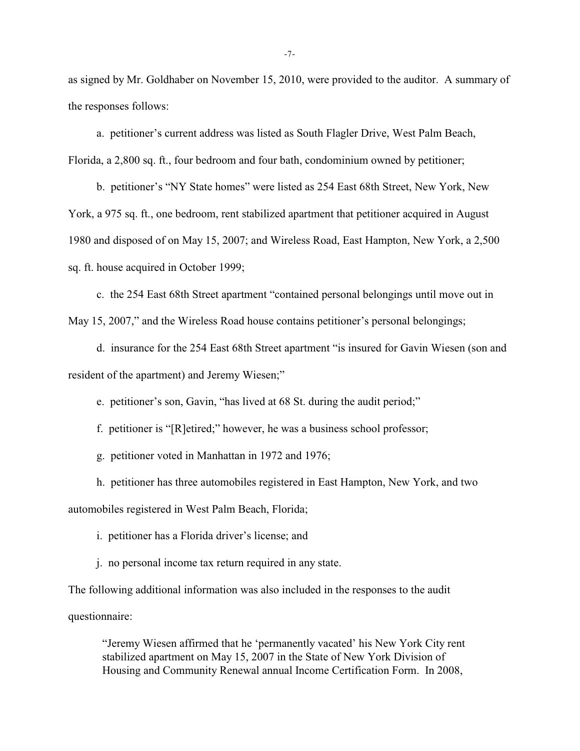as signed by Mr. Goldhaber on November 15, 2010, were provided to the auditor. A summary of the responses follows:

a. petitioner's current address was listed as South Flagler Drive, West Palm Beach, Florida, a 2,800 sq. ft., four bedroom and four bath, condominium owned by petitioner;

b. petitioner's "NY State homes" were listed as 254 East 68th Street, New York, New York, a 975 sq. ft., one bedroom, rent stabilized apartment that petitioner acquired in August 1980 and disposed of on May 15, 2007; and Wireless Road, East Hampton, New York, a 2,500 sq. ft. house acquired in October 1999;

c. the 254 East 68th Street apartment "contained personal belongings until move out in May 15, 2007," and the Wireless Road house contains petitioner's personal belongings;

d. insurance for the 254 East 68th Street apartment "is insured for Gavin Wiesen (son and resident of the apartment) and Jeremy Wiesen;"

e. petitioner's son, Gavin, "has lived at 68 St. during the audit period;"

f. petitioner is "[R]etired;" however, he was a business school professor;

g. petitioner voted in Manhattan in 1972 and 1976;

h. petitioner has three automobiles registered in East Hampton, New York, and two automobiles registered in West Palm Beach, Florida;

i. petitioner has a Florida driver's license; and

j. no personal income tax return required in any state.

The following additional information was also included in the responses to the audit questionnaire:

> "Jeremy Wiesen affirmed that he 'permanently vacated' his New York City rent stabilized apartment on May 15, 2007 in the State of New York Division of Housing and Community Renewal annual Income Certification Form. In 2008,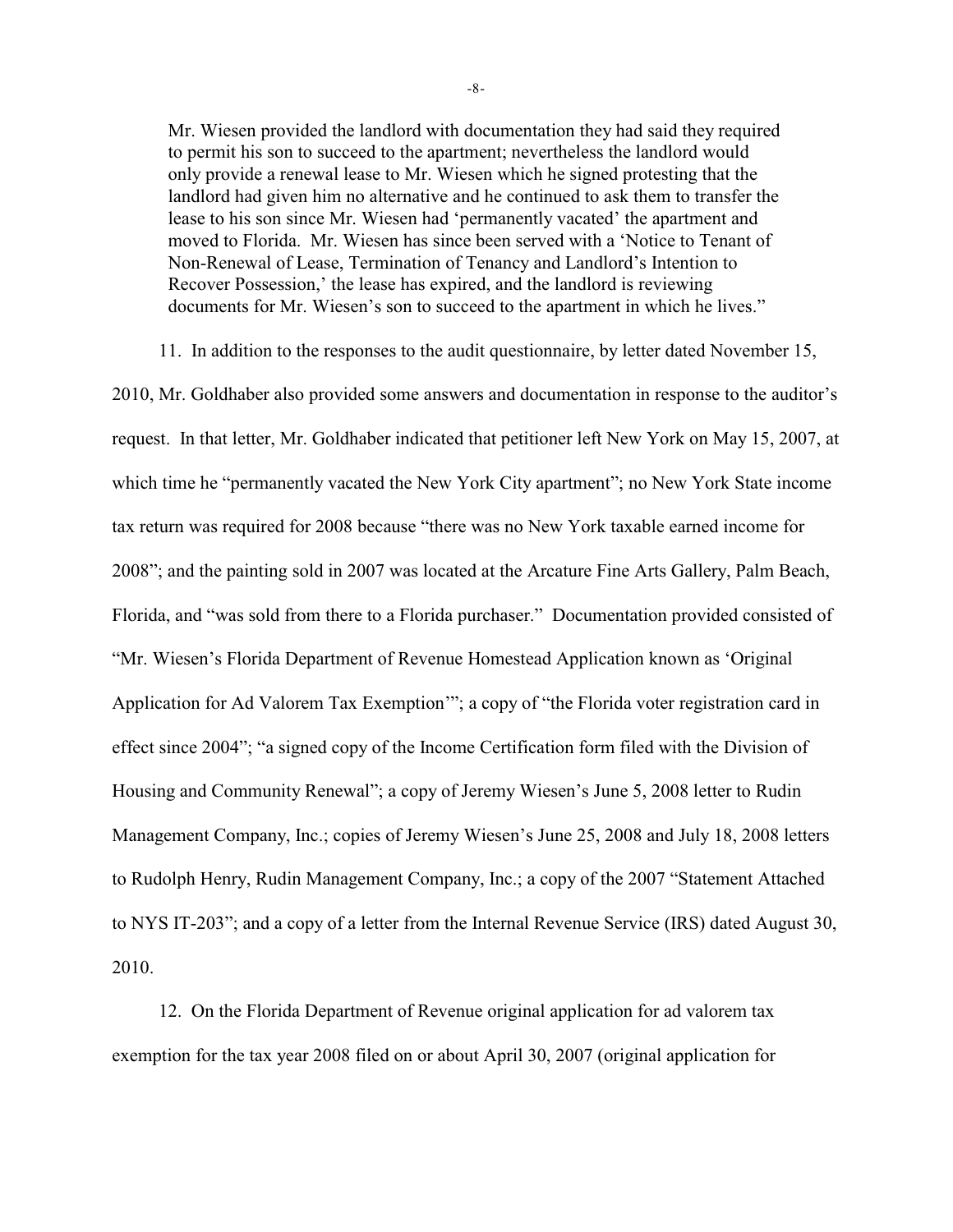> Mr. Wiesen provided the landlord with documentation they had said they required to permit his son to succeed to the apartment; nevertheless the landlord would only provide a renewal lease to Mr. Wiesen which he signed protesting that the landlord had given him no alternative and he continued to ask them to transfer the lease to his son since Mr. Wiesen had 'permanently vacated' the apartment and moved to Florida. Mr. Wiesen has since been served with a 'Notice to Tenant of Non-Renewal of Lease, Termination of Tenancy and Landlord's Intention to Recover Possession,' the lease has expired, and the landlord is reviewing documents for Mr. Wiesen's son to succeed to the apartment in which he lives."

11. In addition to the responses to the audit questionnaire, by letter dated November 15, 2010, Mr. Goldhaber also provided some answers and documentation in response to the auditor's request. In that letter, Mr. Goldhaber indicated that petitioner left New York on May 15, 2007, at which time he "permanently vacated the New York City apartment"; no New York State income tax return was required for 2008 because "there was no New York taxable earned income for 2008"; and the painting sold in 2007 was located at the Arcature Fine Arts Gallery, Palm Beach, Florida, and "was sold from there to a Florida purchaser." Documentation provided consisted of "Mr. Wiesen's Florida Department of Revenue Homestead Application known as 'Original Application for Ad Valorem Tax Exemption'"; a copy of "the Florida voter registration card in effect since 2004"; "a signed copy of the Income Certification form filed with the Division of Housing and Community Renewal"; a copy of Jeremy Wiesen's June 5, 2008 letter to Rudin Management Company, Inc.; copies of Jeremy Wiesen's June 25, 2008 and July 18, 2008 letters to Rudolph Henry, Rudin Management Company, Inc.; a copy of the 2007 "Statement Attached to NYS IT-203"; and a copy of a letter from the Internal Revenue Service (IRS) dated August 30, 2010.

12. On the Florida Department of Revenue original application for ad valorem tax exemption for the tax year 2008 filed on or about April 30, 2007 (original application for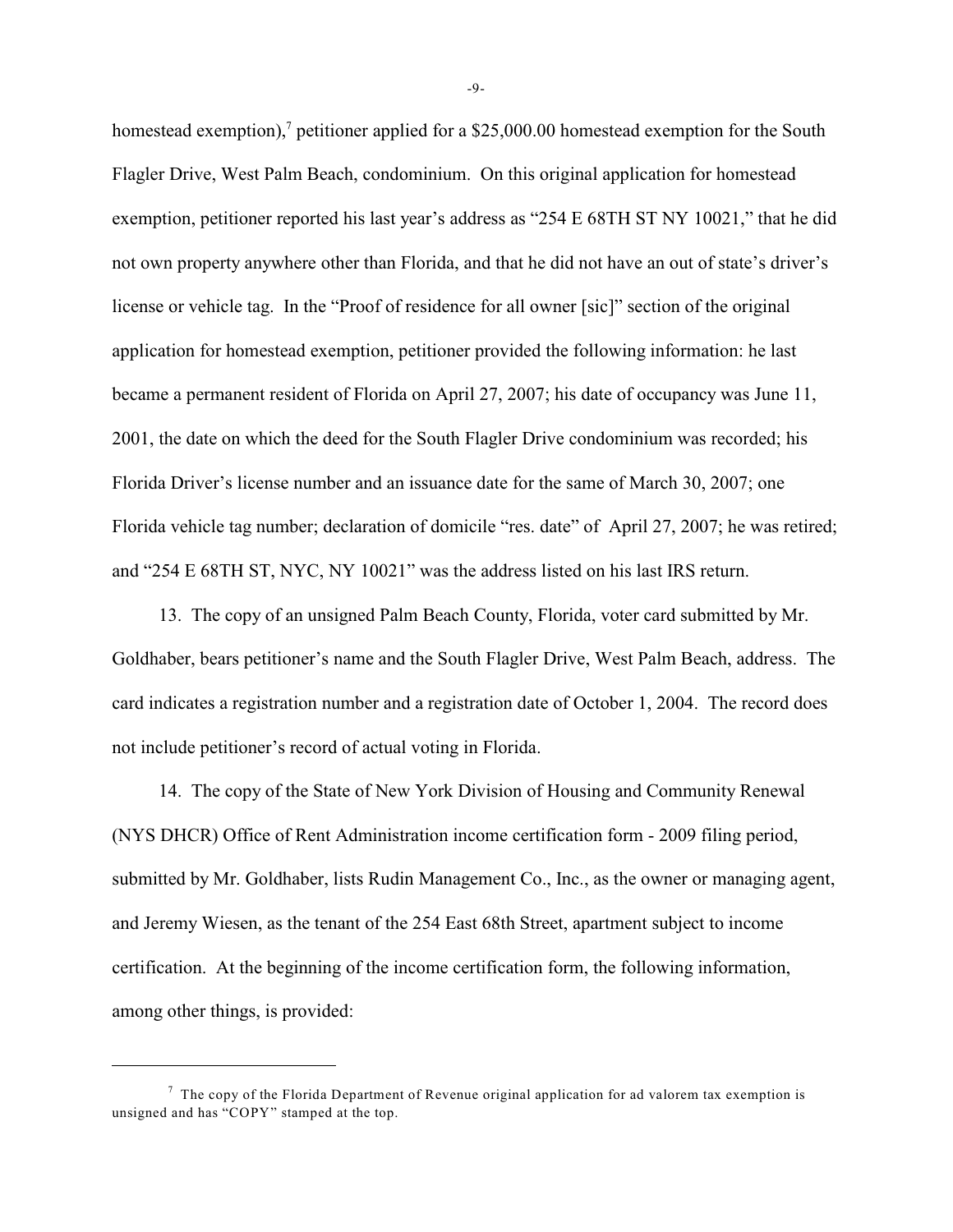homestead exemption),[7] petitioner applied for a $25,000.00 homestead exemption for the South Flagler Drive, West Palm Beach, condominium. On this original application for homestead exemption, petitioner reported his last year's address as "254 E 68TH ST NY 10021," that he did not own property anywhere other than Florida, and that he did not have an out of state's driver's license or vehicle tag. In the "Proof of residence for all owner [sic]" section of the original application for homestead exemption, petitioner provided the following information: he last became a permanent resident of Florida on April 27, 2007; his date of occupancy was June 11, 2001, the date on which the deed for the South Flagler Drive condominium was recorded; his Florida Driver's license number and an issuance date for the same of March 30, 2007; one Florida vehicle tag number; declaration of domicile "res. date" of April 27, 2007; he was retired; and "254 E 68TH ST, NYC, NY 10021" was the address listed on his last IRS return.

13. The copy of an unsigned Palm Beach County, Florida, voter card submitted by Mr. Goldhaber, bears petitioner's name and the South Flagler Drive, West Palm Beach, address. The card indicates a registration number and a registration date of October 1, 2004. The record does not include petitioner's record of actual voting in Florida.

14. The copy of the State of New York Division of Housing and Community Renewal (NYS DHCR) Office of Rent Administration income certification form - 2009 filing period, submitted by Mr. Goldhaber, lists Rudin Management Co., Inc., as the owner or managing agent, and Jeremy Wiesen, as the tenant of the 254 East 68th Street, apartment subject to income certification. At the beginning of the income certification form, the following information, among other things, is provided:

---

[7] The copy of the Florida Department of Revenue original application for ad valorem tax exemption is unsigned and has "COPY" stamped at the top.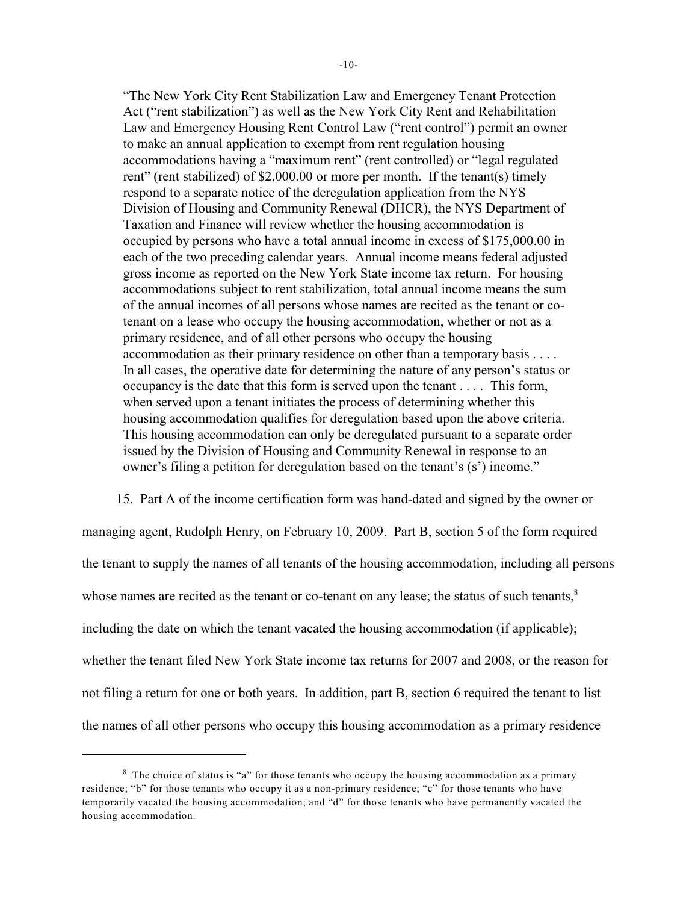> "The New York City Rent Stabilization Law and Emergency Tenant Protection Act ("rent stabilization") as well as the New York City Rent and Rehabilitation Law and Emergency Housing Rent Control Law ("rent control") permit an owner to make an annual application to exempt from rent regulation housing accommodations having a "maximum rent" (rent controlled) or "legal regulated rent" (rent stabilized) of $2,000.00 or more per month. If the tenant(s) timely respond to a separate notice of the deregulation application from the NYS Division of Housing and Community Renewal (DHCR), the NYS Department of Taxation and Finance will review whether the housing accommodation is occupied by persons who have a total annual income in excess of $175,000.00 in each of the two preceding calendar years. Annual income means federal adjusted gross income as reported on the New York State income tax return. For housing accommodations subject to rent stabilization, total annual income means the sum of the annual incomes of all persons whose names are recited as the tenant or co-tenant on a lease who occupy the housing accommodation, whether or not as a primary residence, and of all other persons who occupy the housing accommodation as their primary residence on other than a temporary basis . . . . In all cases, the operative date for determining the nature of any person's status or occupancy is the date that this form is served upon the tenant . . . . This form, when served upon a tenant initiates the process of determining whether this housing accommodation qualifies for deregulation based upon the above criteria. This housing accommodation can only be deregulated pursuant to a separate order issued by the Division of Housing and Community Renewal in response to an owner's filing a petition for deregulation based on the tenant's (s') income."

15. Part A of the income certification form was hand-dated and signed by the owner or managing agent, Rudolph Henry, on February 10, 2009. Part B, section 5 of the form required the tenant to supply the names of all tenants of the housing accommodation, including all persons whose names are recited as the tenant or co-tenant on any lease; the status of such tenants,[8] including the date on which the tenant vacated the housing accommodation (if applicable); whether the tenant filed New York State income tax returns for 2007 and 2008, or the reason for not filing a return for one or both years. In addition, part B, section 6 required the tenant to list the names of all other persons who occupy this housing accommodation as a primary residence

[8] The choice of status is "a" for those tenants who occupy the housing accommodation as a primary residence; "b" for those tenants who occupy it as a non-primary residence; "c" for those tenants who have temporarily vacated the housing accommodation; and "d" for those tenants who have permanently vacated the housing accommodation.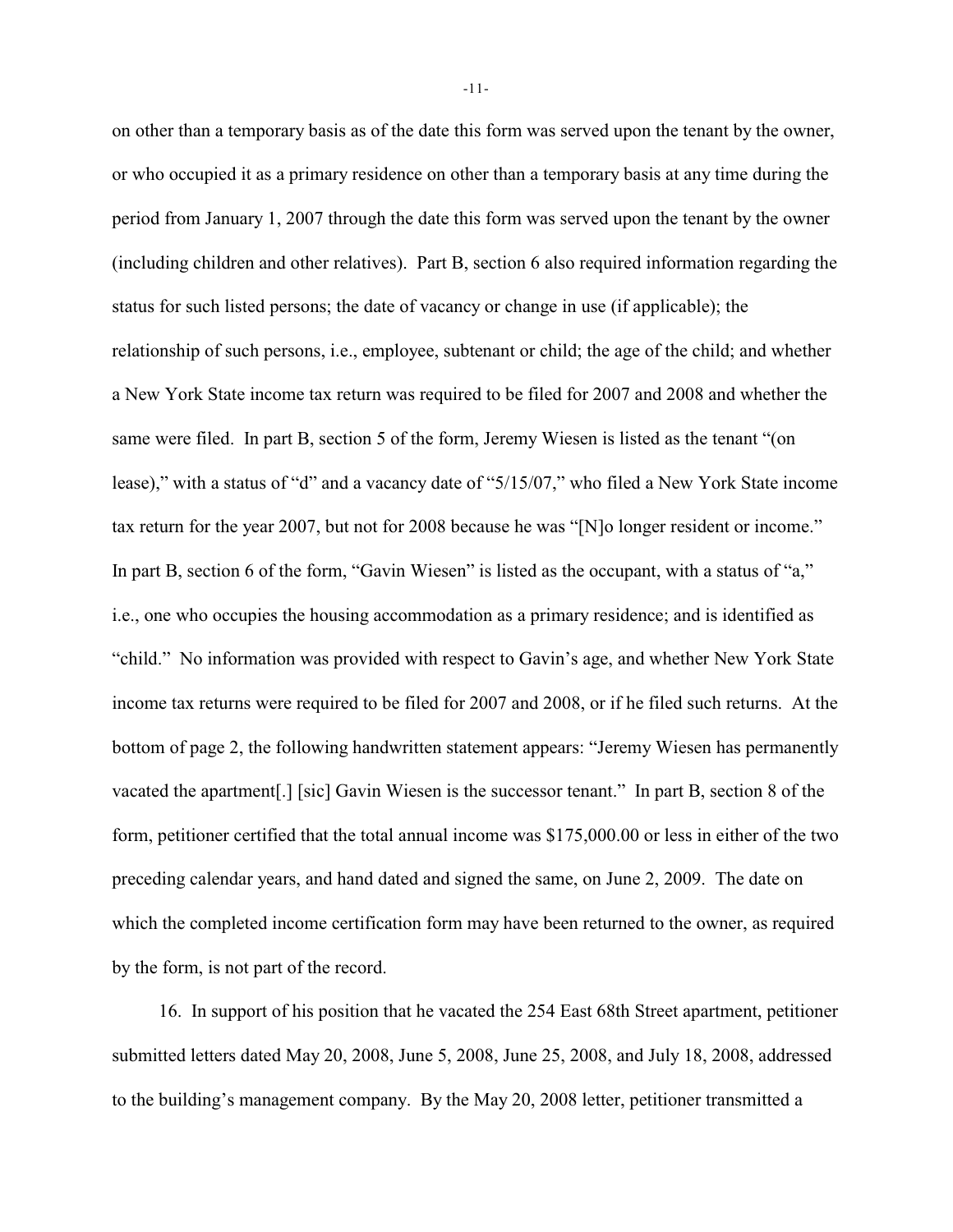on other than a temporary basis as of the date this form was served upon the tenant by the owner, or who occupied it as a primary residence on other than a temporary basis at any time during the period from January 1, 2007 through the date this form was served upon the tenant by the owner (including children and other relatives). Part B, section 6 also required information regarding the status for such listed persons; the date of vacancy or change in use (if applicable); the relationship of such persons, i.e., employee, subtenant or child; the age of the child; and whether a New York State income tax return was required to be filed for 2007 and 2008 and whether the same were filed. In part B, section 5 of the form, Jeremy Wiesen is listed as the tenant "(on lease)," with a status of "d" and a vacancy date of "5/15/07," who filed a New York State income tax return for the year 2007, but not for 2008 because he was "[N]o longer resident or income." In part B, section 6 of the form, "Gavin Wiesen" is listed as the occupant, with a status of "a," i.e., one who occupies the housing accommodation as a primary residence; and is identified as "child." No information was provided with respect to Gavin's age, and whether New York State income tax returns were required to be filed for 2007 and 2008, or if he filed such returns. At the bottom of page 2, the following handwritten statement appears: "Jeremy Wiesen has permanently vacated the apartment[.] [sic] Gavin Wiesen is the successor tenant." In part B, section 8 of the form, petitioner certified that the total annual income was $175,000.00 or less in either of the two preceding calendar years, and hand dated and signed the same, on June 2, 2009. The date on which the completed income certification form may have been returned to the owner, as required by the form, is not part of the record.

16. In support of his position that he vacated the 254 East 68th Street apartment, petitioner submitted letters dated May 20, 2008, June 5, 2008, June 25, 2008, and July 18, 2008, addressed to the building's management company. By the May 20, 2008 letter, petitioner transmitted a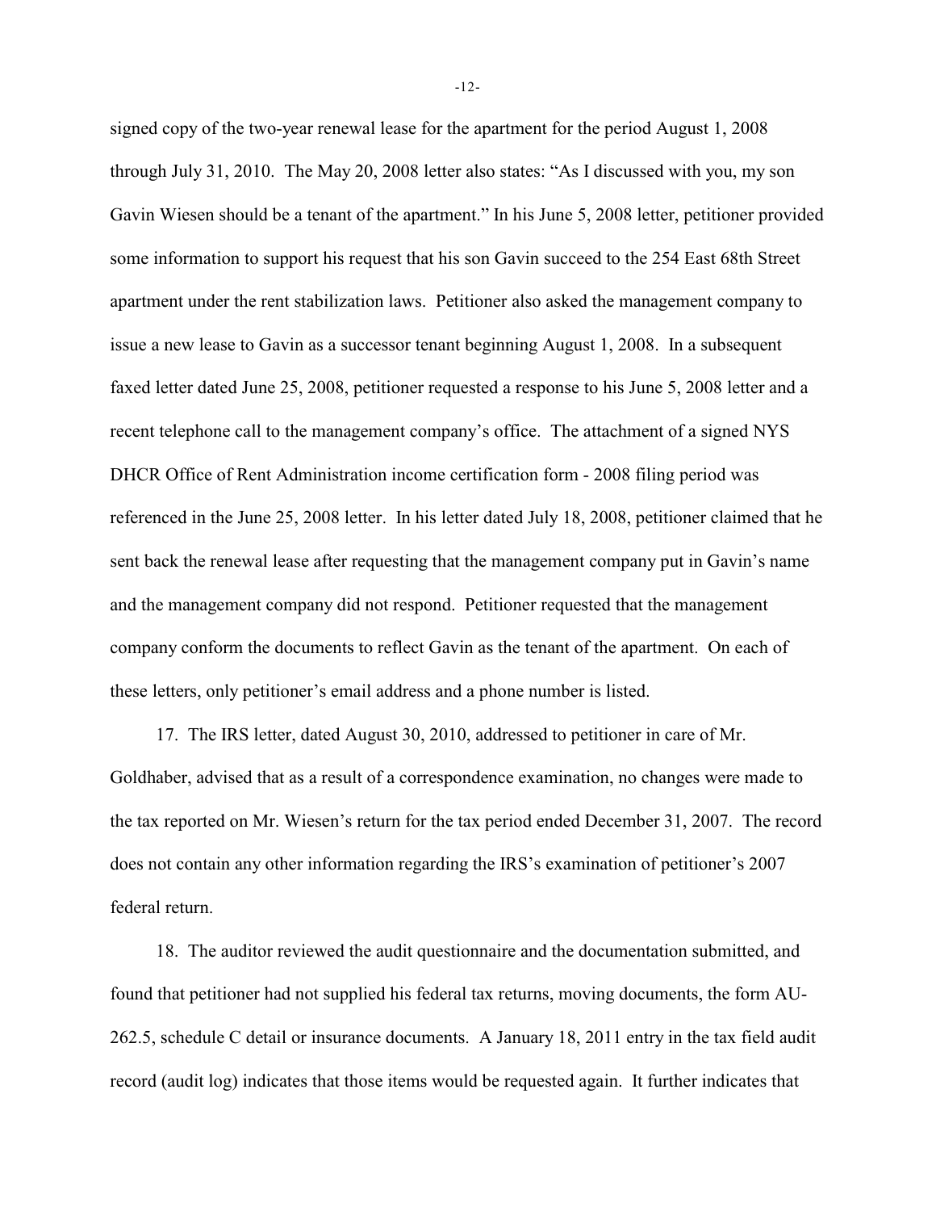signed copy of the two-year renewal lease for the apartment for the period August 1, 2008 through July 31, 2010. The May 20, 2008 letter also states: "As I discussed with you, my son Gavin Wiesen should be a tenant of the apartment." In his June 5, 2008 letter, petitioner provided some information to support his request that his son Gavin succeed to the 254 East 68th Street apartment under the rent stabilization laws. Petitioner also asked the management company to issue a new lease to Gavin as a successor tenant beginning August 1, 2008. In a subsequent faxed letter dated June 25, 2008, petitioner requested a response to his June 5, 2008 letter and a recent telephone call to the management company's office. The attachment of a signed NYS DHCR Office of Rent Administration income certification form - 2008 filing period was referenced in the June 25, 2008 letter. In his letter dated July 18, 2008, petitioner claimed that he sent back the renewal lease after requesting that the management company put in Gavin's name and the management company did not respond. Petitioner requested that the management company conform the documents to reflect Gavin as the tenant of the apartment. On each of these letters, only petitioner's email address and a phone number is listed.

17. The IRS letter, dated August 30, 2010, addressed to petitioner in care of Mr. Goldhaber, advised that as a result of a correspondence examination, no changes were made to the tax reported on Mr. Wiesen's return for the tax period ended December 31, 2007. The record does not contain any other information regarding the IRS's examination of petitioner's 2007 federal return.

18. The auditor reviewed the audit questionnaire and the documentation submitted, and found that petitioner had not supplied his federal tax returns, moving documents, the form AU-262.5, schedule C detail or insurance documents. A January 18, 2011 entry in the tax field audit record (audit log) indicates that those items would be requested again. It further indicates that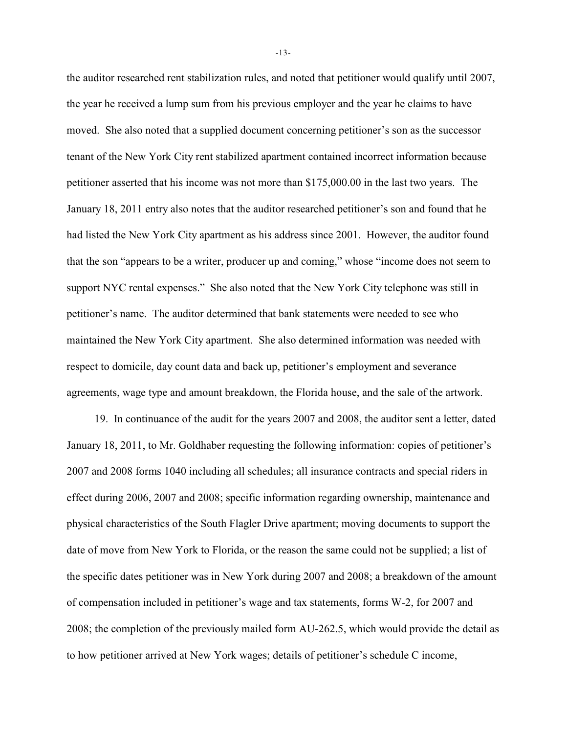the auditor researched rent stabilization rules, and noted that petitioner would qualify until 2007, the year he received a lump sum from his previous employer and the year he claims to have moved. She also noted that a supplied document concerning petitioner's son as the successor tenant of the New York City rent stabilized apartment contained incorrect information because petitioner asserted that his income was not more than $175,000.00 in the last two years. The January 18, 2011 entry also notes that the auditor researched petitioner's son and found that he had listed the New York City apartment as his address since 2001. However, the auditor found that the son "appears to be a writer, producer up and coming," whose "income does not seem to support NYC rental expenses." She also noted that the New York City telephone was still in petitioner's name. The auditor determined that bank statements were needed to see who maintained the New York City apartment. She also determined information was needed with respect to domicile, day count data and back up, petitioner's employment and severance agreements, wage type and amount breakdown, the Florida house, and the sale of the artwork.

19. In continuance of the audit for the years 2007 and 2008, the auditor sent a letter, dated January 18, 2011, to Mr. Goldhaber requesting the following information: copies of petitioner's 2007 and 2008 forms 1040 including all schedules; all insurance contracts and special riders in effect during 2006, 2007 and 2008; specific information regarding ownership, maintenance and physical characteristics of the South Flagler Drive apartment; moving documents to support the date of move from New York to Florida, or the reason the same could not be supplied; a list of the specific dates petitioner was in New York during 2007 and 2008; a breakdown of the amount of compensation included in petitioner's wage and tax statements, forms W-2, for 2007 and 2008; the completion of the previously mailed form AU-262.5, which would provide the detail as to how petitioner arrived at New York wages; details of petitioner's schedule C income,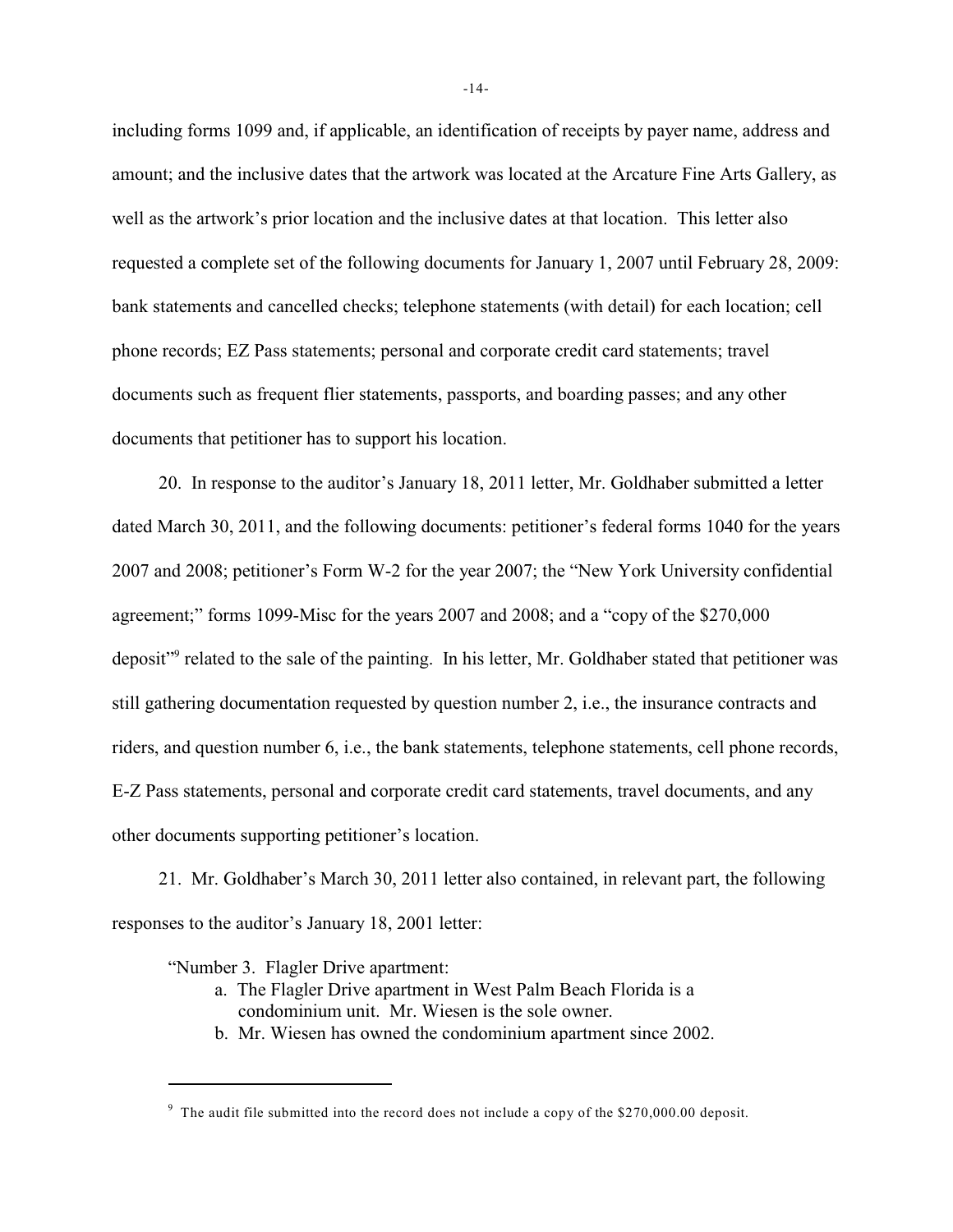including forms 1099 and, if applicable, an identification of receipts by payer name, address and amount; and the inclusive dates that the artwork was located at the Arcature Fine Arts Gallery, as well as the artwork's prior location and the inclusive dates at that location. This letter also requested a complete set of the following documents for January 1, 2007 until February 28, 2009: bank statements and cancelled checks; telephone statements (with detail) for each location; cell phone records; EZ Pass statements; personal and corporate credit card statements; travel documents such as frequent flier statements, passports, and boarding passes; and any other documents that petitioner has to support his location.

20. In response to the auditor's January 18, 2011 letter, Mr. Goldhaber submitted a letter dated March 30, 2011, and the following documents: petitioner's federal forms 1040 for the years 2007 and 2008; petitioner's Form W-2 for the year 2007; the "New York University confidential agreement;" forms 1099-Misc for the years 2007 and 2008; and a "copy of the $270,000 deposit"[9] related to the sale of the painting. In his letter, Mr. Goldhaber stated that petitioner was still gathering documentation requested by question number 2, i.e., the insurance contracts and riders, and question number 6, i.e., the bank statements, telephone statements, cell phone records, E-Z Pass statements, personal and corporate credit card statements, travel documents, and any other documents supporting petitioner's location.

21. Mr. Goldhaber's March 30, 2011 letter also contained, in relevant part, the following responses to the auditor's January 18, 2001 letter:

> "Number 3. Flagler Drive apartment:
> a. The Flagler Drive apartment in West Palm Beach Florida is a condominium unit. Mr. Wiesen is the sole owner.
> b. Mr. Wiesen has owned the condominium apartment since 2002.

[9] The audit file submitted into the record does not include a copy of the $270,000.00 deposit.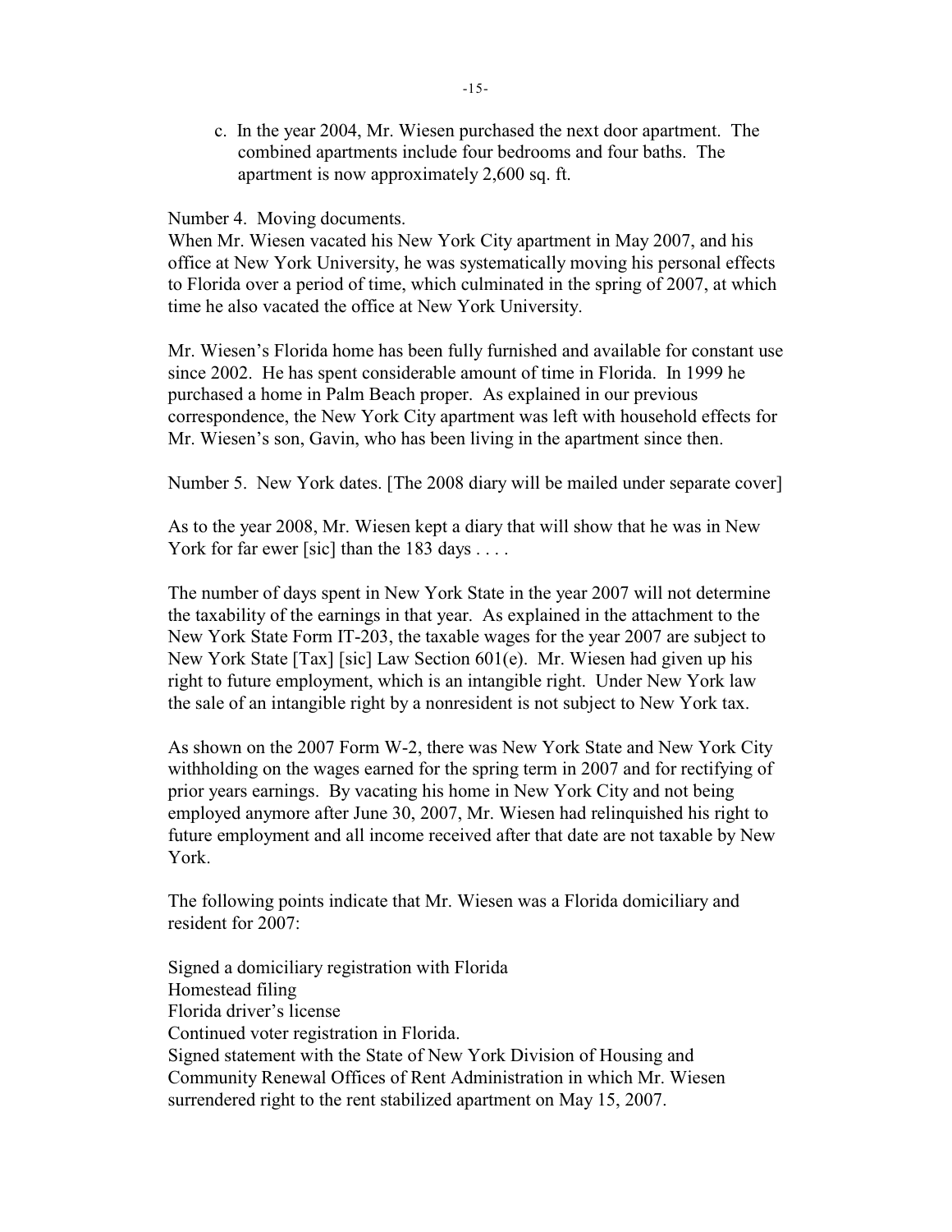c. In the year 2004, Mr. Wiesen purchased the next door apartment. The combined apartments include four bedrooms and four baths. The apartment is now approximately 2,600 sq. ft.

Number 4. Moving documents.

When Mr. Wiesen vacated his New York City apartment in May 2007, and his office at New York University, he was systematically moving his personal effects to Florida over a period of time, which culminated in the spring of 2007, at which time he also vacated the office at New York University.

Mr. Wiesen's Florida home has been fully furnished and available for constant use since 2002. He has spent considerable amount of time in Florida. In 1999 he purchased a home in Palm Beach proper. As explained in our previous correspondence, the New York City apartment was left with household effects for Mr. Wiesen's son, Gavin, who has been living in the apartment since then.

Number 5. New York dates. [The 2008 diary will be mailed under separate cover]

As to the year 2008, Mr. Wiesen kept a diary that will show that he was in New York for far ewer [sic] than the 183 days . . . .

The number of days spent in New York State in the year 2007 will not determine the taxability of the earnings in that year. As explained in the attachment to the New York State Form IT-203, the taxable wages for the year 2007 are subject to New York State [Tax] [sic] Law Section 601(e). Mr. Wiesen had given up his right to future employment, which is an intangible right. Under New York law the sale of an intangible right by a nonresident is not subject to New York tax.

As shown on the 2007 Form W-2, there was New York State and New York City withholding on the wages earned for the spring term in 2007 and for rectifying of prior years earnings. By vacating his home in New York City and not being employed anymore after June 30, 2007, Mr. Wiesen had relinquished his right to future employment and all income received after that date are not taxable by New York.

The following points indicate that Mr. Wiesen was a Florida domiciliary and resident for 2007:

Signed a domiciliary registration with Florida
Homestead filing
Florida driver's license
Continued voter registration in Florida.
Signed statement with the State of New York Division of Housing and Community Renewal Offices of Rent Administration in which Mr. Wiesen surrendered right to the rent stabilized apartment on May 15, 2007.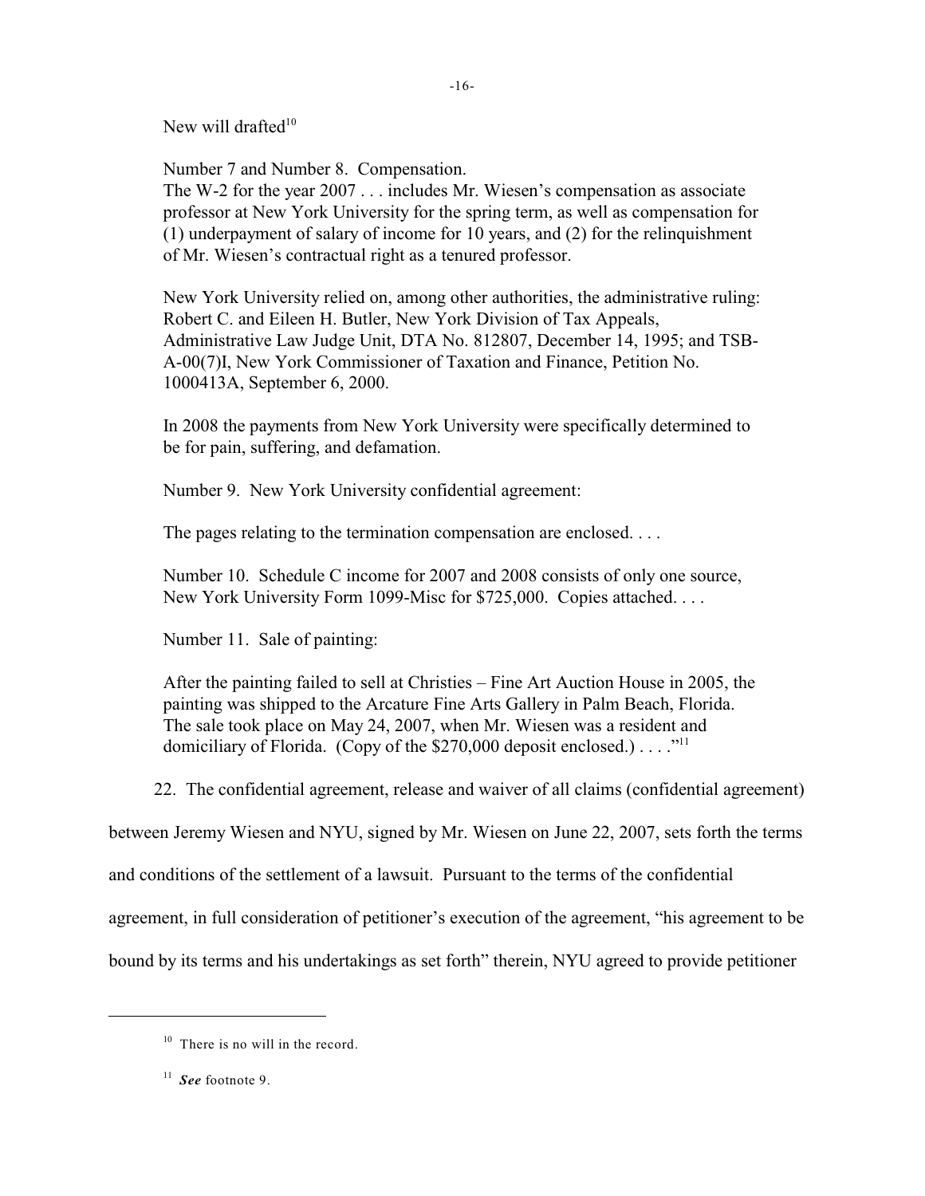New will drafted[10]

Number 7 and Number 8. Compensation.
The W-2 for the year 2007 . . . includes Mr. Wiesen's compensation as associate professor at New York University for the spring term, as well as compensation for (1) underpayment of salary of income for 10 years, and (2) for the relinquishment of Mr. Wiesen's contractual right as a tenured professor.

New York University relied on, among other authorities, the administrative ruling: Robert C. and Eileen H. Butler, New York Division of Tax Appeals, Administrative Law Judge Unit, DTA No. 812807, December 14, 1995; and TSB-A-00(7)I, New York Commissioner of Taxation and Finance, Petition No. 1000413A, September 6, 2000.

In 2008 the payments from New York University were specifically determined to be for pain, suffering, and defamation.

Number 9. New York University confidential agreement:

The pages relating to the termination compensation are enclosed. . . .

Number 10. Schedule C income for 2007 and 2008 consists of only one source, New York University Form 1099-Misc for $725,000. Copies attached. . . .

Number 11. Sale of painting:

After the painting failed to sell at Christies – Fine Art Auction House in 2005, the painting was shipped to the Arcature Fine Arts Gallery in Palm Beach, Florida. The sale took place on May 24, 2007, when Mr. Wiesen was a resident and domiciliary of Florida. (Copy of the $270,000 deposit enclosed.) . . . ."[11]

22. The confidential agreement, release and waiver of all claims (confidential agreement) between Jeremy Wiesen and NYU, signed by Mr. Wiesen on June 22, 2007, sets forth the terms and conditions of the settlement of a lawsuit. Pursuant to the terms of the confidential agreement, in full consideration of petitioner's execution of the agreement, "his agreement to be bound by its terms and his undertakings as set forth" therein, NYU agreed to provide petitioner

---

[10] There is no will in the record.

[11] ***See*** footnote 9.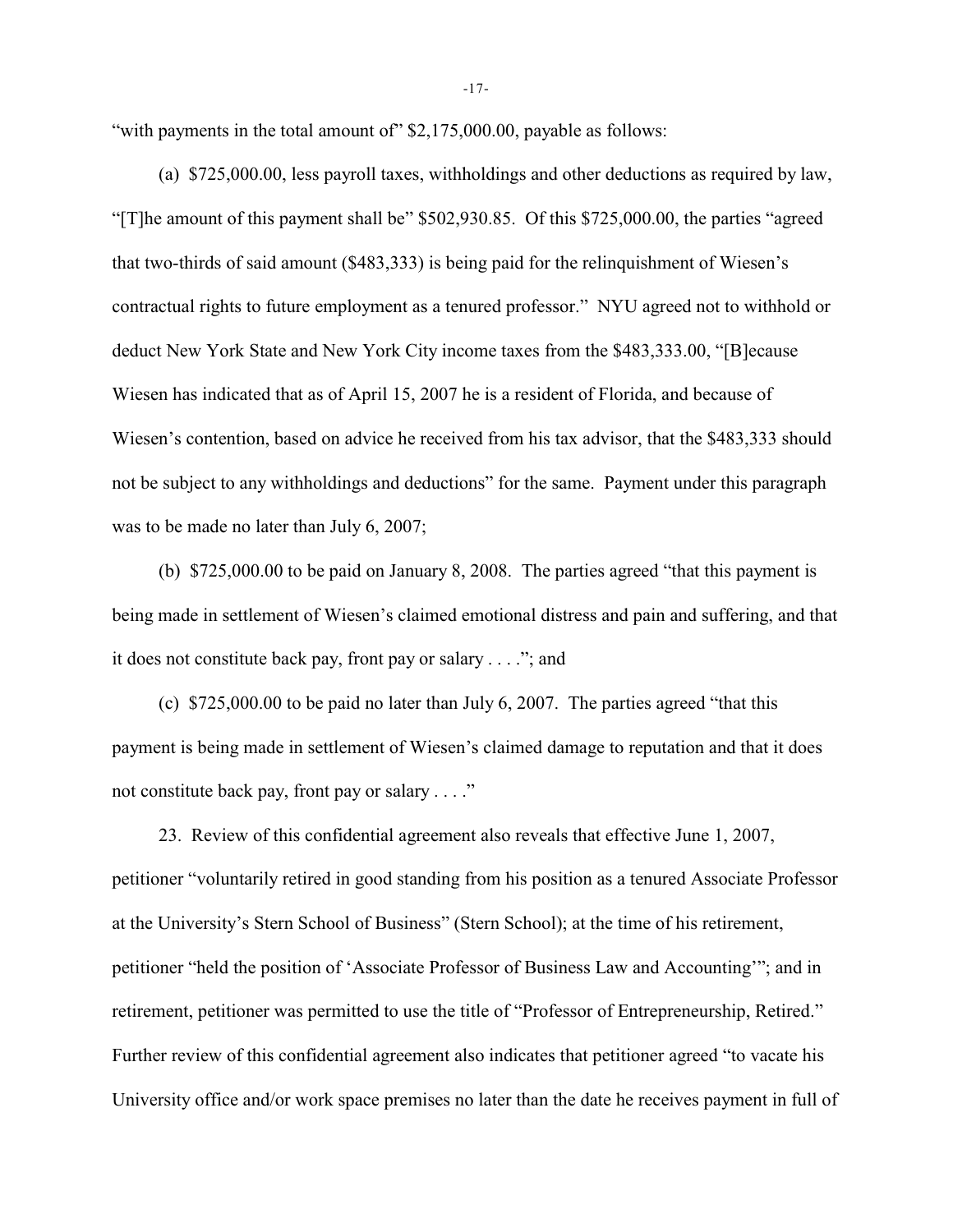"with payments in the total amount of" $2,175,000.00, payable as follows:

(a) $725,000.00, less payroll taxes, withholdings and other deductions as required by law, "[T]he amount of this payment shall be" $502,930.85. Of this $725,000.00, the parties "agreed that two-thirds of said amount ($483,333) is being paid for the relinquishment of Wiesen's contractual rights to future employment as a tenured professor." NYU agreed not to withhold or deduct New York State and New York City income taxes from the $483,333.00, "[B]ecause Wiesen has indicated that as of April 15, 2007 he is a resident of Florida, and because of Wiesen's contention, based on advice he received from his tax advisor, that the $483,333 should not be subject to any withholdings and deductions" for the same. Payment under this paragraph was to be made no later than July 6, 2007;

(b) $725,000.00 to be paid on January 8, 2008. The parties agreed "that this payment is being made in settlement of Wiesen's claimed emotional distress and pain and suffering, and that it does not constitute back pay, front pay or salary . . . ."; and

(c) $725,000.00 to be paid no later than July 6, 2007. The parties agreed "that this payment is being made in settlement of Wiesen's claimed damage to reputation and that it does not constitute back pay, front pay or salary . . . ."

23. Review of this confidential agreement also reveals that effective June 1, 2007, petitioner "voluntarily retired in good standing from his position as a tenured Associate Professor at the University's Stern School of Business" (Stern School); at the time of his retirement, petitioner "held the position of 'Associate Professor of Business Law and Accounting'"; and in retirement, petitioner was permitted to use the title of "Professor of Entrepreneurship, Retired." Further review of this confidential agreement also indicates that petitioner agreed "to vacate his University office and/or work space premises no later than the date he receives payment in full of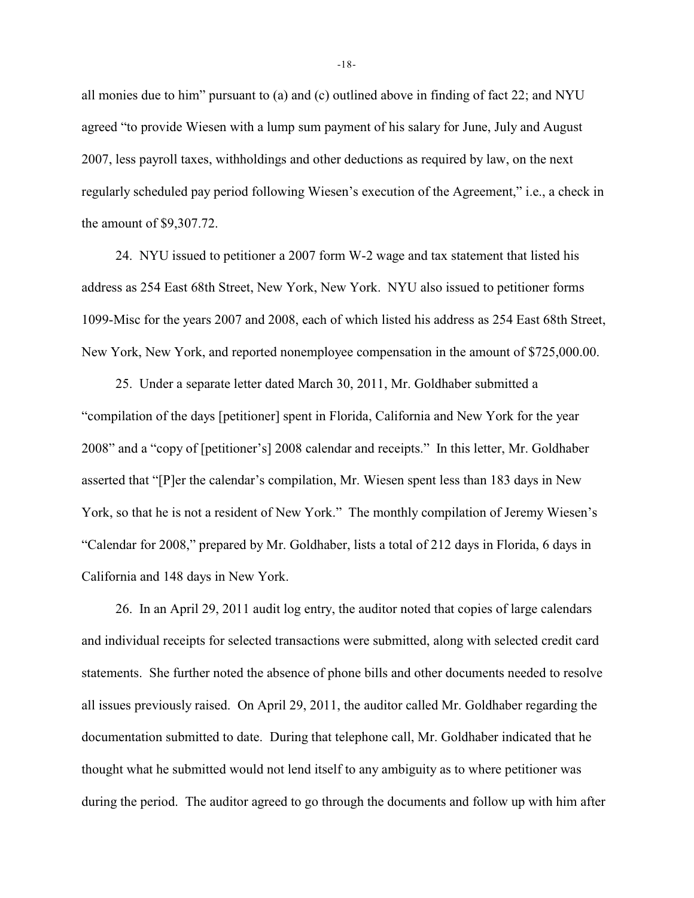all monies due to him" pursuant to (a) and (c) outlined above in finding of fact 22; and NYU agreed "to provide Wiesen with a lump sum payment of his salary for June, July and August 2007, less payroll taxes, withholdings and other deductions as required by law, on the next regularly scheduled pay period following Wiesen's execution of the Agreement," i.e., a check in the amount of $9,307.72.

24. NYU issued to petitioner a 2007 form W-2 wage and tax statement that listed his address as 254 East 68th Street, New York, New York. NYU also issued to petitioner forms 1099-Misc for the years 2007 and 2008, each of which listed his address as 254 East 68th Street, New York, New York, and reported nonemployee compensation in the amount of $725,000.00.

25. Under a separate letter dated March 30, 2011, Mr. Goldhaber submitted a "compilation of the days [petitioner] spent in Florida, California and New York for the year 2008" and a "copy of [petitioner's] 2008 calendar and receipts." In this letter, Mr. Goldhaber asserted that "[P]er the calendar's compilation, Mr. Wiesen spent less than 183 days in New York, so that he is not a resident of New York." The monthly compilation of Jeremy Wiesen's "Calendar for 2008," prepared by Mr. Goldhaber, lists a total of 212 days in Florida, 6 days in California and 148 days in New York.

26. In an April 29, 2011 audit log entry, the auditor noted that copies of large calendars and individual receipts for selected transactions were submitted, along with selected credit card statements. She further noted the absence of phone bills and other documents needed to resolve all issues previously raised. On April 29, 2011, the auditor called Mr. Goldhaber regarding the documentation submitted to date. During that telephone call, Mr. Goldhaber indicated that he thought what he submitted would not lend itself to any ambiguity as to where petitioner was during the period. The auditor agreed to go through the documents and follow up with him after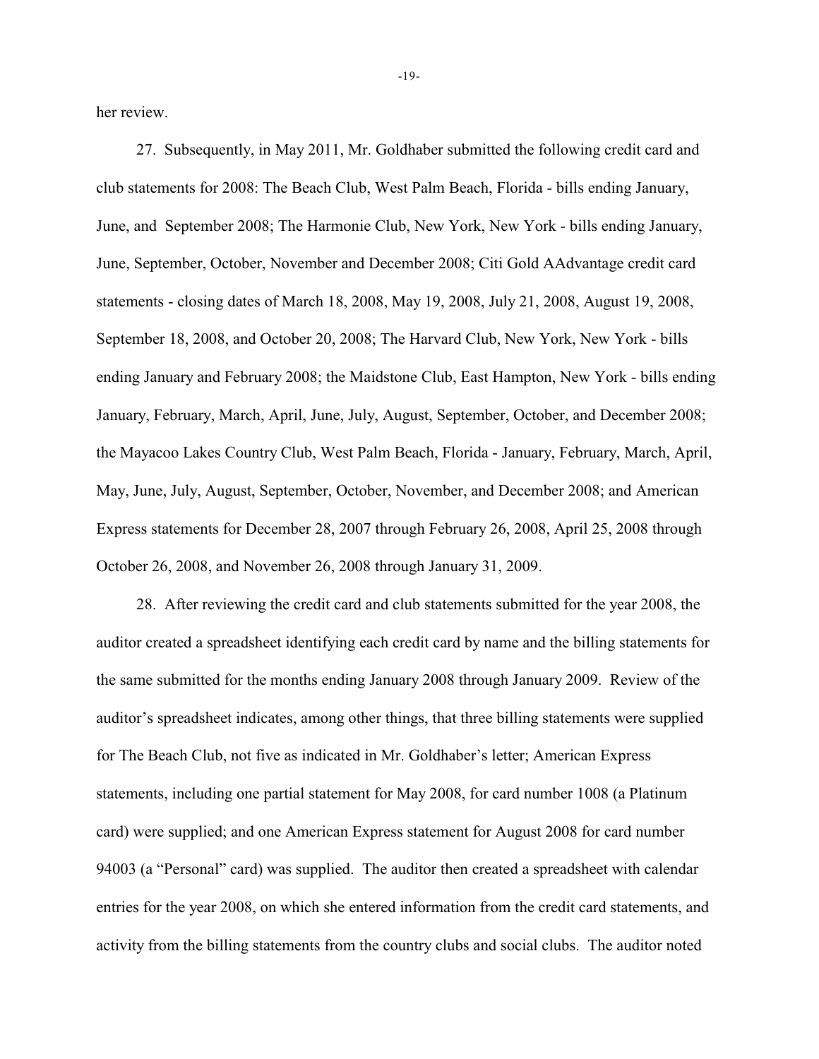her review.

27. Subsequently, in May 2011, Mr. Goldhaber submitted the following credit card and club statements for 2008: The Beach Club, West Palm Beach, Florida - bills ending January, June, and September 2008; The Harmonie Club, New York, New York - bills ending January, June, September, October, November and December 2008; Citi Gold AAdvantage credit card statements - closing dates of March 18, 2008, May 19, 2008, July 21, 2008, August 19, 2008, September 18, 2008, and October 20, 2008; The Harvard Club, New York, New York - bills ending January and February 2008; the Maidstone Club, East Hampton, New York - bills ending January, February, March, April, June, July, August, September, October, and December 2008; the Mayacoo Lakes Country Club, West Palm Beach, Florida - January, February, March, April, May, June, July, August, September, October, November, and December 2008; and American Express statements for December 28, 2007 through February 26, 2008, April 25, 2008 through October 26, 2008, and November 26, 2008 through January 31, 2009.

28. After reviewing the credit card and club statements submitted for the year 2008, the auditor created a spreadsheet identifying each credit card by name and the billing statements for the same submitted for the months ending January 2008 through January 2009. Review of the auditor's spreadsheet indicates, among other things, that three billing statements were supplied for The Beach Club, not five as indicated in Mr. Goldhaber's letter; American Express statements, including one partial statement for May 2008, for card number 1008 (a Platinum card) were supplied; and one American Express statement for August 2008 for card number 94003 (a "Personal" card) was supplied. The auditor then created a spreadsheet with calendar entries for the year 2008, on which she entered information from the credit card statements, and activity from the billing statements from the country clubs and social clubs. The auditor noted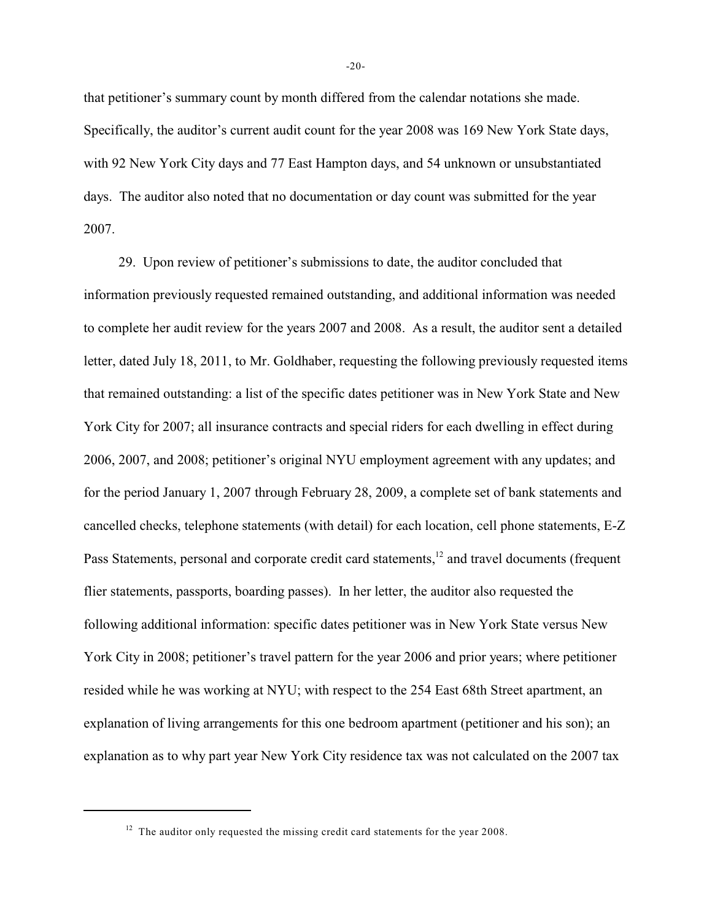that petitioner's summary count by month differed from the calendar notations she made. Specifically, the auditor's current audit count for the year 2008 was 169 New York State days, with 92 New York City days and 77 East Hampton days, and 54 unknown or unsubstantiated days. The auditor also noted that no documentation or day count was submitted for the year 2007.

29. Upon review of petitioner's submissions to date, the auditor concluded that information previously requested remained outstanding, and additional information was needed to complete her audit review for the years 2007 and 2008. As a result, the auditor sent a detailed letter, dated July 18, 2011, to Mr. Goldhaber, requesting the following previously requested items that remained outstanding: a list of the specific dates petitioner was in New York State and New York City for 2007; all insurance contracts and special riders for each dwelling in effect during 2006, 2007, and 2008; petitioner's original NYU employment agreement with any updates; and for the period January 1, 2007 through February 28, 2009, a complete set of bank statements and cancelled checks, telephone statements (with detail) for each location, cell phone statements, E-Z Pass Statements, personal and corporate credit card statements,[12] and travel documents (frequent flier statements, passports, boarding passes). In her letter, the auditor also requested the following additional information: specific dates petitioner was in New York State versus New York City in 2008; petitioner's travel pattern for the year 2006 and prior years; where petitioner resided while he was working at NYU; with respect to the 254 East 68th Street apartment, an explanation of living arrangements for this one bedroom apartment (petitioner and his son); an explanation as to why part year New York City residence tax was not calculated on the 2007 tax

[12] The auditor only requested the missing credit card statements for the year 2008.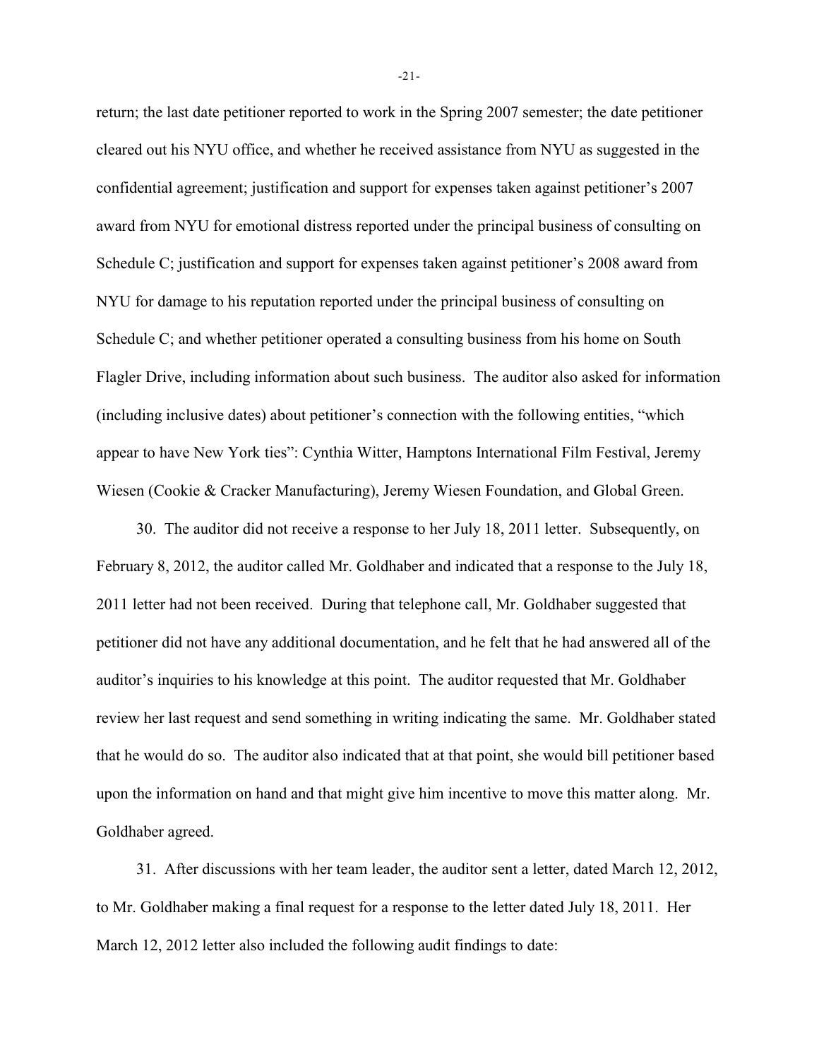return; the last date petitioner reported to work in the Spring 2007 semester; the date petitioner cleared out his NYU office, and whether he received assistance from NYU as suggested in the confidential agreement; justification and support for expenses taken against petitioner's 2007 award from NYU for emotional distress reported under the principal business of consulting on Schedule C; justification and support for expenses taken against petitioner's 2008 award from NYU for damage to his reputation reported under the principal business of consulting on Schedule C; and whether petitioner operated a consulting business from his home on South Flagler Drive, including information about such business. The auditor also asked for information (including inclusive dates) about petitioner's connection with the following entities, "which appear to have New York ties": Cynthia Witter, Hamptons International Film Festival, Jeremy Wiesen (Cookie & Cracker Manufacturing), Jeremy Wiesen Foundation, and Global Green.

30. The auditor did not receive a response to her July 18, 2011 letter. Subsequently, on February 8, 2012, the auditor called Mr. Goldhaber and indicated that a response to the July 18, 2011 letter had not been received. During that telephone call, Mr. Goldhaber suggested that petitioner did not have any additional documentation, and he felt that he had answered all of the auditor's inquiries to his knowledge at this point. The auditor requested that Mr. Goldhaber review her last request and send something in writing indicating the same. Mr. Goldhaber stated that he would do so. The auditor also indicated that at that point, she would bill petitioner based upon the information on hand and that might give him incentive to move this matter along. Mr. Goldhaber agreed.

31. After discussions with her team leader, the auditor sent a letter, dated March 12, 2012, to Mr. Goldhaber making a final request for a response to the letter dated July 18, 2011. Her March 12, 2012 letter also included the following audit findings to date: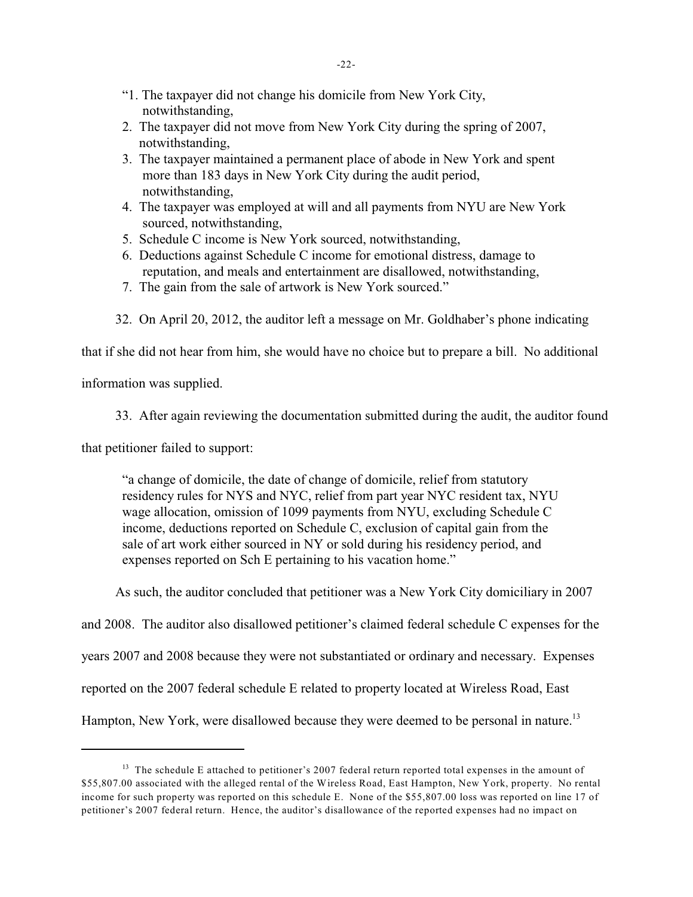"1. The taxpayer did not change his domicile from New York City, notwithstanding,
2. The taxpayer did not move from New York City during the spring of 2007, notwithstanding,
3. The taxpayer maintained a permanent place of abode in New York and spent more than 183 days in New York City during the audit period, notwithstanding,
4. The taxpayer was employed at will and all payments from NYU are New York sourced, notwithstanding,
5. Schedule C income is New York sourced, notwithstanding,
6. Deductions against Schedule C income for emotional distress, damage to reputation, and meals and entertainment are disallowed, notwithstanding,
7. The gain from the sale of artwork is New York sourced."

32. On April 20, 2012, the auditor left a message on Mr. Goldhaber's phone indicating that if she did not hear from him, she would have no choice but to prepare a bill. No additional information was supplied.

33. After again reviewing the documentation submitted during the audit, the auditor found that petitioner failed to support:

> "a change of domicile, the date of change of domicile, relief from statutory residency rules for NYS and NYC, relief from part year NYC resident tax, NYU wage allocation, omission of 1099 payments from NYU, excluding Schedule C income, deductions reported on Schedule C, exclusion of capital gain from the sale of art work either sourced in NY or sold during his residency period, and expenses reported on Sch E pertaining to his vacation home."

As such, the auditor concluded that petitioner was a New York City domiciliary in 2007 and 2008. The auditor also disallowed petitioner's claimed federal schedule C expenses for the years 2007 and 2008 because they were not substantiated or ordinary and necessary. Expenses reported on the 2007 federal schedule E related to property located at Wireless Road, East Hampton, New York, were disallowed because they were deemed to be personal in nature.[13]

---

[13] The schedule E attached to petitioner's 2007 federal return reported total expenses in the amount of $55,807.00 associated with the alleged rental of the Wireless Road, East Hampton, New York, property. No rental income for such property was reported on this schedule E. None of the $55,807.00 loss was reported on line 17 of petitioner's 2007 federal return. Hence, the auditor's disallowance of the reported expenses had no impact on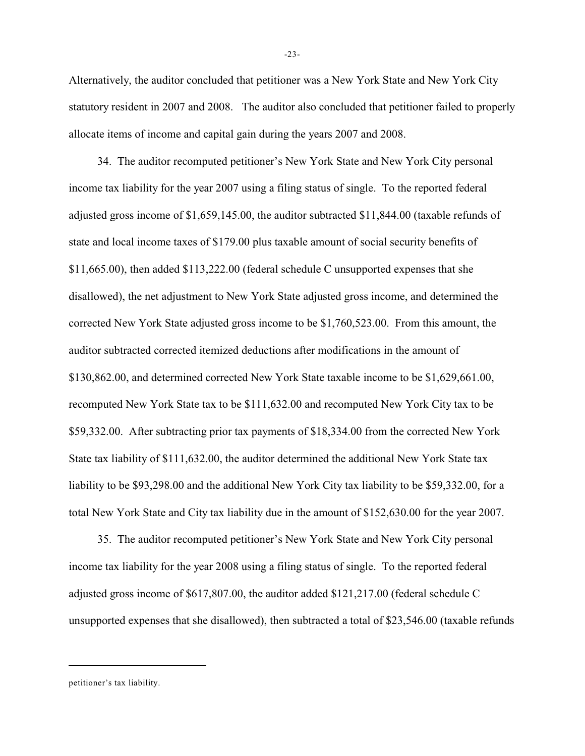Alternatively, the auditor concluded that petitioner was a New York State and New York City statutory resident in 2007 and 2008. The auditor also concluded that petitioner failed to properly allocate items of income and capital gain during the years 2007 and 2008.

34. The auditor recomputed petitioner's New York State and New York City personal income tax liability for the year 2007 using a filing status of single. To the reported federal adjusted gross income of $1,659,145.00, the auditor subtracted $11,844.00 (taxable refunds of state and local income taxes of $179.00 plus taxable amount of social security benefits of $11,665.00), then added $113,222.00 (federal schedule C unsupported expenses that she disallowed), the net adjustment to New York State adjusted gross income, and determined the corrected New York State adjusted gross income to be $1,760,523.00. From this amount, the auditor subtracted corrected itemized deductions after modifications in the amount of $130,862.00, and determined corrected New York State taxable income to be $1,629,661.00, recomputed New York State tax to be $111,632.00 and recomputed New York City tax to be $59,332.00. After subtracting prior tax payments of $18,334.00 from the corrected New York State tax liability of $111,632.00, the auditor determined the additional New York State tax liability to be $93,298.00 and the additional New York City tax liability to be $59,332.00, for a total New York State and City tax liability due in the amount of $152,630.00 for the year 2007.

35. The auditor recomputed petitioner's New York State and New York City personal income tax liability for the year 2008 using a filing status of single. To the reported federal adjusted gross income of $617,807.00, the auditor added $121,217.00 (federal schedule C unsupported expenses that she disallowed), then subtracted a total of $23,546.00 (taxable refunds

---

petitioner's tax liability.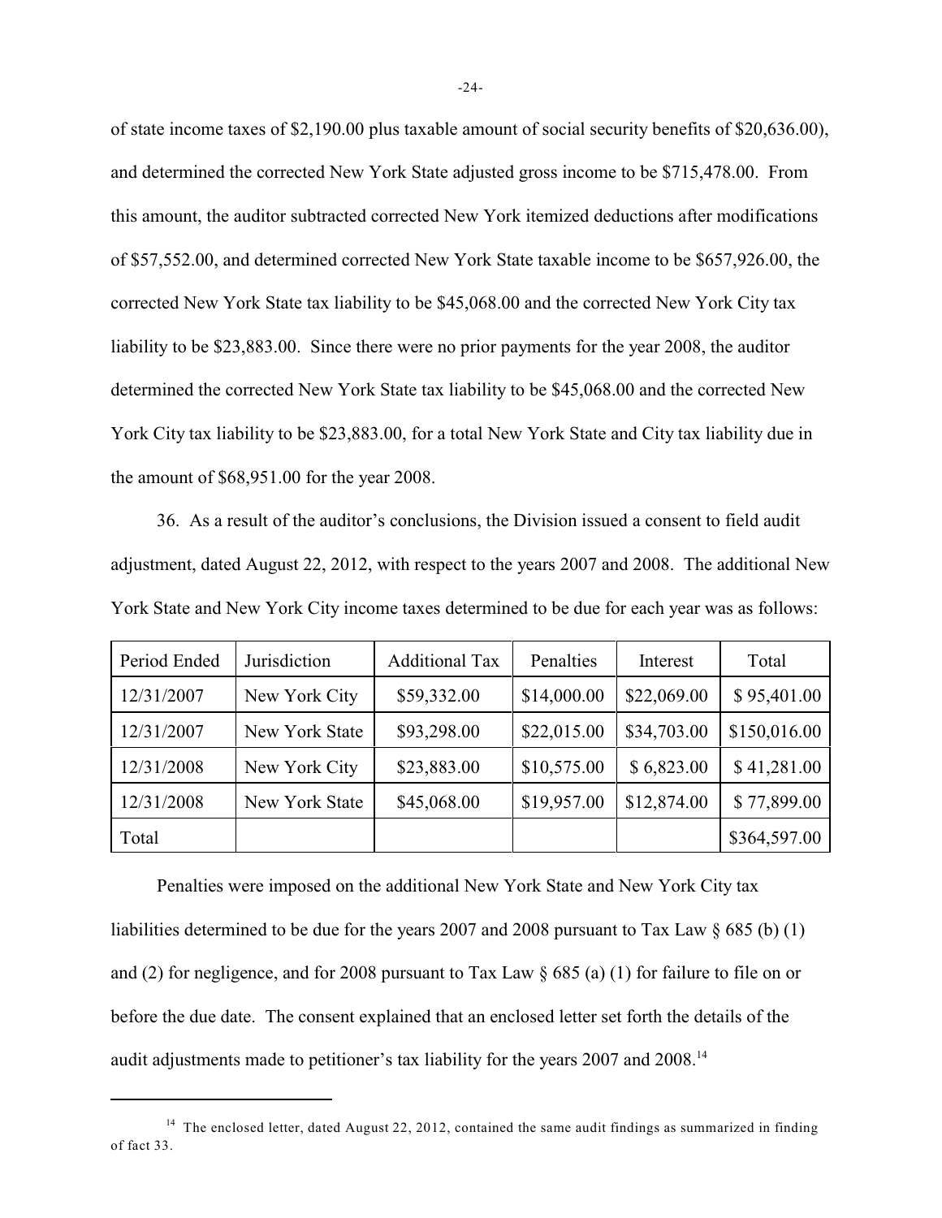of state income taxes of $2,190.00 plus taxable amount of social security benefits of $20,636.00), and determined the corrected New York State adjusted gross income to be $715,478.00. From this amount, the auditor subtracted corrected New York itemized deductions after modifications of $57,552.00, and determined corrected New York State taxable income to be $657,926.00, the corrected New York State tax liability to be $45,068.00 and the corrected New York City tax liability to be $23,883.00. Since there were no prior payments for the year 2008, the auditor determined the corrected New York State tax liability to be $45,068.00 and the corrected New York City tax liability to be $23,883.00, for a total New York State and City tax liability due in the amount of $68,951.00 for the year 2008.

36. As a result of the auditor's conclusions, the Division issued a consent to field audit adjustment, dated August 22, 2012, with respect to the years 2007 and 2008. The additional New York State and New York City income taxes determined to be due for each year was as follows:

| Period Ended | Jurisdiction | Additional Tax | Penalties | Interest | Total |
|---|---|---|---|---|---|
| 12/31/2007 | New York City | $59,332.00 | $14,000.00 | $22,069.00 | $ 95,401.00 |
| 12/31/2007 | New York State | $93,298.00 | $22,015.00 | $34,703.00 | $150,016.00 |
| 12/31/2008 | New York City | $23,883.00 | $10,575.00 | $ 6,823.00 | $ 41,281.00 |
| 12/31/2008 | New York State | $45,068.00 | $19,957.00 | $12,874.00 | $ 77,899.00 |
| Total | | | | | $364,597.00 |

Penalties were imposed on the additional New York State and New York City tax liabilities determined to be due for the years 2007 and 2008 pursuant to Tax Law § 685 (b) (1) and (2) for negligence, and for 2008 pursuant to Tax Law § 685 (a) (1) for failure to file on or before the due date. The consent explained that an enclosed letter set forth the details of the audit adjustments made to petitioner's tax liability for the years 2007 and 2008.[14]

[14] The enclosed letter, dated August 22, 2012, contained the same audit findings as summarized in finding of fact 33.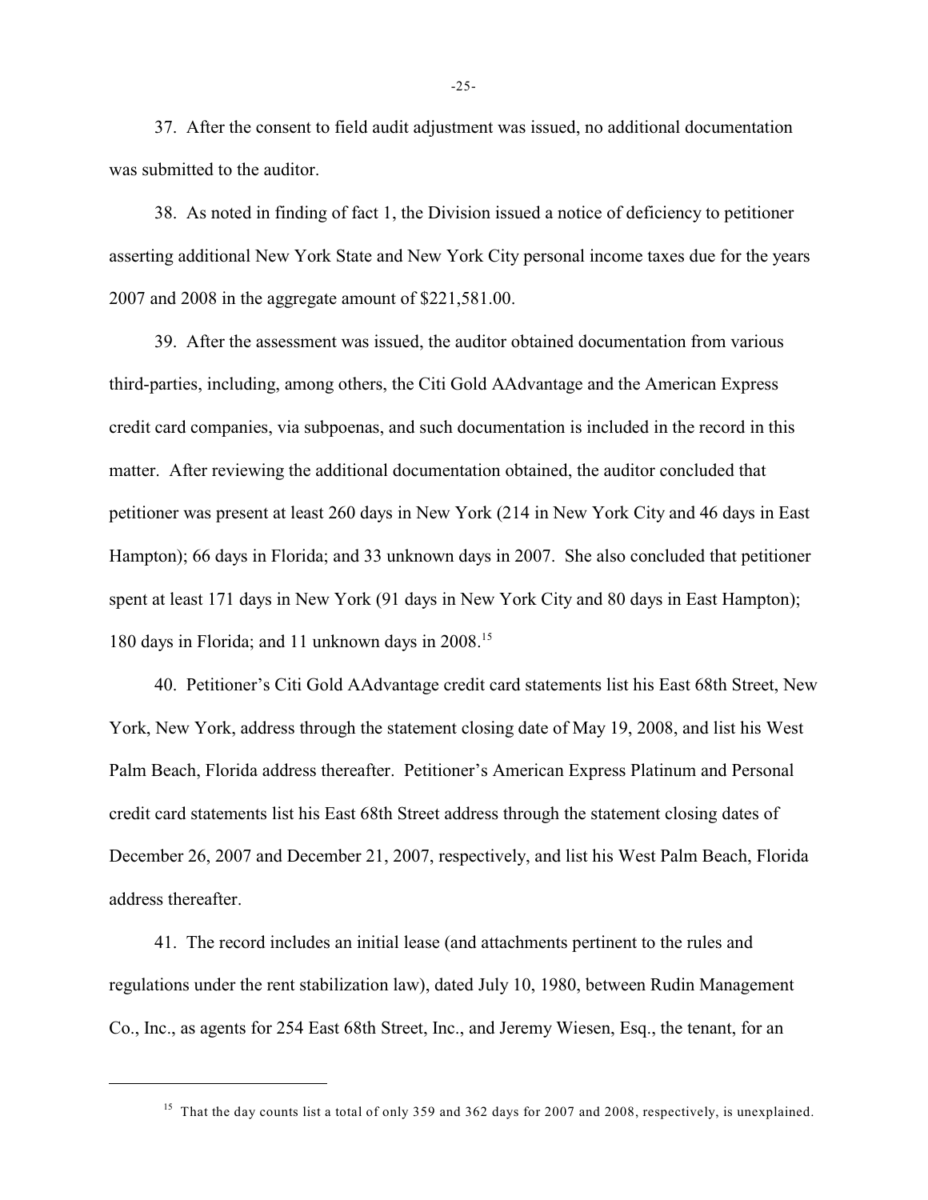37. After the consent to field audit adjustment was issued, no additional documentation was submitted to the auditor.

38. As noted in finding of fact 1, the Division issued a notice of deficiency to petitioner asserting additional New York State and New York City personal income taxes due for the years 2007 and 2008 in the aggregate amount of $221,581.00.

39. After the assessment was issued, the auditor obtained documentation from various third-parties, including, among others, the Citi Gold AAdvantage and the American Express credit card companies, via subpoenas, and such documentation is included in the record in this matter. After reviewing the additional documentation obtained, the auditor concluded that petitioner was present at least 260 days in New York (214 in New York City and 46 days in East Hampton); 66 days in Florida; and 33 unknown days in 2007. She also concluded that petitioner spent at least 171 days in New York (91 days in New York City and 80 days in East Hampton); 180 days in Florida; and 11 unknown days in 2008.[15]

40. Petitioner's Citi Gold AAdvantage credit card statements list his East 68th Street, New York, New York, address through the statement closing date of May 19, 2008, and list his West Palm Beach, Florida address thereafter. Petitioner's American Express Platinum and Personal credit card statements list his East 68th Street address through the statement closing dates of December 26, 2007 and December 21, 2007, respectively, and list his West Palm Beach, Florida address thereafter.

41. The record includes an initial lease (and attachments pertinent to the rules and regulations under the rent stabilization law), dated July 10, 1980, between Rudin Management Co., Inc., as agents for 254 East 68th Street, Inc., and Jeremy Wiesen, Esq., the tenant, for an

---

[15] That the day counts list a total of only 359 and 362 days for 2007 and 2008, respectively, is unexplained.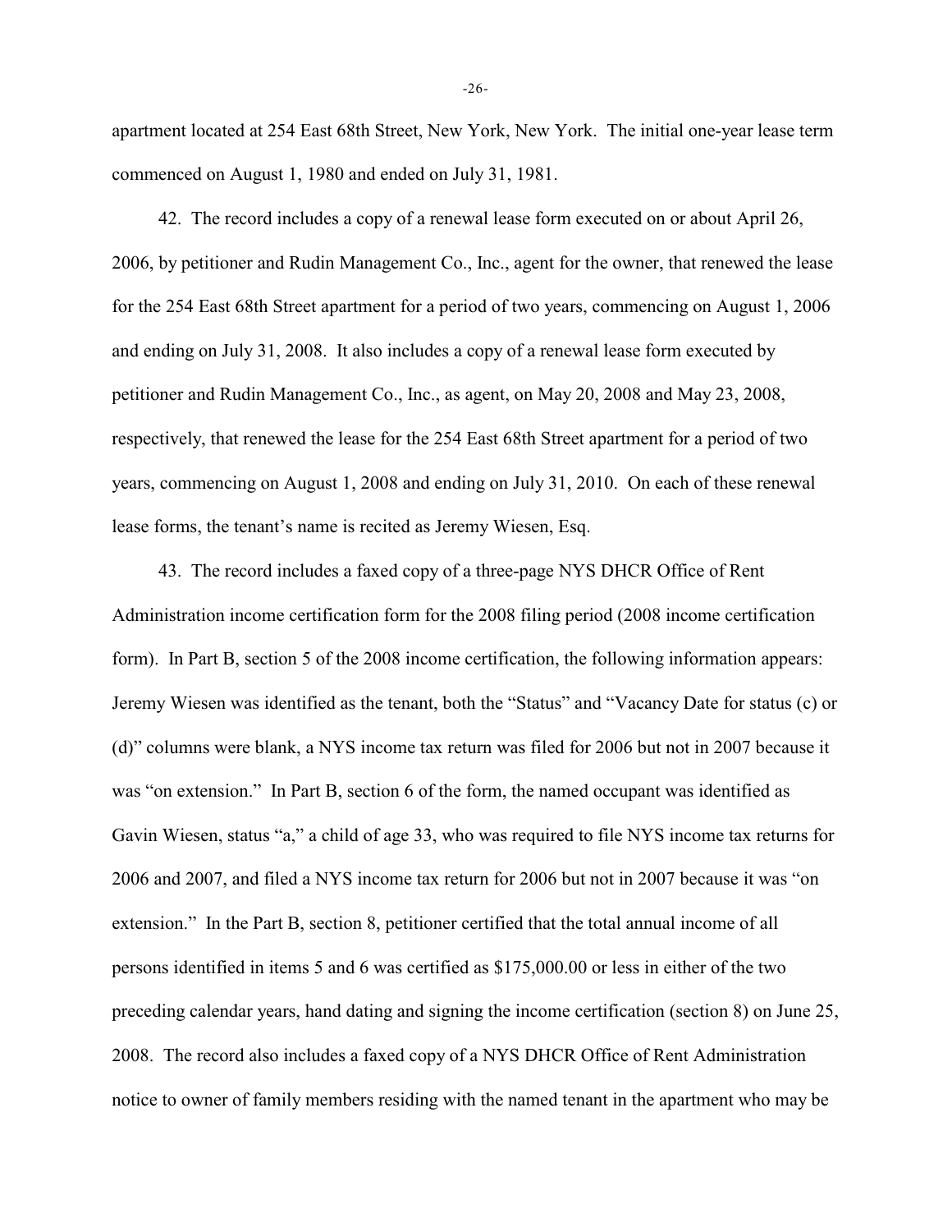apartment located at 254 East 68th Street, New York, New York. The initial one-year lease term commenced on August 1, 1980 and ended on July 31, 1981.

42. The record includes a copy of a renewal lease form executed on or about April 26, 2006, by petitioner and Rudin Management Co., Inc., agent for the owner, that renewed the lease for the 254 East 68th Street apartment for a period of two years, commencing on August 1, 2006 and ending on July 31, 2008. It also includes a copy of a renewal lease form executed by petitioner and Rudin Management Co., Inc., as agent, on May 20, 2008 and May 23, 2008, respectively, that renewed the lease for the 254 East 68th Street apartment for a period of two years, commencing on August 1, 2008 and ending on July 31, 2010. On each of these renewal lease forms, the tenant's name is recited as Jeremy Wiesen, Esq.

43. The record includes a faxed copy of a three-page NYS DHCR Office of Rent Administration income certification form for the 2008 filing period (2008 income certification form). In Part B, section 5 of the 2008 income certification, the following information appears: Jeremy Wiesen was identified as the tenant, both the "Status" and "Vacancy Date for status (c) or (d)" columns were blank, a NYS income tax return was filed for 2006 but not in 2007 because it was "on extension." In Part B, section 6 of the form, the named occupant was identified as Gavin Wiesen, status "a," a child of age 33, who was required to file NYS income tax returns for 2006 and 2007, and filed a NYS income tax return for 2006 but not in 2007 because it was "on extension." In the Part B, section 8, petitioner certified that the total annual income of all persons identified in items 5 and 6 was certified as $175,000.00 or less in either of the two preceding calendar years, hand dating and signing the income certification (section 8) on June 25, 2008. The record also includes a faxed copy of a NYS DHCR Office of Rent Administration notice to owner of family members residing with the named tenant in the apartment who may be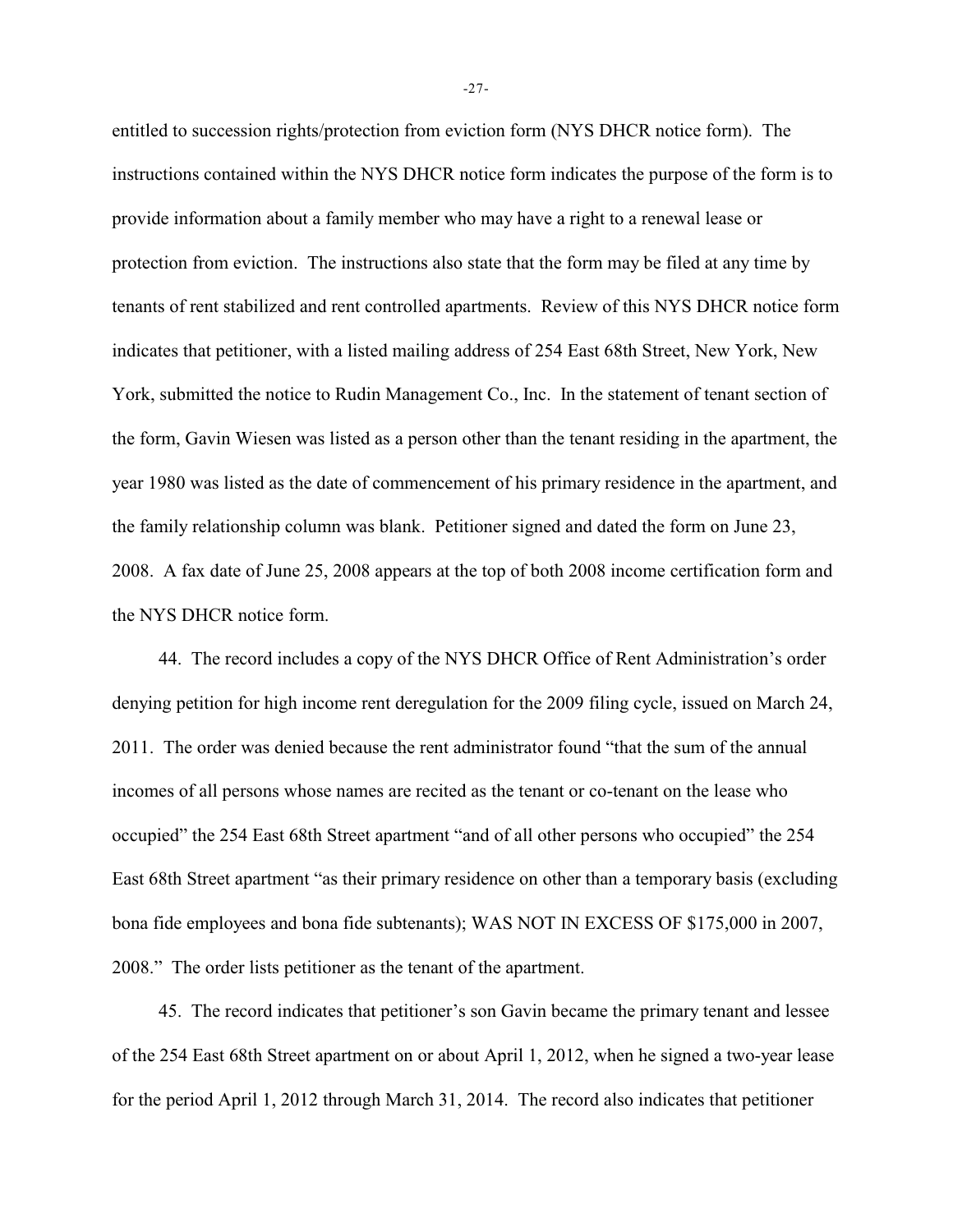entitled to succession rights/protection from eviction form (NYS DHCR notice form). The instructions contained within the NYS DHCR notice form indicates the purpose of the form is to provide information about a family member who may have a right to a renewal lease or protection from eviction. The instructions also state that the form may be filed at any time by tenants of rent stabilized and rent controlled apartments. Review of this NYS DHCR notice form indicates that petitioner, with a listed mailing address of 254 East 68th Street, New York, New York, submitted the notice to Rudin Management Co., Inc. In the statement of tenant section of the form, Gavin Wiesen was listed as a person other than the tenant residing in the apartment, the year 1980 was listed as the date of commencement of his primary residence in the apartment, and the family relationship column was blank. Petitioner signed and dated the form on June 23, 2008. A fax date of June 25, 2008 appears at the top of both 2008 income certification form and the NYS DHCR notice form.

44. The record includes a copy of the NYS DHCR Office of Rent Administration's order denying petition for high income rent deregulation for the 2009 filing cycle, issued on March 24, 2011. The order was denied because the rent administrator found "that the sum of the annual incomes of all persons whose names are recited as the tenant or co-tenant on the lease who occupied" the 254 East 68th Street apartment "and of all other persons who occupied" the 254 East 68th Street apartment "as their primary residence on other than a temporary basis (excluding bona fide employees and bona fide subtenants); WAS NOT IN EXCESS OF $175,000 in 2007, 2008." The order lists petitioner as the tenant of the apartment.

45. The record indicates that petitioner's son Gavin became the primary tenant and lessee of the 254 East 68th Street apartment on or about April 1, 2012, when he signed a two-year lease for the period April 1, 2012 through March 31, 2014. The record also indicates that petitioner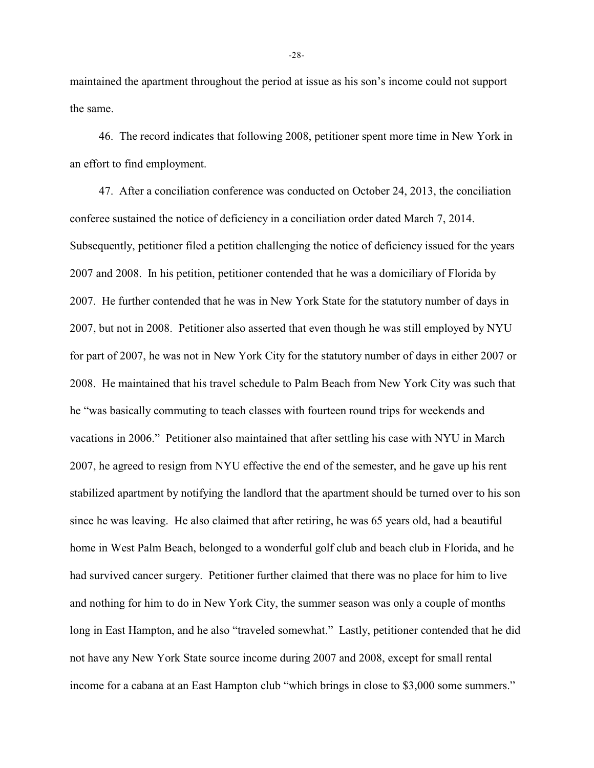maintained the apartment throughout the period at issue as his son's income could not support the same.

46. The record indicates that following 2008, petitioner spent more time in New York in an effort to find employment.

47. After a conciliation conference was conducted on October 24, 2013, the conciliation conferee sustained the notice of deficiency in a conciliation order dated March 7, 2014. Subsequently, petitioner filed a petition challenging the notice of deficiency issued for the years 2007 and 2008. In his petition, petitioner contended that he was a domiciliary of Florida by 2007. He further contended that he was in New York State for the statutory number of days in 2007, but not in 2008. Petitioner also asserted that even though he was still employed by NYU for part of 2007, he was not in New York City for the statutory number of days in either 2007 or 2008. He maintained that his travel schedule to Palm Beach from New York City was such that he "was basically commuting to teach classes with fourteen round trips for weekends and vacations in 2006." Petitioner also maintained that after settling his case with NYU in March 2007, he agreed to resign from NYU effective the end of the semester, and he gave up his rent stabilized apartment by notifying the landlord that the apartment should be turned over to his son since he was leaving. He also claimed that after retiring, he was 65 years old, had a beautiful home in West Palm Beach, belonged to a wonderful golf club and beach club in Florida, and he had survived cancer surgery. Petitioner further claimed that there was no place for him to live and nothing for him to do in New York City, the summer season was only a couple of months long in East Hampton, and he also "traveled somewhat." Lastly, petitioner contended that he did not have any New York State source income during 2007 and 2008, except for small rental income for a cabana at an East Hampton club "which brings in close to $3,000 some summers."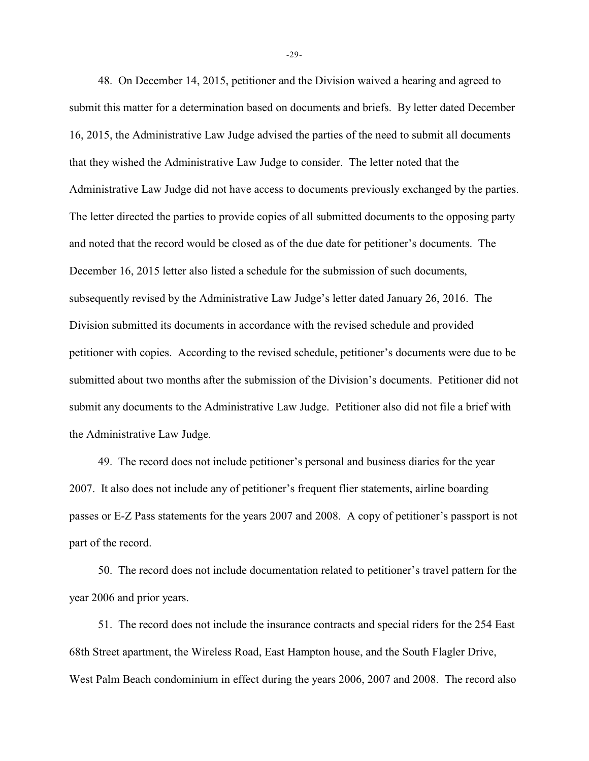48. On December 14, 2015, petitioner and the Division waived a hearing and agreed to submit this matter for a determination based on documents and briefs. By letter dated December 16, 2015, the Administrative Law Judge advised the parties of the need to submit all documents that they wished the Administrative Law Judge to consider. The letter noted that the Administrative Law Judge did not have access to documents previously exchanged by the parties. The letter directed the parties to provide copies of all submitted documents to the opposing party and noted that the record would be closed as of the due date for petitioner's documents. The December 16, 2015 letter also listed a schedule for the submission of such documents, subsequently revised by the Administrative Law Judge's letter dated January 26, 2016. The Division submitted its documents in accordance with the revised schedule and provided petitioner with copies. According to the revised schedule, petitioner's documents were due to be submitted about two months after the submission of the Division's documents. Petitioner did not submit any documents to the Administrative Law Judge. Petitioner also did not file a brief with the Administrative Law Judge.

49. The record does not include petitioner's personal and business diaries for the year 2007. It also does not include any of petitioner's frequent flier statements, airline boarding passes or E-Z Pass statements for the years 2007 and 2008. A copy of petitioner's passport is not part of the record.

50. The record does not include documentation related to petitioner's travel pattern for the year 2006 and prior years.

51. The record does not include the insurance contracts and special riders for the 254 East 68th Street apartment, the Wireless Road, East Hampton house, and the South Flagler Drive, West Palm Beach condominium in effect during the years 2006, 2007 and 2008. The record also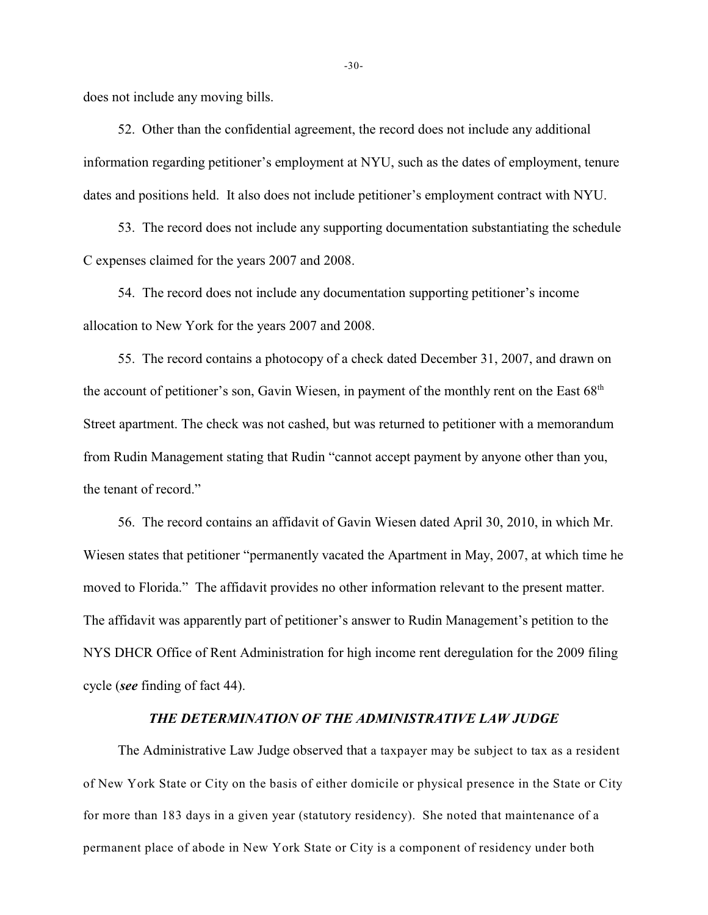does not include any moving bills.

52. Other than the confidential agreement, the record does not include any additional information regarding petitioner's employment at NYU, such as the dates of employment, tenure dates and positions held. It also does not include petitioner's employment contract with NYU.

53. The record does not include any supporting documentation substantiating the schedule C expenses claimed for the years 2007 and 2008.

54. The record does not include any documentation supporting petitioner's income allocation to New York for the years 2007 and 2008.

55. The record contains a photocopy of a check dated December 31, 2007, and drawn on the account of petitioner's son, Gavin Wiesen, in payment of the monthly rent on the East 68th Street apartment. The check was not cashed, but was returned to petitioner with a memorandum from Rudin Management stating that Rudin "cannot accept payment by anyone other than you, the tenant of record."

56. The record contains an affidavit of Gavin Wiesen dated April 30, 2010, in which Mr. Wiesen states that petitioner "permanently vacated the Apartment in May, 2007, at which time he moved to Florida." The affidavit provides no other information relevant to the present matter. The affidavit was apparently part of petitioner's answer to Rudin Management's petition to the NYS DHCR Office of Rent Administration for high income rent deregulation for the 2009 filing cycle (***see*** finding of fact 44).

### *THE DETERMINATION OF THE ADMINISTRATIVE LAW JUDGE*

The Administrative Law Judge observed that a taxpayer may be subject to tax as a resident of New York State or City on the basis of either domicile or physical presence in the State or City for more than 183 days in a given year (statutory residency). She noted that maintenance of a permanent place of abode in New York State or City is a component of residency under both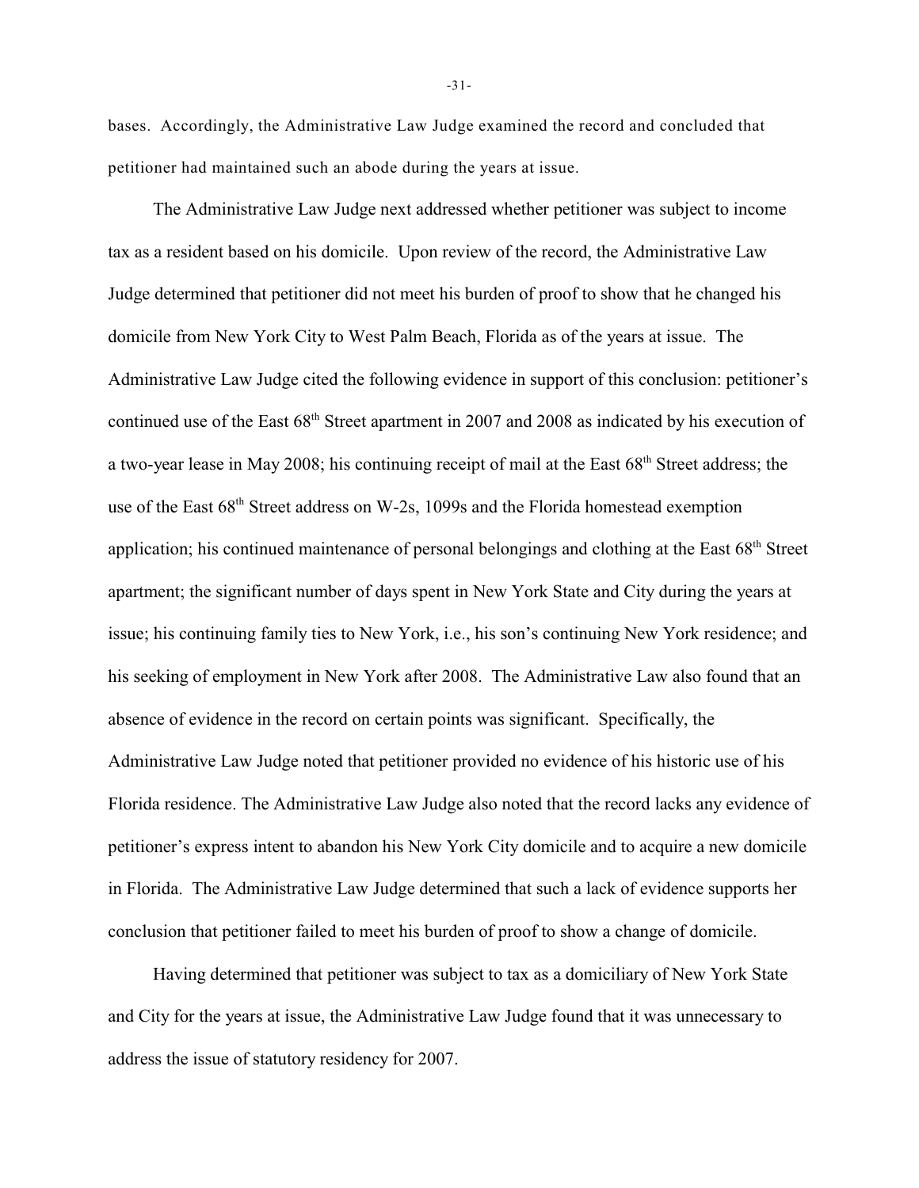bases. Accordingly, the Administrative Law Judge examined the record and concluded that petitioner had maintained such an abode during the years at issue.

The Administrative Law Judge next addressed whether petitioner was subject to income tax as a resident based on his domicile. Upon review of the record, the Administrative Law Judge determined that petitioner did not meet his burden of proof to show that he changed his domicile from New York City to West Palm Beach, Florida as of the years at issue. The Administrative Law Judge cited the following evidence in support of this conclusion: petitioner's continued use of the East 68th Street apartment in 2007 and 2008 as indicated by his execution of a two-year lease in May 2008; his continuing receipt of mail at the East 68th Street address; the use of the East 68th Street address on W-2s, 1099s and the Florida homestead exemption application; his continued maintenance of personal belongings and clothing at the East 68th Street apartment; the significant number of days spent in New York State and City during the years at issue; his continuing family ties to New York, i.e., his son's continuing New York residence; and his seeking of employment in New York after 2008. The Administrative Law also found that an absence of evidence in the record on certain points was significant. Specifically, the Administrative Law Judge noted that petitioner provided no evidence of his historic use of his Florida residence. The Administrative Law Judge also noted that the record lacks any evidence of petitioner's express intent to abandon his New York City domicile and to acquire a new domicile in Florida. The Administrative Law Judge determined that such a lack of evidence supports her conclusion that petitioner failed to meet his burden of proof to show a change of domicile.

Having determined that petitioner was subject to tax as a domiciliary of New York State and City for the years at issue, the Administrative Law Judge found that it was unnecessary to address the issue of statutory residency for 2007.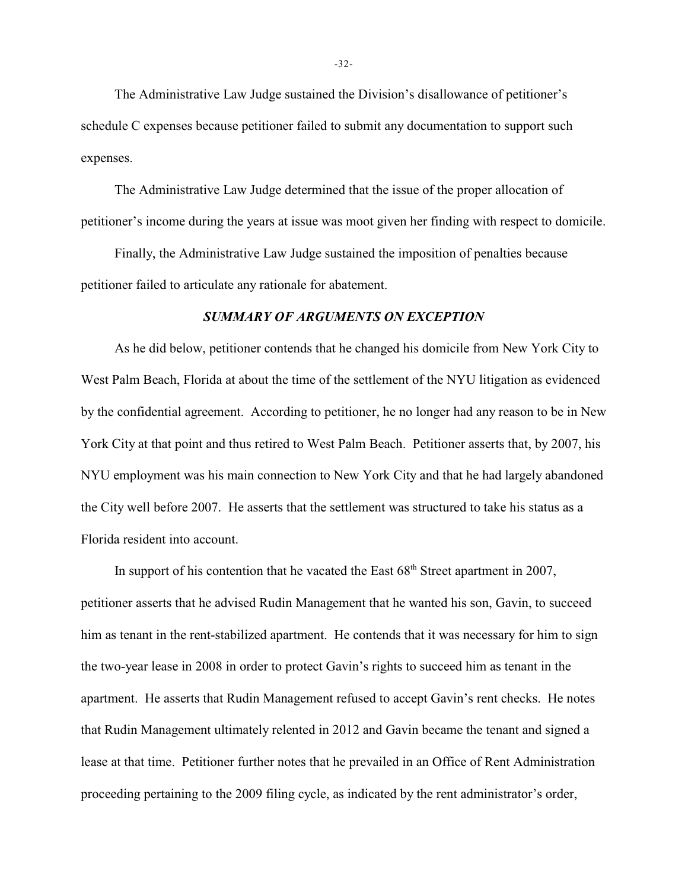The Administrative Law Judge sustained the Division's disallowance of petitioner's schedule C expenses because petitioner failed to submit any documentation to support such expenses.

The Administrative Law Judge determined that the issue of the proper allocation of petitioner's income during the years at issue was moot given her finding with respect to domicile.

Finally, the Administrative Law Judge sustained the imposition of penalties because petitioner failed to articulate any rationale for abatement.

### *SUMMARY OF ARGUMENTS ON EXCEPTION*

As he did below, petitioner contends that he changed his domicile from New York City to West Palm Beach, Florida at about the time of the settlement of the NYU litigation as evidenced by the confidential agreement. According to petitioner, he no longer had any reason to be in New York City at that point and thus retired to West Palm Beach. Petitioner asserts that, by 2007, his NYU employment was his main connection to New York City and that he had largely abandoned the City well before 2007. He asserts that the settlement was structured to take his status as a Florida resident into account.

In support of his contention that he vacated the East 68th Street apartment in 2007, petitioner asserts that he advised Rudin Management that he wanted his son, Gavin, to succeed him as tenant in the rent-stabilized apartment. He contends that it was necessary for him to sign the two-year lease in 2008 in order to protect Gavin's rights to succeed him as tenant in the apartment. He asserts that Rudin Management refused to accept Gavin's rent checks. He notes that Rudin Management ultimately relented in 2012 and Gavin became the tenant and signed a lease at that time. Petitioner further notes that he prevailed in an Office of Rent Administration proceeding pertaining to the 2009 filing cycle, as indicated by the rent administrator's order,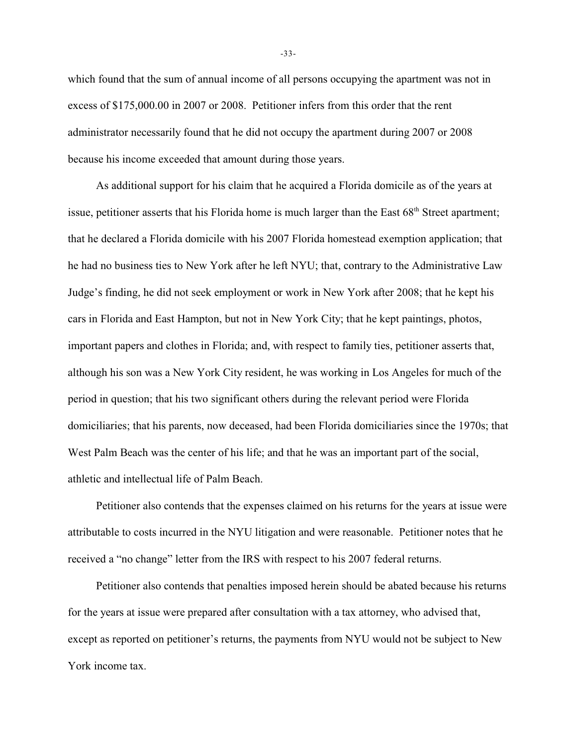which found that the sum of annual income of all persons occupying the apartment was not in excess of $175,000.00 in 2007 or 2008. Petitioner infers from this order that the rent administrator necessarily found that he did not occupy the apartment during 2007 or 2008 because his income exceeded that amount during those years.

As additional support for his claim that he acquired a Florida domicile as of the years at issue, petitioner asserts that his Florida home is much larger than the East 68th Street apartment; that he declared a Florida domicile with his 2007 Florida homestead exemption application; that he had no business ties to New York after he left NYU; that, contrary to the Administrative Law Judge's finding, he did not seek employment or work in New York after 2008; that he kept his cars in Florida and East Hampton, but not in New York City; that he kept paintings, photos, important papers and clothes in Florida; and, with respect to family ties, petitioner asserts that, although his son was a New York City resident, he was working in Los Angeles for much of the period in question; that his two significant others during the relevant period were Florida domiciliaries; that his parents, now deceased, had been Florida domiciliaries since the 1970s; that West Palm Beach was the center of his life; and that he was an important part of the social, athletic and intellectual life of Palm Beach.

Petitioner also contends that the expenses claimed on his returns for the years at issue were attributable to costs incurred in the NYU litigation and were reasonable. Petitioner notes that he received a "no change" letter from the IRS with respect to his 2007 federal returns.

Petitioner also contends that penalties imposed herein should be abated because his returns for the years at issue were prepared after consultation with a tax attorney, who advised that, except as reported on petitioner's returns, the payments from NYU would not be subject to New York income tax.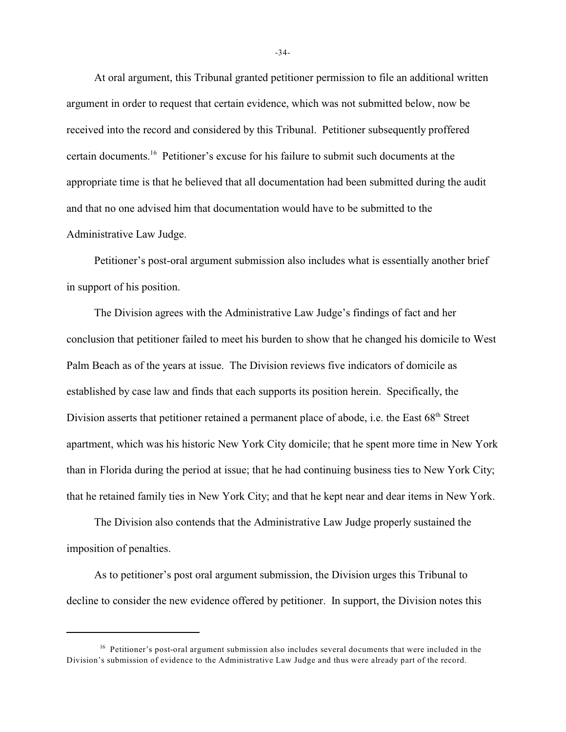At oral argument, this Tribunal granted petitioner permission to file an additional written argument in order to request that certain evidence, which was not submitted below, now be received into the record and considered by this Tribunal. Petitioner subsequently proffered certain documents.[16] Petitioner's excuse for his failure to submit such documents at the appropriate time is that he believed that all documentation had been submitted during the audit and that no one advised him that documentation would have to be submitted to the Administrative Law Judge.

Petitioner's post-oral argument submission also includes what is essentially another brief in support of his position.

The Division agrees with the Administrative Law Judge's findings of fact and her conclusion that petitioner failed to meet his burden to show that he changed his domicile to West Palm Beach as of the years at issue. The Division reviews five indicators of domicile as established by case law and finds that each supports its position herein. Specifically, the Division asserts that petitioner retained a permanent place of abode, i.e. the East 68th Street apartment, which was his historic New York City domicile; that he spent more time in New York than in Florida during the period at issue; that he had continuing business ties to New York City; that he retained family ties in New York City; and that he kept near and dear items in New York.

The Division also contends that the Administrative Law Judge properly sustained the imposition of penalties.

As to petitioner's post oral argument submission, the Division urges this Tribunal to decline to consider the new evidence offered by petitioner. In support, the Division notes this

---

[16] Petitioner's post-oral argument submission also includes several documents that were included in the Division's submission of evidence to the Administrative Law Judge and thus were already part of the record.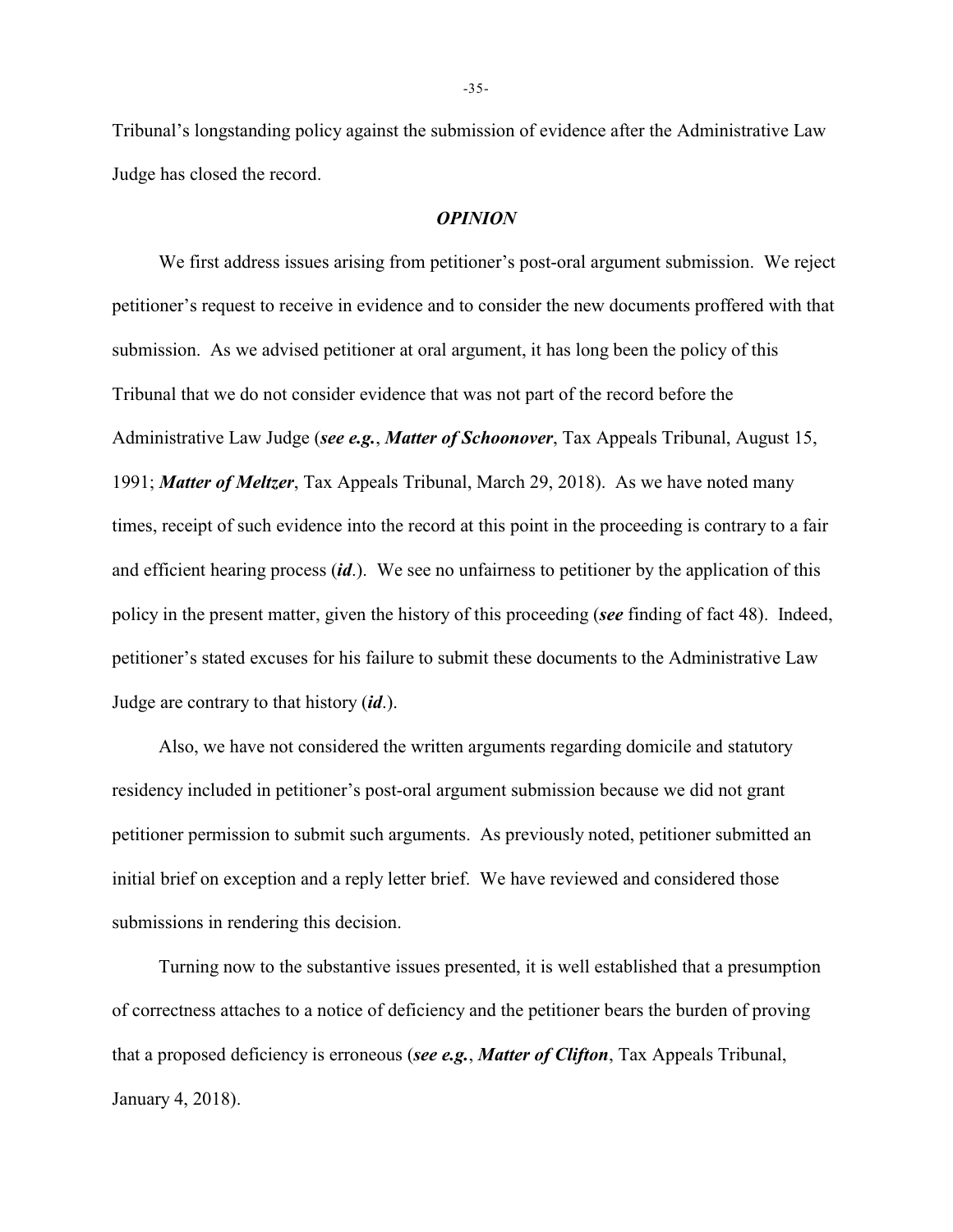Tribunal's longstanding policy against the submission of evidence after the Administrative Law Judge has closed the record.

## *OPINION*

We first address issues arising from petitioner's post-oral argument submission. We reject petitioner's request to receive in evidence and to consider the new documents proffered with that submission. As we advised petitioner at oral argument, it has long been the policy of this Tribunal that we do not consider evidence that was not part of the record before the Administrative Law Judge (***see e.g.***, ***Matter of Schoonover***, Tax Appeals Tribunal, August 15, 1991; ***Matter of Meltzer***, Tax Appeals Tribunal, March 29, 2018). As we have noted many times, receipt of such evidence into the record at this point in the proceeding is contrary to a fair and efficient hearing process (***id***.). We see no unfairness to petitioner by the application of this policy in the present matter, given the history of this proceeding (***see*** finding of fact 48). Indeed, petitioner's stated excuses for his failure to submit these documents to the Administrative Law Judge are contrary to that history (***id***.).

Also, we have not considered the written arguments regarding domicile and statutory residency included in petitioner's post-oral argument submission because we did not grant petitioner permission to submit such arguments. As previously noted, petitioner submitted an initial brief on exception and a reply letter brief. We have reviewed and considered those submissions in rendering this decision.

Turning now to the substantive issues presented, it is well established that a presumption of correctness attaches to a notice of deficiency and the petitioner bears the burden of proving that a proposed deficiency is erroneous (***see e.g.***, ***Matter of Clifton***, Tax Appeals Tribunal, January 4, 2018).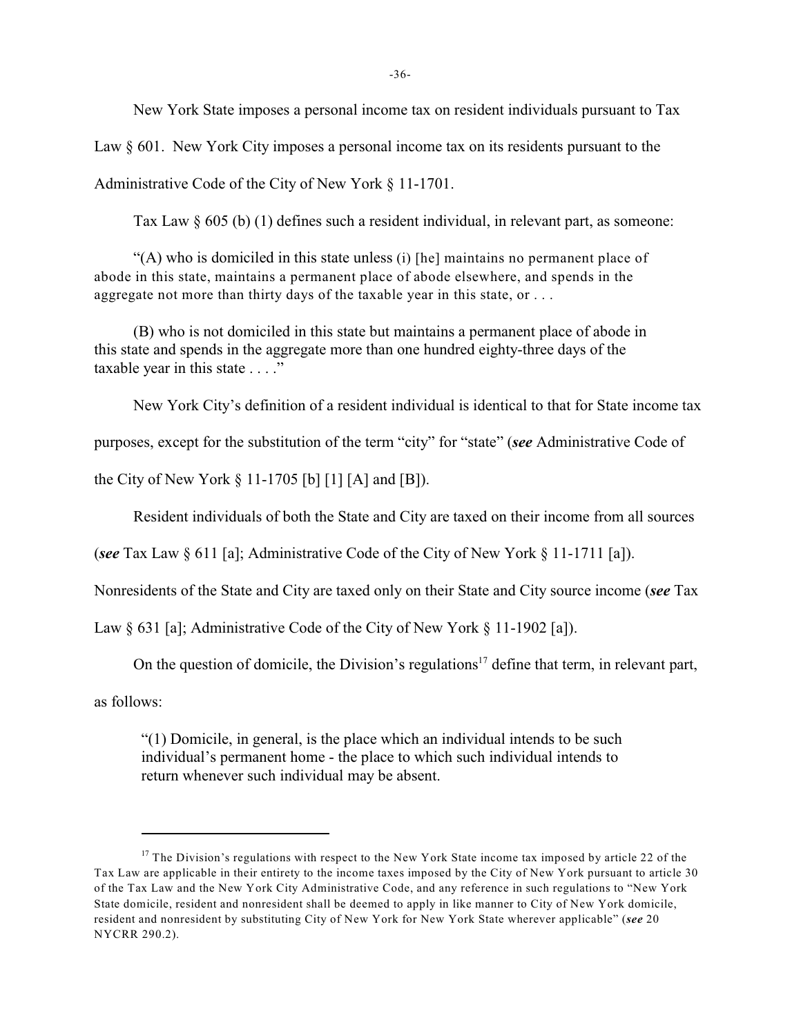New York State imposes a personal income tax on resident individuals pursuant to Tax Law § 601. New York City imposes a personal income tax on its residents pursuant to the Administrative Code of the City of New York § 11-1701.

Tax Law § 605 (b) (1) defines such a resident individual, in relevant part, as someone:

> "(A) who is domiciled in this state unless (i) [he] maintains no permanent place of abode in this state, maintains a permanent place of abode elsewhere, and spends in the aggregate not more than thirty days of the taxable year in this state, or . . .
>
> (B) who is not domiciled in this state but maintains a permanent place of abode in this state and spends in the aggregate more than one hundred eighty-three days of the taxable year in this state . . . ."

New York City's definition of a resident individual is identical to that for State income tax purposes, except for the substitution of the term "city" for "state" (***see*** Administrative Code of the City of New York § 11-1705 [b] [1] [A] and [B]).

Resident individuals of both the State and City are taxed on their income from all sources (***see*** Tax Law § 611 [a]; Administrative Code of the City of New York § 11-1711 [a]). Nonresidents of the State and City are taxed only on their State and City source income (***see*** Tax Law § 631 [a]; Administrative Code of the City of New York § 11-1902 [a]).

On the question of domicile, the Division's regulations[17] define that term, in relevant part, as follows:

> "(1) Domicile, in general, is the place which an individual intends to be such individual's permanent home - the place to which such individual intends to return whenever such individual may be absent.

---

[17] The Division's regulations with respect to the New York State income tax imposed by article 22 of the Tax Law are applicable in their entirety to the income taxes imposed by the City of New York pursuant to article 30 of the Tax Law and the New York City Administrative Code, and any reference in such regulations to "New York State domicile, resident and nonresident shall be deemed to apply in like manner to City of New York domicile, resident and nonresident by substituting City of New York for New York State wherever applicable" (***see*** 20 NYCRR 290.2).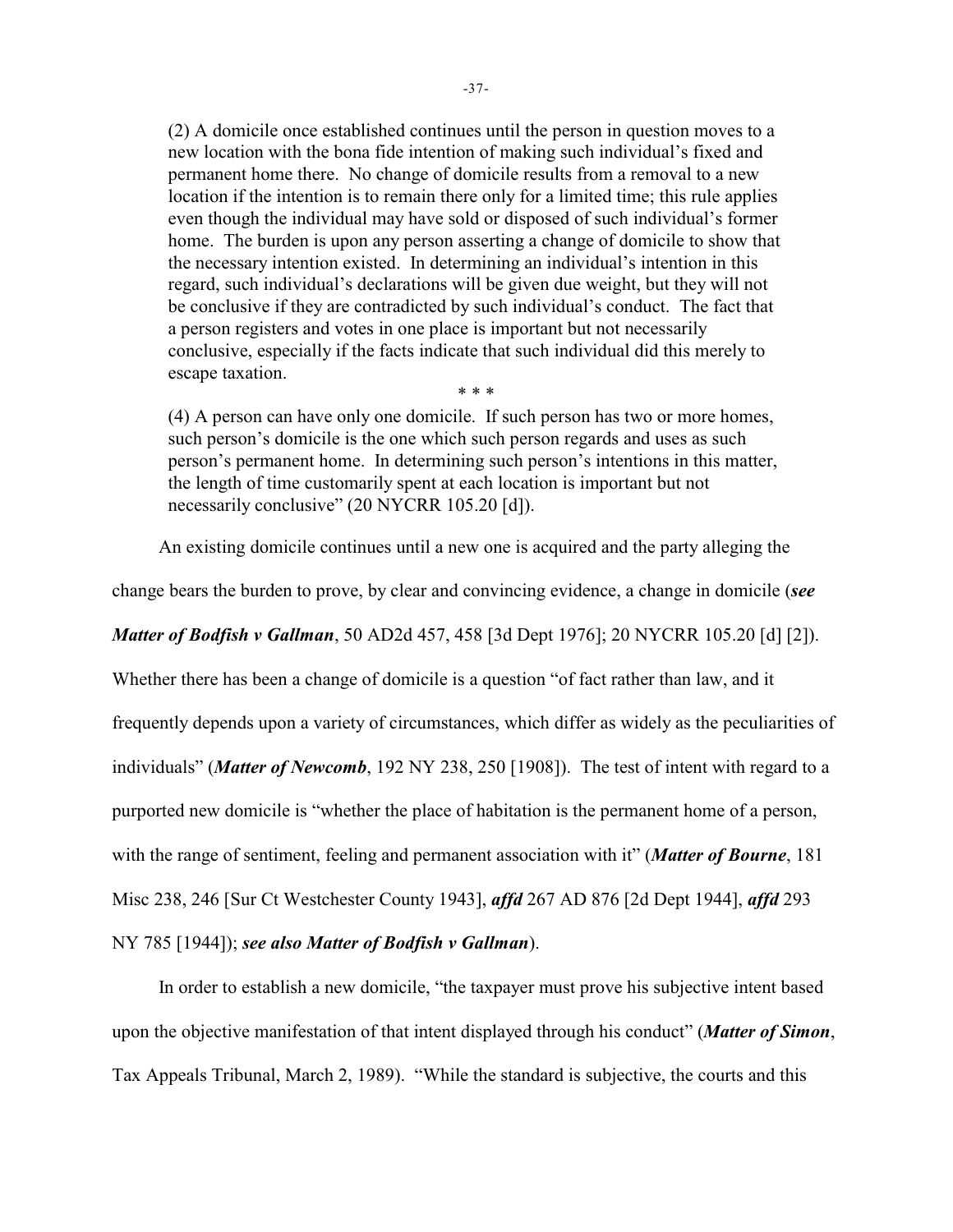> (2) A domicile once established continues until the person in question moves to a new location with the bona fide intention of making such individual's fixed and permanent home there. No change of domicile results from a removal to a new location if the intention is to remain there only for a limited time; this rule applies even though the individual may have sold or disposed of such individual's former home. The burden is upon any person asserting a change of domicile to show that the necessary intention existed. In determining an individual's intention in this regard, such individual's declarations will be given due weight, but they will not be conclusive if they are contradicted by such individual's conduct. The fact that a person registers and votes in one place is important but not necessarily conclusive, especially if the facts indicate that such individual did this merely to escape taxation.
>
> \* \* \*
>
> (4) A person can have only one domicile. If such person has two or more homes, such person's domicile is the one which such person regards and uses as such person's permanent home. In determining such person's intentions in this matter, the length of time customarily spent at each location is important but not necessarily conclusive" (20 NYCRR 105.20 [d]).

An existing domicile continues until a new one is acquired and the party alleging the change bears the burden to prove, by clear and convincing evidence, a change in domicile (***see Matter of Bodfish v Gallman***, 50 AD2d 457, 458 [3d Dept 1976]; 20 NYCRR 105.20 [d] [2]). Whether there has been a change of domicile is a question "of fact rather than law, and it frequently depends upon a variety of circumstances, which differ as widely as the peculiarities of individuals" (***Matter of Newcomb***, 192 NY 238, 250 [1908]). The test of intent with regard to a purported new domicile is "whether the place of habitation is the permanent home of a person, with the range of sentiment, feeling and permanent association with it" (***Matter of Bourne***, 181 Misc 238, 246 [Sur Ct Westchester County 1943], ***affd*** 267 AD 876 [2d Dept 1944], ***affd*** 293 NY 785 [1944]); ***see also Matter of Bodfish v Gallman***).

In order to establish a new domicile, "the taxpayer must prove his subjective intent based upon the objective manifestation of that intent displayed through his conduct" (***Matter of Simon***, Tax Appeals Tribunal, March 2, 1989). "While the standard is subjective, the courts and this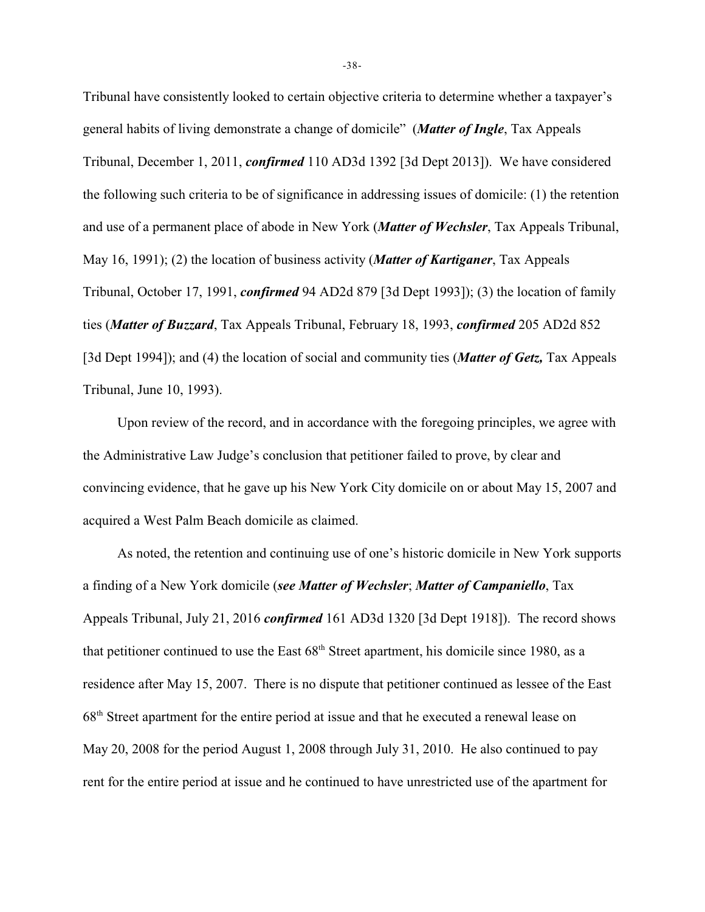Tribunal have consistently looked to certain objective criteria to determine whether a taxpayer's general habits of living demonstrate a change of domicile" (***Matter of Ingle***, Tax Appeals Tribunal, December 1, 2011, ***confirmed*** 110 AD3d 1392 [3d Dept 2013]). We have considered the following such criteria to be of significance in addressing issues of domicile: (1) the retention and use of a permanent place of abode in New York (***Matter of Wechsler***, Tax Appeals Tribunal, May 16, 1991); (2) the location of business activity (***Matter of Kartiganer***, Tax Appeals Tribunal, October 17, 1991, ***confirmed*** 94 AD2d 879 [3d Dept 1993]); (3) the location of family ties (***Matter of Buzzard***, Tax Appeals Tribunal, February 18, 1993, ***confirmed*** 205 AD2d 852 [3d Dept 1994]); and (4) the location of social and community ties (***Matter of Getz,*** Tax Appeals Tribunal, June 10, 1993).

Upon review of the record, and in accordance with the foregoing principles, we agree with the Administrative Law Judge's conclusion that petitioner failed to prove, by clear and convincing evidence, that he gave up his New York City domicile on or about May 15, 2007 and acquired a West Palm Beach domicile as claimed.

As noted, the retention and continuing use of one's historic domicile in New York supports a finding of a New York domicile (***see Matter of Wechsler***; ***Matter of Campaniello***, Tax Appeals Tribunal, July 21, 2016 ***confirmed*** 161 AD3d 1320 [3d Dept 1918]). The record shows that petitioner continued to use the East 68th Street apartment, his domicile since 1980, as a residence after May 15, 2007. There is no dispute that petitioner continued as lessee of the East 68th Street apartment for the entire period at issue and that he executed a renewal lease on May 20, 2008 for the period August 1, 2008 through July 31, 2010. He also continued to pay rent for the entire period at issue and he continued to have unrestricted use of the apartment for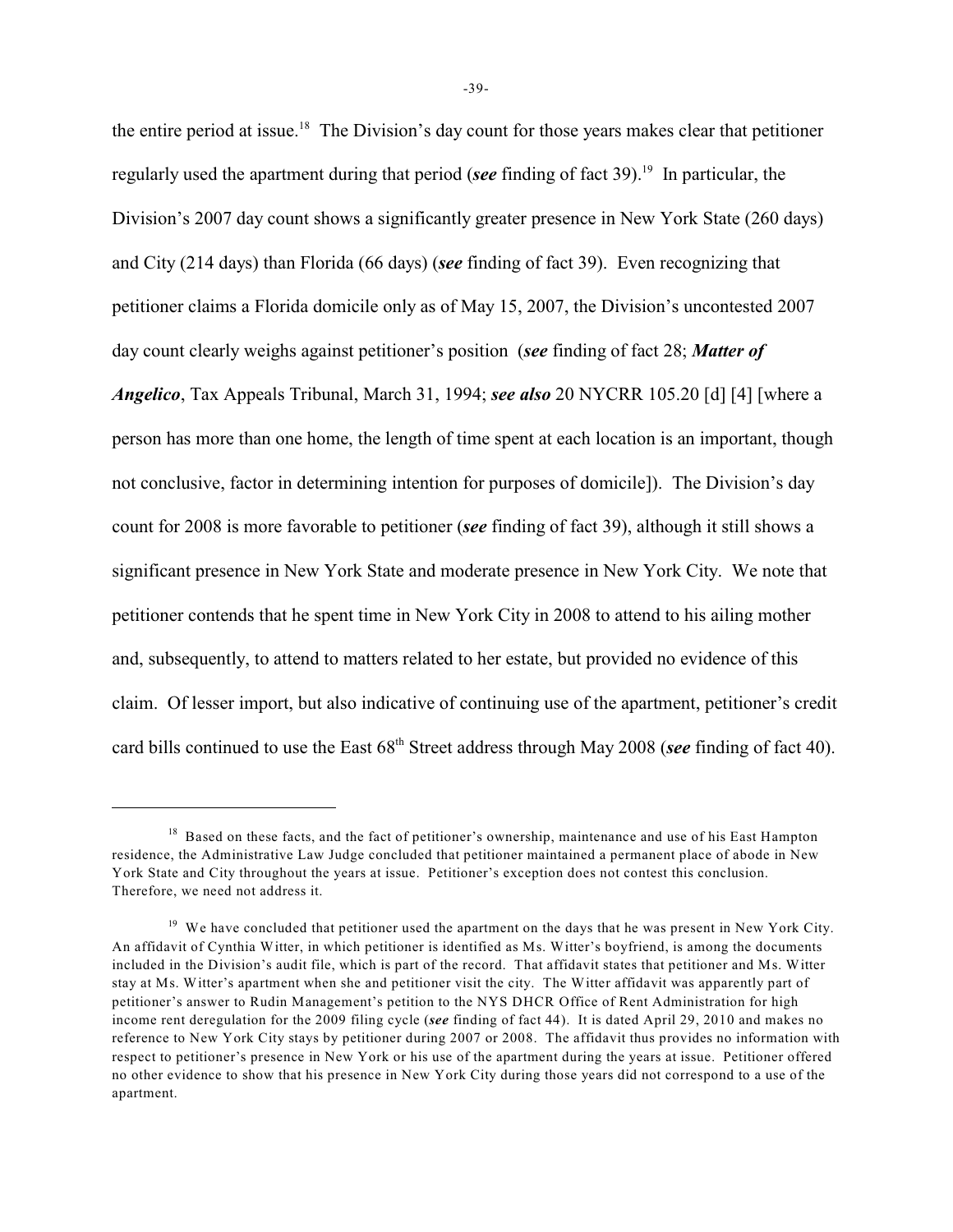the entire period at issue.[18] The Division's day count for those years makes clear that petitioner regularly used the apartment during that period (***see*** finding of fact 39).[19] In particular, the Division's 2007 day count shows a significantly greater presence in New York State (260 days) and City (214 days) than Florida (66 days) (***see*** finding of fact 39). Even recognizing that petitioner claims a Florida domicile only as of May 15, 2007, the Division's uncontested 2007 day count clearly weighs against petitioner's position (***see*** finding of fact 28; ***Matter of Angelico***, Tax Appeals Tribunal, March 31, 1994; ***see also*** 20 NYCRR 105.20 [d] [4] [where a person has more than one home, the length of time spent at each location is an important, though not conclusive, factor in determining intention for purposes of domicile]). The Division's day count for 2008 is more favorable to petitioner (***see*** finding of fact 39), although it still shows a significant presence in New York State and moderate presence in New York City. We note that petitioner contends that he spent time in New York City in 2008 to attend to his ailing mother and, subsequently, to attend to matters related to her estate, but provided no evidence of this claim. Of lesser import, but also indicative of continuing use of the apartment, petitioner's credit card bills continued to use the East 68th Street address through May 2008 (***see*** finding of fact 40).

---

[18] Based on these facts, and the fact of petitioner's ownership, maintenance and use of his East Hampton residence, the Administrative Law Judge concluded that petitioner maintained a permanent place of abode in New York State and City throughout the years at issue. Petitioner's exception does not contest this conclusion. Therefore, we need not address it.

[19] We have concluded that petitioner used the apartment on the days that he was present in New York City. An affidavit of Cynthia Witter, in which petitioner is identified as Ms. Witter's boyfriend, is among the documents included in the Division's audit file, which is part of the record. That affidavit states that petitioner and Ms. Witter stay at Ms. Witter's apartment when she and petitioner visit the city. The Witter affidavit was apparently part of petitioner's answer to Rudin Management's petition to the NYS DHCR Office of Rent Administration for high income rent deregulation for the 2009 filing cycle (***see*** finding of fact 44). It is dated April 29, 2010 and makes no reference to New York City stays by petitioner during 2007 or 2008. The affidavit thus provides no information with respect to petitioner's presence in New York or his use of the apartment during the years at issue. Petitioner offered no other evidence to show that his presence in New York City during those years did not correspond to a use of the apartment.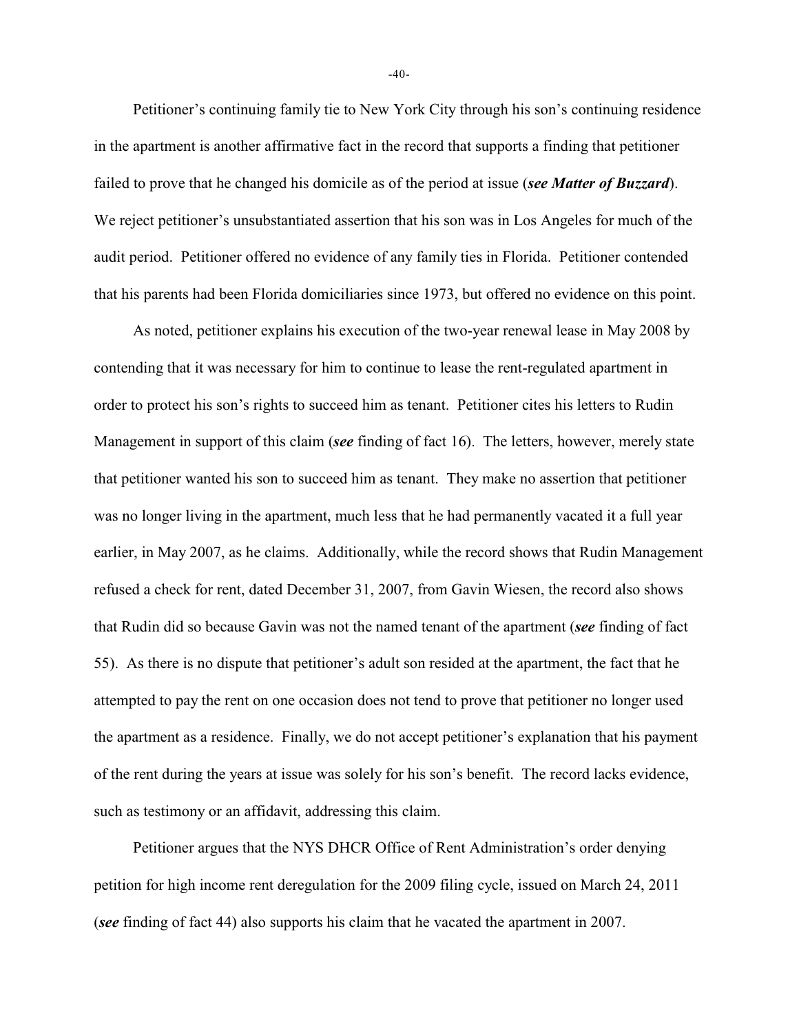Petitioner's continuing family tie to New York City through his son's continuing residence in the apartment is another affirmative fact in the record that supports a finding that petitioner failed to prove that he changed his domicile as of the period at issue (***see Matter of Buzzard***). We reject petitioner's unsubstantiated assertion that his son was in Los Angeles for much of the audit period. Petitioner offered no evidence of any family ties in Florida. Petitioner contended that his parents had been Florida domiciliaries since 1973, but offered no evidence on this point.

As noted, petitioner explains his execution of the two-year renewal lease in May 2008 by contending that it was necessary for him to continue to lease the rent-regulated apartment in order to protect his son's rights to succeed him as tenant. Petitioner cites his letters to Rudin Management in support of this claim (***see*** finding of fact 16). The letters, however, merely state that petitioner wanted his son to succeed him as tenant. They make no assertion that petitioner was no longer living in the apartment, much less that he had permanently vacated it a full year earlier, in May 2007, as he claims. Additionally, while the record shows that Rudin Management refused a check for rent, dated December 31, 2007, from Gavin Wiesen, the record also shows that Rudin did so because Gavin was not the named tenant of the apartment (***see*** finding of fact 55). As there is no dispute that petitioner's adult son resided at the apartment, the fact that he attempted to pay the rent on one occasion does not tend to prove that petitioner no longer used the apartment as a residence. Finally, we do not accept petitioner's explanation that his payment of the rent during the years at issue was solely for his son's benefit. The record lacks evidence, such as testimony or an affidavit, addressing this claim.

Petitioner argues that the NYS DHCR Office of Rent Administration's order denying petition for high income rent deregulation for the 2009 filing cycle, issued on March 24, 2011 (***see*** finding of fact 44) also supports his claim that he vacated the apartment in 2007.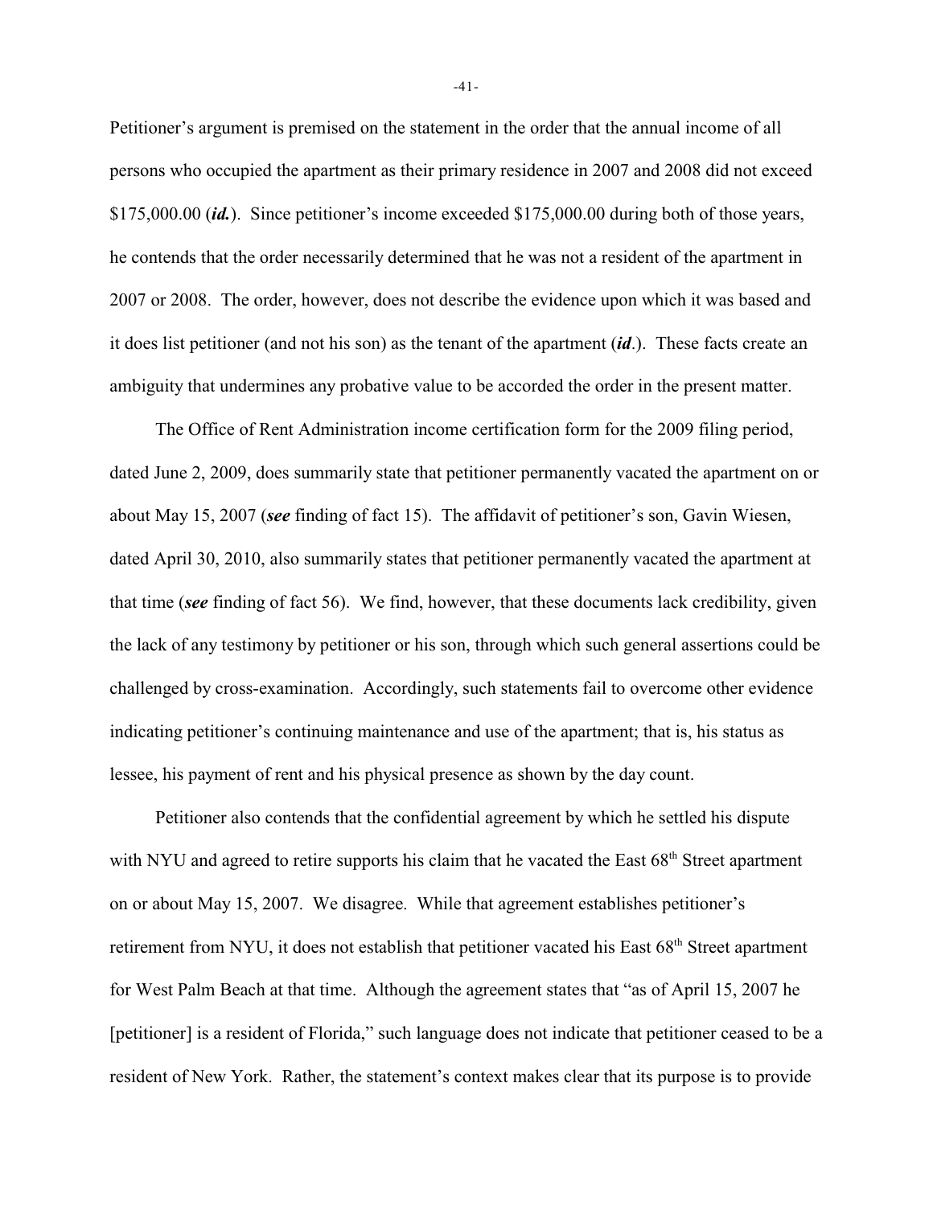Petitioner's argument is premised on the statement in the order that the annual income of all persons who occupied the apartment as their primary residence in 2007 and 2008 did not exceed $175,000.00 (***id.***). Since petitioner's income exceeded $175,000.00 during both of those years, he contends that the order necessarily determined that he was not a resident of the apartment in 2007 or 2008. The order, however, does not describe the evidence upon which it was based and it does list petitioner (and not his son) as the tenant of the apartment (***id***.). These facts create an ambiguity that undermines any probative value to be accorded the order in the present matter.

The Office of Rent Administration income certification form for the 2009 filing period, dated June 2, 2009, does summarily state that petitioner permanently vacated the apartment on or about May 15, 2007 (***see*** finding of fact 15). The affidavit of petitioner's son, Gavin Wiesen, dated April 30, 2010, also summarily states that petitioner permanently vacated the apartment at that time (***see*** finding of fact 56). We find, however, that these documents lack credibility, given the lack of any testimony by petitioner or his son, through which such general assertions could be challenged by cross-examination. Accordingly, such statements fail to overcome other evidence indicating petitioner's continuing maintenance and use of the apartment; that is, his status as lessee, his payment of rent and his physical presence as shown by the day count.

Petitioner also contends that the confidential agreement by which he settled his dispute with NYU and agreed to retire supports his claim that he vacated the East 68th Street apartment on or about May 15, 2007. We disagree. While that agreement establishes petitioner's retirement from NYU, it does not establish that petitioner vacated his East 68th Street apartment for West Palm Beach at that time. Although the agreement states that "as of April 15, 2007 he [petitioner] is a resident of Florida," such language does not indicate that petitioner ceased to be a resident of New York. Rather, the statement's context makes clear that its purpose is to provide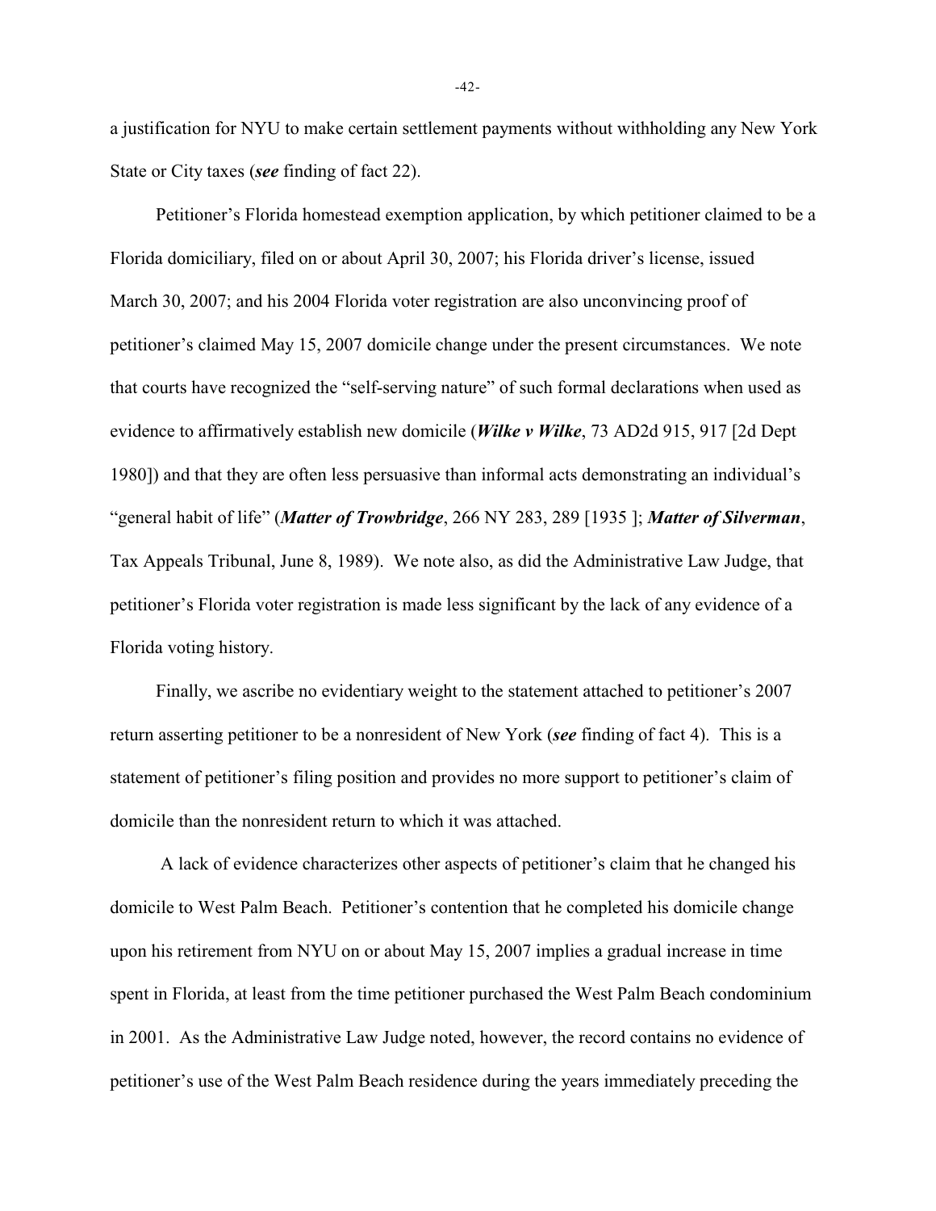a justification for NYU to make certain settlement payments without withholding any New York State or City taxes (***see*** finding of fact 22).

Petitioner's Florida homestead exemption application, by which petitioner claimed to be a Florida domiciliary, filed on or about April 30, 2007; his Florida driver's license, issued March 30, 2007; and his 2004 Florida voter registration are also unconvincing proof of petitioner's claimed May 15, 2007 domicile change under the present circumstances. We note that courts have recognized the "self-serving nature" of such formal declarations when used as evidence to affirmatively establish new domicile (***Wilke v Wilke***, 73 AD2d 915, 917 [2d Dept 1980]) and that they are often less persuasive than informal acts demonstrating an individual's "general habit of life" (***Matter of Trowbridge***, 266 NY 283, 289 [1935 ]; ***Matter of Silverman***, Tax Appeals Tribunal, June 8, 1989). We note also, as did the Administrative Law Judge, that petitioner's Florida voter registration is made less significant by the lack of any evidence of a Florida voting history.

Finally, we ascribe no evidentiary weight to the statement attached to petitioner's 2007 return asserting petitioner to be a nonresident of New York (***see*** finding of fact 4). This is a statement of petitioner's filing position and provides no more support to petitioner's claim of domicile than the nonresident return to which it was attached.

A lack of evidence characterizes other aspects of petitioner's claim that he changed his domicile to West Palm Beach. Petitioner's contention that he completed his domicile change upon his retirement from NYU on or about May 15, 2007 implies a gradual increase in time spent in Florida, at least from the time petitioner purchased the West Palm Beach condominium in 2001. As the Administrative Law Judge noted, however, the record contains no evidence of petitioner's use of the West Palm Beach residence during the years immediately preceding the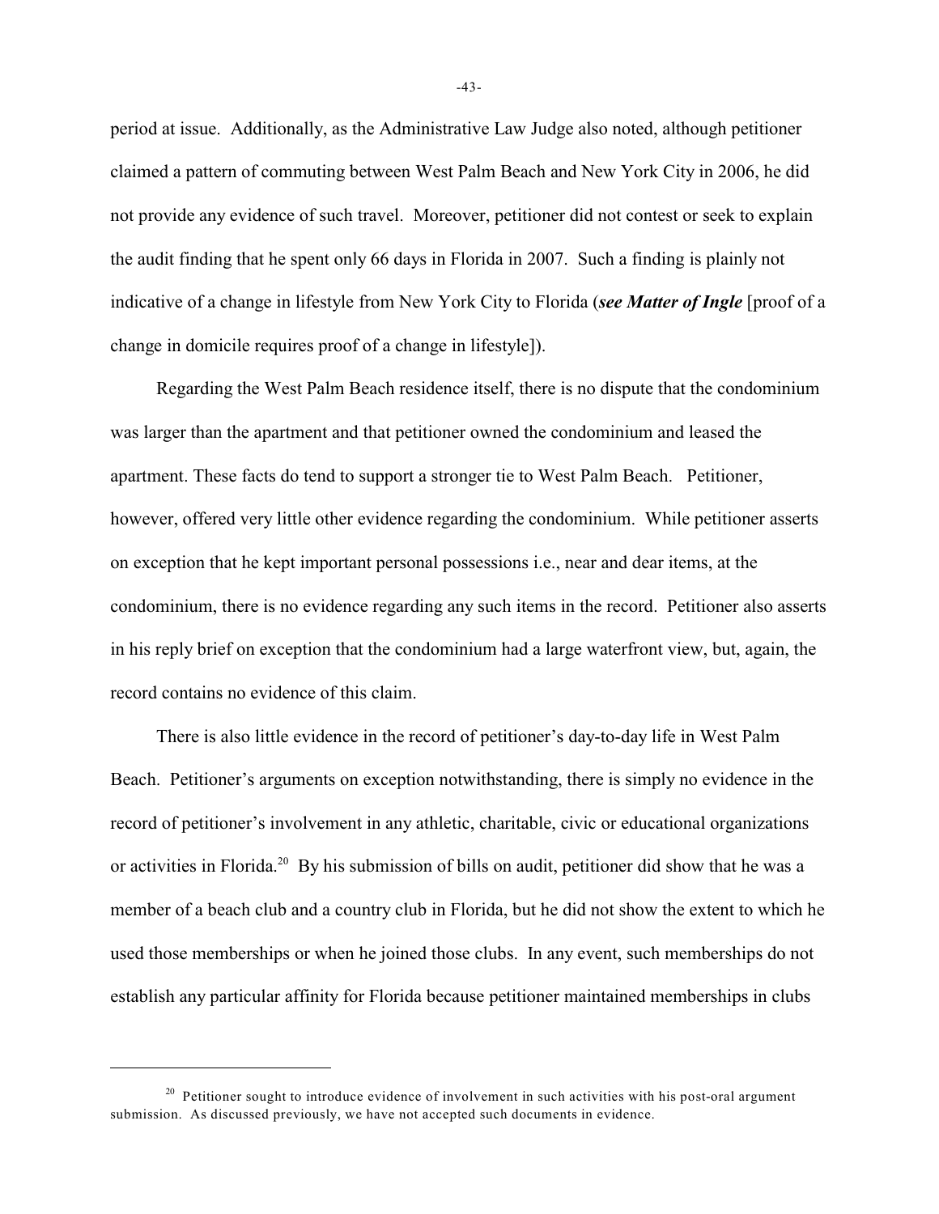period at issue. Additionally, as the Administrative Law Judge also noted, although petitioner claimed a pattern of commuting between West Palm Beach and New York City in 2006, he did not provide any evidence of such travel. Moreover, petitioner did not contest or seek to explain the audit finding that he spent only 66 days in Florida in 2007. Such a finding is plainly not indicative of a change in lifestyle from New York City to Florida (***see Matter of Ingle*** [proof of a change in domicile requires proof of a change in lifestyle]).

Regarding the West Palm Beach residence itself, there is no dispute that the condominium was larger than the apartment and that petitioner owned the condominium and leased the apartment. These facts do tend to support a stronger tie to West Palm Beach. Petitioner, however, offered very little other evidence regarding the condominium. While petitioner asserts on exception that he kept important personal possessions i.e., near and dear items, at the condominium, there is no evidence regarding any such items in the record. Petitioner also asserts in his reply brief on exception that the condominium had a large waterfront view, but, again, the record contains no evidence of this claim.

There is also little evidence in the record of petitioner's day-to-day life in West Palm Beach. Petitioner's arguments on exception notwithstanding, there is simply no evidence in the record of petitioner's involvement in any athletic, charitable, civic or educational organizations or activities in Florida.[20] By his submission of bills on audit, petitioner did show that he was a member of a beach club and a country club in Florida, but he did not show the extent to which he used those memberships or when he joined those clubs. In any event, such memberships do not establish any particular affinity for Florida because petitioner maintained memberships in clubs

---

[20] Petitioner sought to introduce evidence of involvement in such activities with his post-oral argument submission. As discussed previously, we have not accepted such documents in evidence.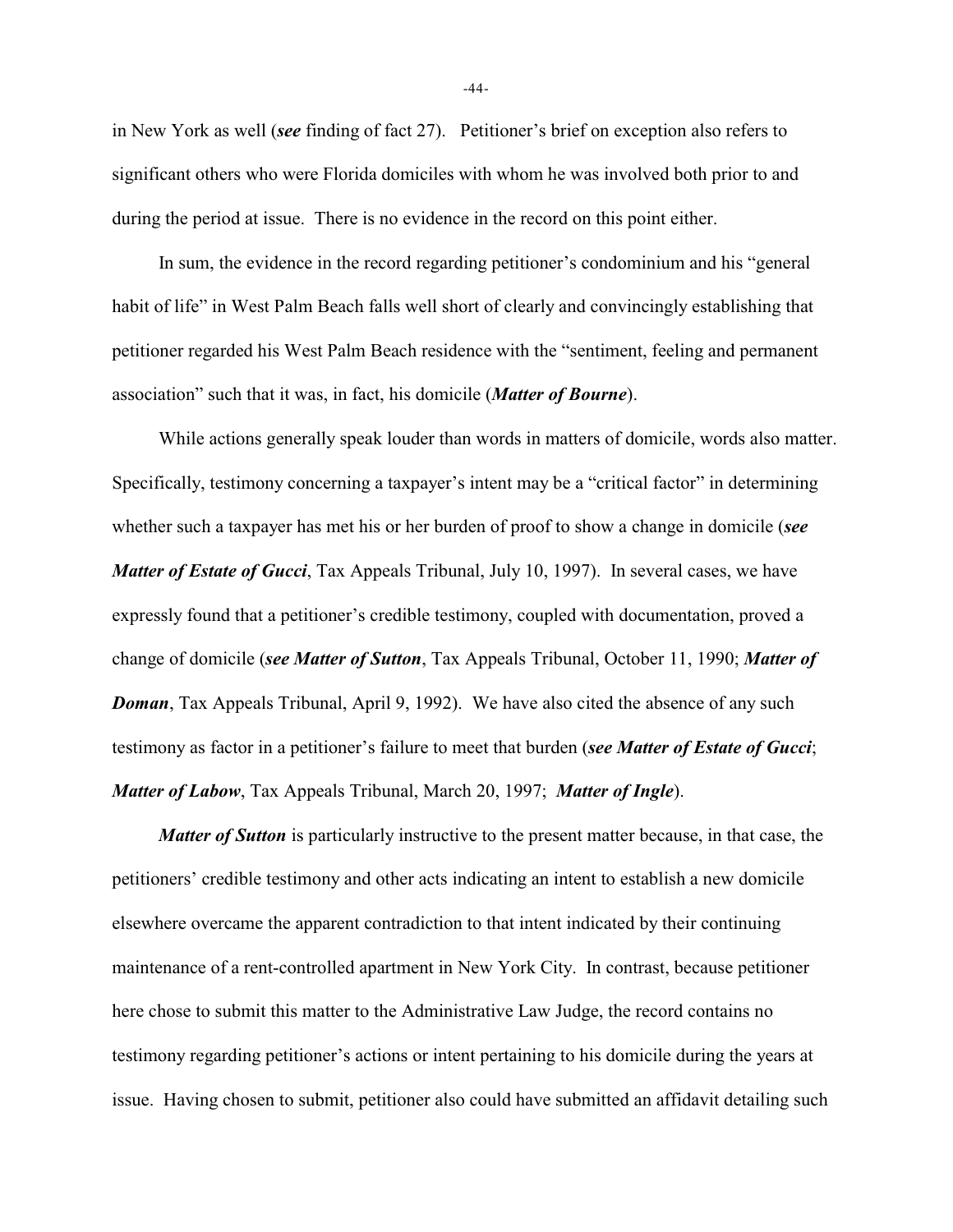in New York as well (***see*** finding of fact 27). Petitioner's brief on exception also refers to significant others who were Florida domiciles with whom he was involved both prior to and during the period at issue. There is no evidence in the record on this point either.

In sum, the evidence in the record regarding petitioner's condominium and his "general habit of life" in West Palm Beach falls well short of clearly and convincingly establishing that petitioner regarded his West Palm Beach residence with the "sentiment, feeling and permanent association" such that it was, in fact, his domicile (***Matter of Bourne***).

While actions generally speak louder than words in matters of domicile, words also matter. Specifically, testimony concerning a taxpayer's intent may be a "critical factor" in determining whether such a taxpayer has met his or her burden of proof to show a change in domicile (***see Matter of Estate of Gucci***, Tax Appeals Tribunal, July 10, 1997). In several cases, we have expressly found that a petitioner's credible testimony, coupled with documentation, proved a change of domicile (***see Matter of Sutton***, Tax Appeals Tribunal, October 11, 1990; ***Matter of Doman***, Tax Appeals Tribunal, April 9, 1992). We have also cited the absence of any such testimony as factor in a petitioner's failure to meet that burden (***see Matter of Estate of Gucci***; ***Matter of Labow***, Tax Appeals Tribunal, March 20, 1997; ***Matter of Ingle***).

***Matter of Sutton*** is particularly instructive to the present matter because, in that case, the petitioners' credible testimony and other acts indicating an intent to establish a new domicile elsewhere overcame the apparent contradiction to that intent indicated by their continuing maintenance of a rent-controlled apartment in New York City. In contrast, because petitioner here chose to submit this matter to the Administrative Law Judge, the record contains no testimony regarding petitioner's actions or intent pertaining to his domicile during the years at issue. Having chosen to submit, petitioner also could have submitted an affidavit detailing such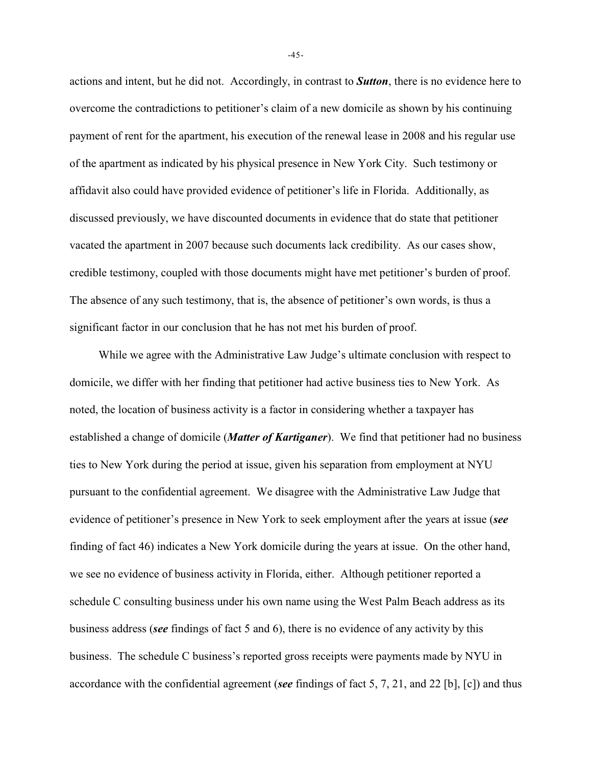actions and intent, but he did not. Accordingly, in contrast to ***Sutton***, there is no evidence here to overcome the contradictions to petitioner's claim of a new domicile as shown by his continuing payment of rent for the apartment, his execution of the renewal lease in 2008 and his regular use of the apartment as indicated by his physical presence in New York City. Such testimony or affidavit also could have provided evidence of petitioner's life in Florida. Additionally, as discussed previously, we have discounted documents in evidence that do state that petitioner vacated the apartment in 2007 because such documents lack credibility. As our cases show, credible testimony, coupled with those documents might have met petitioner's burden of proof. The absence of any such testimony, that is, the absence of petitioner's own words, is thus a significant factor in our conclusion that he has not met his burden of proof.

While we agree with the Administrative Law Judge's ultimate conclusion with respect to domicile, we differ with her finding that petitioner had active business ties to New York. As noted, the location of business activity is a factor in considering whether a taxpayer has established a change of domicile (***Matter of Kartiganer***). We find that petitioner had no business ties to New York during the period at issue, given his separation from employment at NYU pursuant to the confidential agreement. We disagree with the Administrative Law Judge that evidence of petitioner's presence in New York to seek employment after the years at issue (***see*** finding of fact 46) indicates a New York domicile during the years at issue. On the other hand, we see no evidence of business activity in Florida, either. Although petitioner reported a schedule C consulting business under his own name using the West Palm Beach address as its business address (***see*** findings of fact 5 and 6), there is no evidence of any activity by this business. The schedule C business's reported gross receipts were payments made by NYU in accordance with the confidential agreement (***see*** findings of fact 5, 7, 21, and 22 [b], [c]) and thus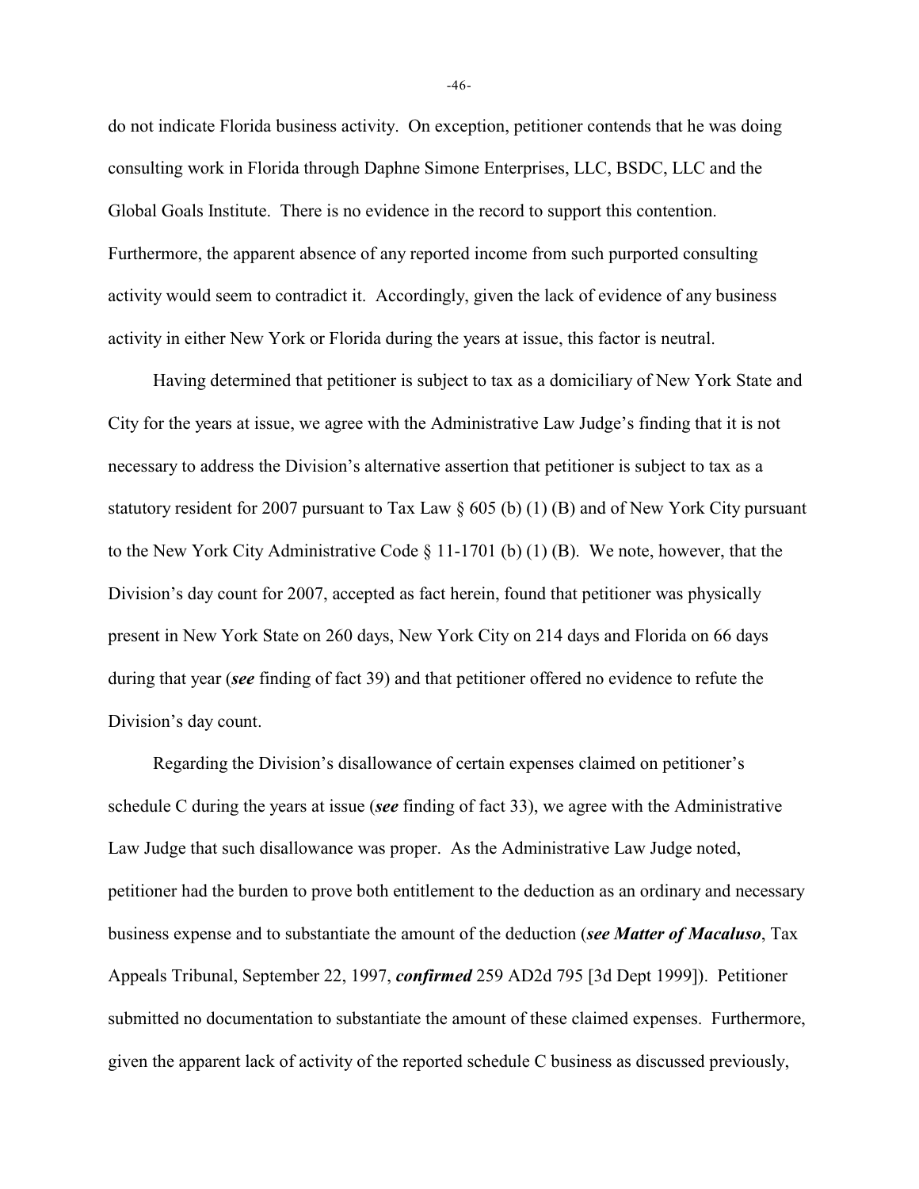do not indicate Florida business activity. On exception, petitioner contends that he was doing consulting work in Florida through Daphne Simone Enterprises, LLC, BSDC, LLC and the Global Goals Institute. There is no evidence in the record to support this contention. Furthermore, the apparent absence of any reported income from such purported consulting activity would seem to contradict it. Accordingly, given the lack of evidence of any business activity in either New York or Florida during the years at issue, this factor is neutral.

Having determined that petitioner is subject to tax as a domiciliary of New York State and City for the years at issue, we agree with the Administrative Law Judge's finding that it is not necessary to address the Division's alternative assertion that petitioner is subject to tax as a statutory resident for 2007 pursuant to Tax Law § 605 (b) (1) (B) and of New York City pursuant to the New York City Administrative Code § 11-1701 (b) (1) (B). We note, however, that the Division's day count for 2007, accepted as fact herein, found that petitioner was physically present in New York State on 260 days, New York City on 214 days and Florida on 66 days during that year (***see*** finding of fact 39) and that petitioner offered no evidence to refute the Division's day count.

Regarding the Division's disallowance of certain expenses claimed on petitioner's schedule C during the years at issue (***see*** finding of fact 33), we agree with the Administrative Law Judge that such disallowance was proper. As the Administrative Law Judge noted, petitioner had the burden to prove both entitlement to the deduction as an ordinary and necessary business expense and to substantiate the amount of the deduction (***see Matter of Macaluso***, Tax Appeals Tribunal, September 22, 1997, ***confirmed*** 259 AD2d 795 [3d Dept 1999]). Petitioner submitted no documentation to substantiate the amount of these claimed expenses. Furthermore, given the apparent lack of activity of the reported schedule C business as discussed previously,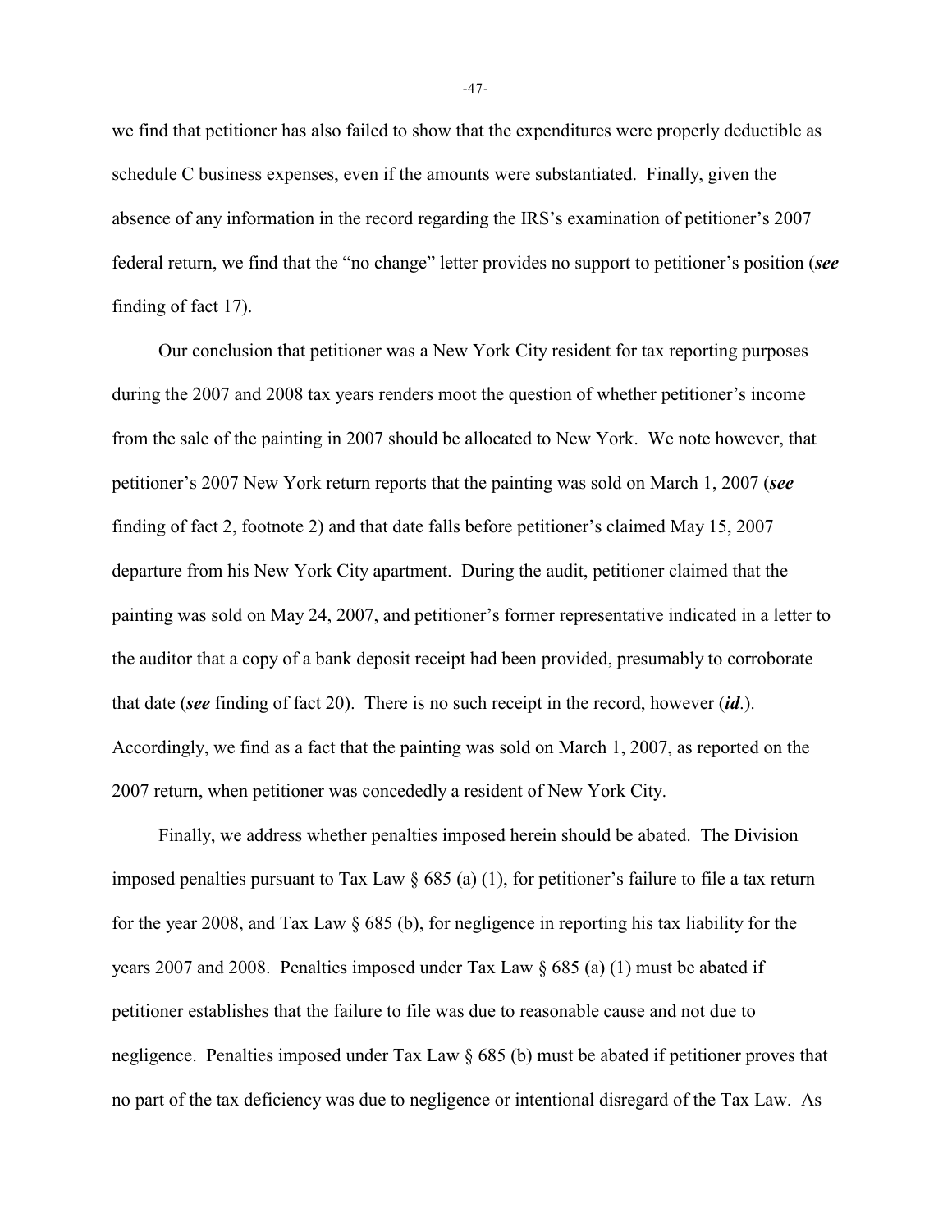we find that petitioner has also failed to show that the expenditures were properly deductible as schedule C business expenses, even if the amounts were substantiated. Finally, given the absence of any information in the record regarding the IRS's examination of petitioner's 2007 federal return, we find that the "no change" letter provides no support to petitioner's position (***see*** finding of fact 17).

Our conclusion that petitioner was a New York City resident for tax reporting purposes during the 2007 and 2008 tax years renders moot the question of whether petitioner's income from the sale of the painting in 2007 should be allocated to New York. We note however, that petitioner's 2007 New York return reports that the painting was sold on March 1, 2007 (***see*** finding of fact 2, footnote 2) and that date falls before petitioner's claimed May 15, 2007 departure from his New York City apartment. During the audit, petitioner claimed that the painting was sold on May 24, 2007, and petitioner's former representative indicated in a letter to the auditor that a copy of a bank deposit receipt had been provided, presumably to corroborate that date (***see*** finding of fact 20). There is no such receipt in the record, however (***id***.). Accordingly, we find as a fact that the painting was sold on March 1, 2007, as reported on the 2007 return, when petitioner was concededly a resident of New York City.

Finally, we address whether penalties imposed herein should be abated. The Division imposed penalties pursuant to Tax Law § 685 (a) (1), for petitioner's failure to file a tax return for the year 2008, and Tax Law § 685 (b), for negligence in reporting his tax liability for the years 2007 and 2008. Penalties imposed under Tax Law § 685 (a) (1) must be abated if petitioner establishes that the failure to file was due to reasonable cause and not due to negligence. Penalties imposed under Tax Law § 685 (b) must be abated if petitioner proves that no part of the tax deficiency was due to negligence or intentional disregard of the Tax Law. As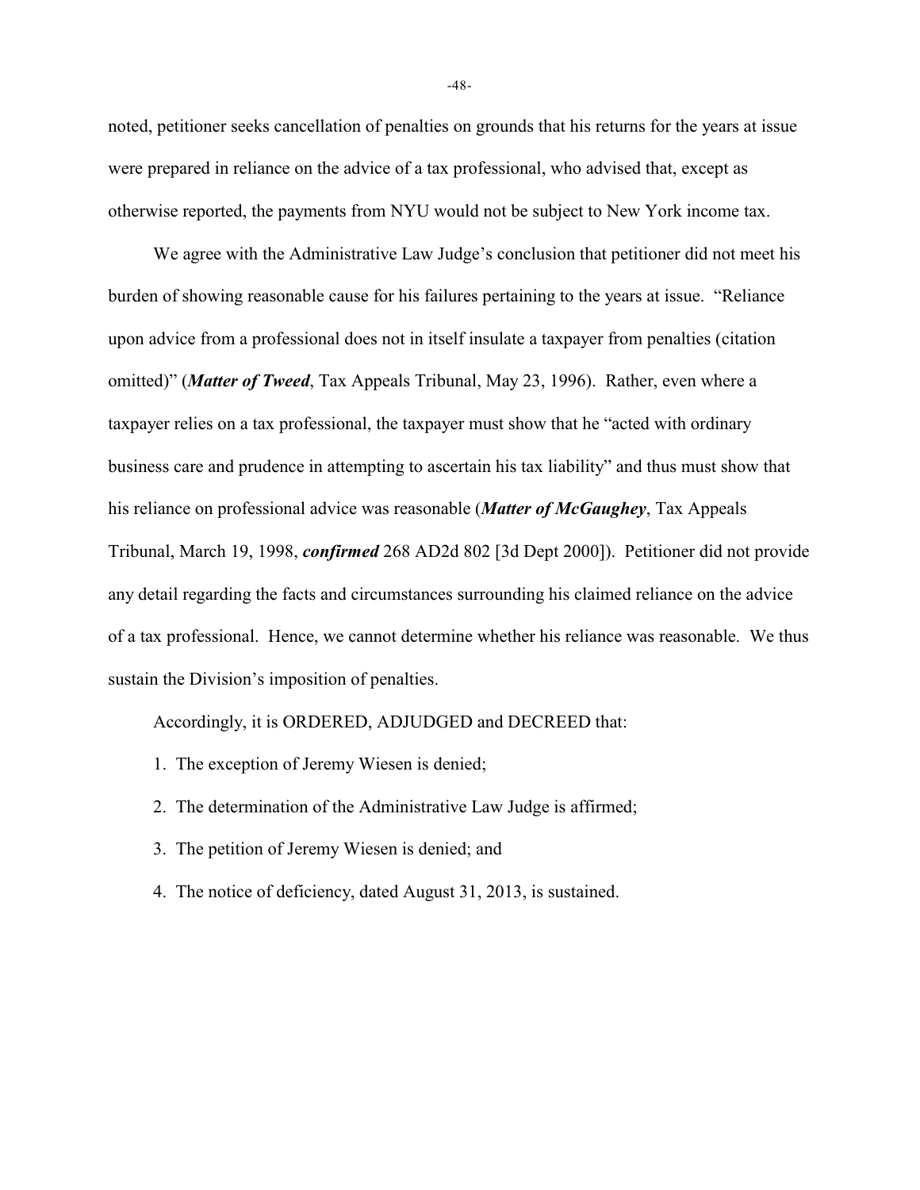noted, petitioner seeks cancellation of penalties on grounds that his returns for the years at issue were prepared in reliance on the advice of a tax professional, who advised that, except as otherwise reported, the payments from NYU would not be subject to New York income tax.

We agree with the Administrative Law Judge's conclusion that petitioner did not meet his burden of showing reasonable cause for his failures pertaining to the years at issue. "Reliance upon advice from a professional does not in itself insulate a taxpayer from penalties (citation omitted)" (***Matter of Tweed***, Tax Appeals Tribunal, May 23, 1996). Rather, even where a taxpayer relies on a tax professional, the taxpayer must show that he "acted with ordinary business care and prudence in attempting to ascertain his tax liability" and thus must show that his reliance on professional advice was reasonable (***Matter of McGaughey***, Tax Appeals Tribunal, March 19, 1998, ***confirmed*** 268 AD2d 802 [3d Dept 2000]). Petitioner did not provide any detail regarding the facts and circumstances surrounding his claimed reliance on the advice of a tax professional. Hence, we cannot determine whether his reliance was reasonable. We thus sustain the Division's imposition of penalties.

Accordingly, it is ORDERED, ADJUDGED and DECREED that:

1. The exception of Jeremy Wiesen is denied;
2. The determination of the Administrative Law Judge is affirmed;
3. The petition of Jeremy Wiesen is denied; and
4. The notice of deficiency, dated August 31, 2013, is sustained.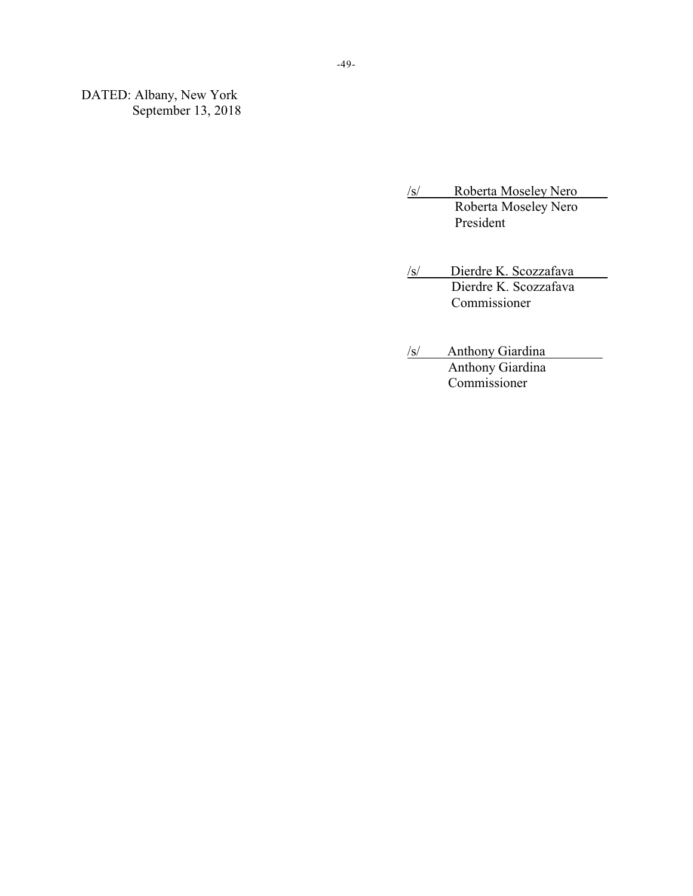DATED: Albany, New York
September 13, 2018

/s/ Roberta Moseley Nero
Roberta Moseley Nero
President

/s/ Dierdre K. Scozzafava
Dierdre K. Scozzafava
Commissioner

/s/ Anthony Giardina
Anthony Giardina
Commissioner